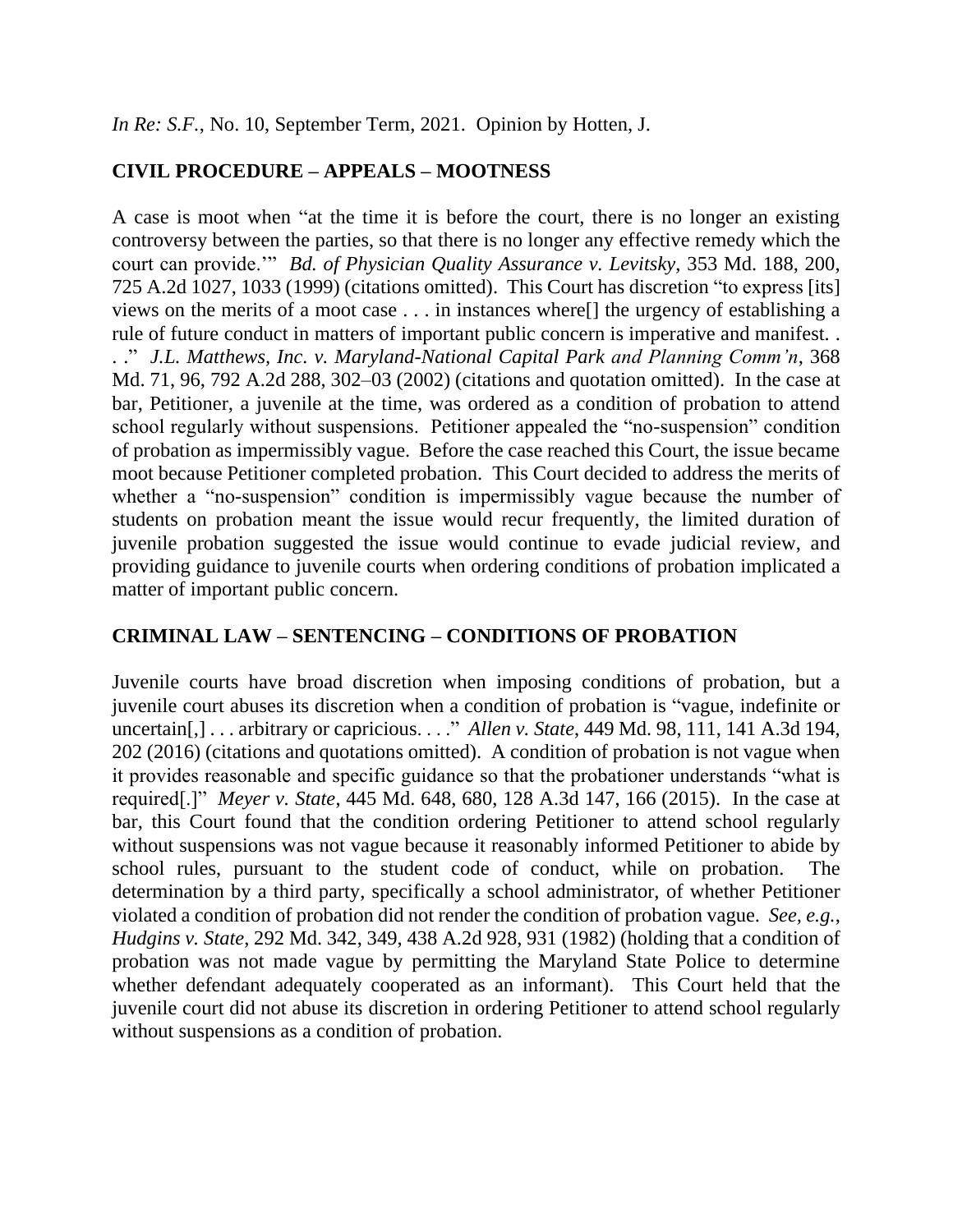*In Re: S.F.*, No. 10, September Term, 2021. Opinion by Hotten, J.

**CIVIL PROCEDURE – APPEALS – MOOTNESS**

A case is moot when "at the time it is before the court, there is no longer an existing controversy between the parties, so that there is no longer any effective remedy which the court can provide.'" *Bd. of Physician Quality Assurance v. Levitsky*, 353 Md. 188, 200, 725 A.2d 1027, 1033 (1999) (citations omitted). This Court has discretion "to express [its] views on the merits of a moot case . . . in instances where[] the urgency of establishing a rule of future conduct in matters of important public concern is imperative and manifest. . . ." *J.L. Matthews, Inc. v. Maryland-National Capital Park and Planning Comm'n*, 368 Md. 71, 96, 792 A.2d 288, 302–03 (2002) (citations and quotation omitted). In the case at bar, Petitioner, a juvenile at the time, was ordered as a condition of probation to attend school regularly without suspensions. Petitioner appealed the "no-suspension" condition of probation as impermissibly vague. Before the case reached this Court, the issue became moot because Petitioner completed probation. This Court decided to address the merits of whether a "no-suspension" condition is impermissibly vague because the number of students on probation meant the issue would recur frequently, the limited duration of juvenile probation suggested the issue would continue to evade judicial review, and providing guidance to juvenile courts when ordering conditions of probation implicated a matter of important public concern.

**CRIMINAL LAW – SENTENCING – CONDITIONS OF PROBATION**

Juvenile courts have broad discretion when imposing conditions of probation, but a juvenile court abuses its discretion when a condition of probation is "vague, indefinite or uncertain[,] . . . arbitrary or capricious. . . ." *Allen v. State*, 449 Md. 98, 111, 141 A.3d 194, 202 (2016) (citations and quotations omitted). A condition of probation is not vague when it provides reasonable and specific guidance so that the probationer understands "what is required[.]" *Meyer v. State*, 445 Md. 648, 680, 128 A.3d 147, 166 (2015). In the case at bar, this Court found that the condition ordering Petitioner to attend school regularly without suspensions was not vague because it reasonably informed Petitioner to abide by school rules, pursuant to the student code of conduct, while on probation. The determination by a third party, specifically a school administrator, of whether Petitioner violated a condition of probation did not render the condition of probation vague. *See, e.g.*, *Hudgins v. State*, 292 Md. 342, 349, 438 A.2d 928, 931 (1982) (holding that a condition of probation was not made vague by permitting the Maryland State Police to determine whether defendant adequately cooperated as an informant). This Court held that the juvenile court did not abuse its discretion in ordering Petitioner to attend school regularly without suspensions as a condition of probation.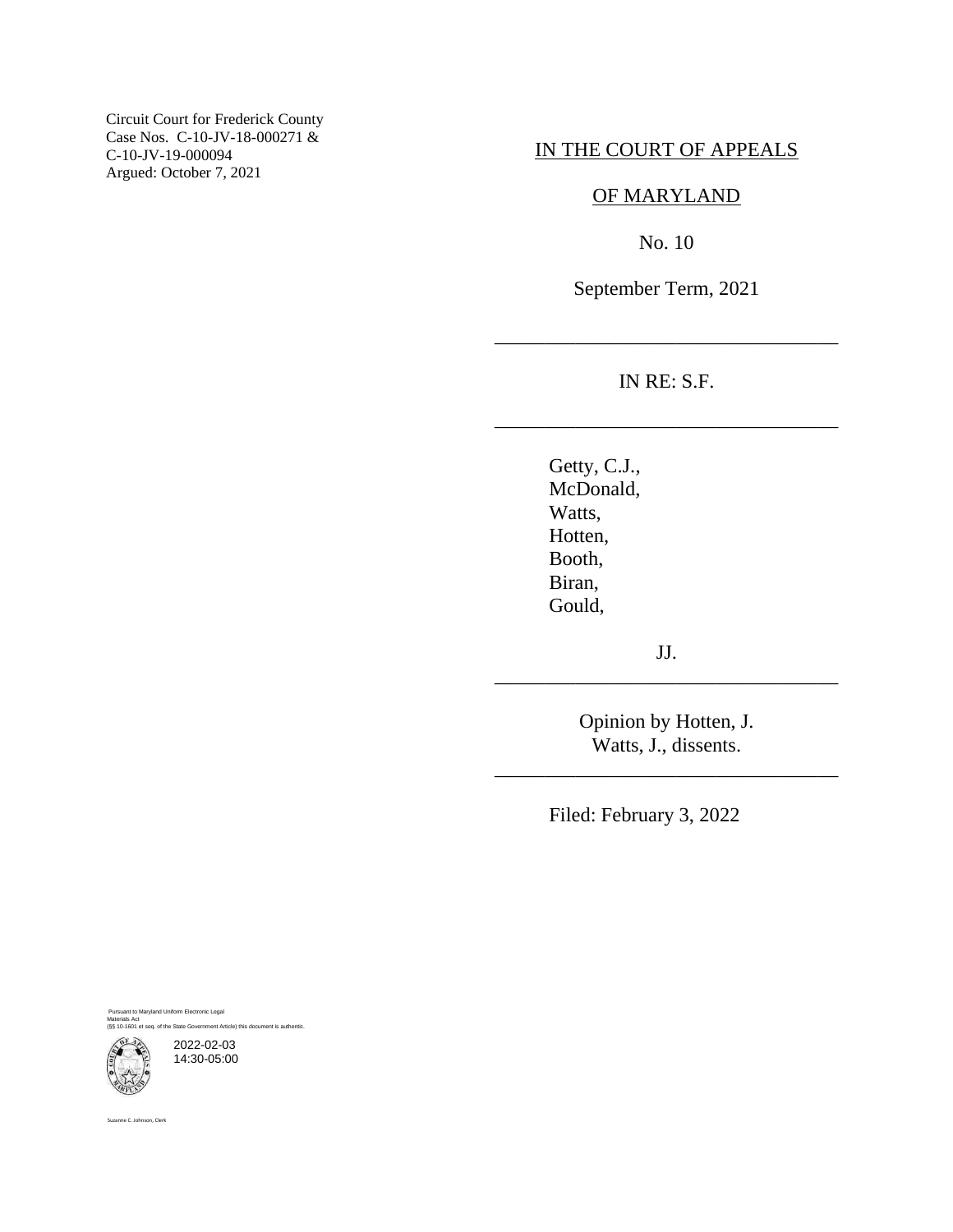Circuit Court for Frederick County
Case Nos. C-10-JV-18-000271 &
C-10-JV-19-000094
Argued: October 7, 2021

IN THE COURT OF APPEALS

OF MARYLAND

No. 10

September Term, 2021

---

IN RE: S.F.

---

Getty, C.J.,
McDonald,
Watts,
Hotten,
Booth,
Biran,
Gould,

JJ.

---

Opinion by Hotten, J.
Watts, J., dissents.

---

Filed: February 3, 2022

Pursuant to Maryland Uniform Electronic Legal Materials Act
(§§ 10-1601 et seq. of the State Government Article) this document is authentic.

2022-02-03
14:30-05:00

Suzanne C. Johnson, Clerk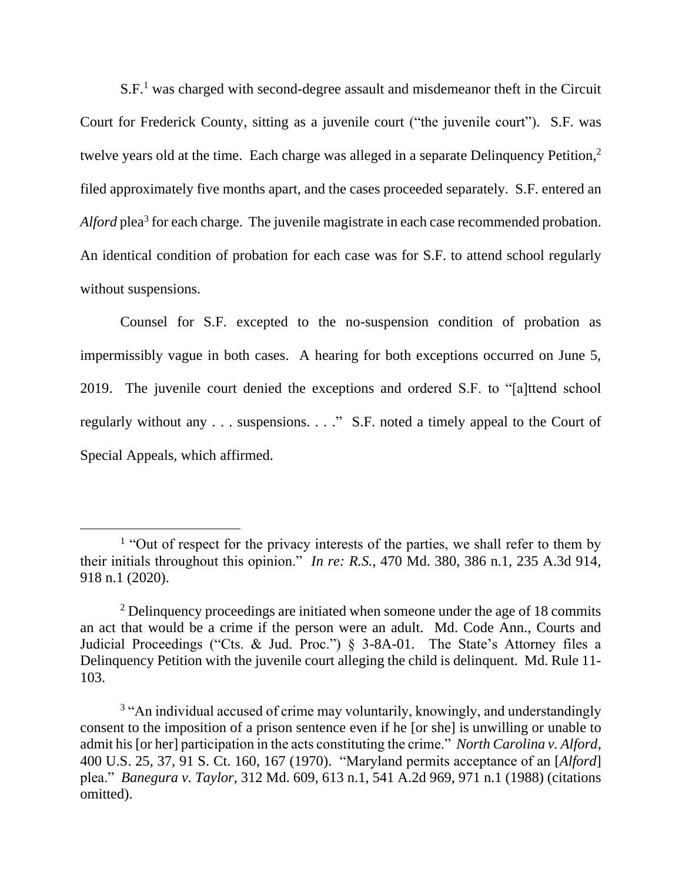S.F.[1] was charged with second-degree assault and misdemeanor theft in the Circuit Court for Frederick County, sitting as a juvenile court ("the juvenile court"). S.F. was twelve years old at the time. Each charge was alleged in a separate Delinquency Petition,[2] filed approximately five months apart, and the cases proceeded separately. S.F. entered an *Alford* plea[3] for each charge. The juvenile magistrate in each case recommended probation. An identical condition of probation for each case was for S.F. to attend school regularly without suspensions.

Counsel for S.F. excepted to the no-suspension condition of probation as impermissibly vague in both cases. A hearing for both exceptions occurred on June 5, 2019. The juvenile court denied the exceptions and ordered S.F. to "[a]ttend school regularly without any . . . suspensions. . . ." S.F. noted a timely appeal to the Court of Special Appeals, which affirmed.

---

[1] "Out of respect for the privacy interests of the parties, we shall refer to them by their initials throughout this opinion." *In re: R.S.*, 470 Md. 380, 386 n.1, 235 A.3d 914, 918 n.1 (2020).

[2] Delinquency proceedings are initiated when someone under the age of 18 commits an act that would be a crime if the person were an adult. Md. Code Ann., Courts and Judicial Proceedings ("Cts. & Jud. Proc.") § 3-8A-01. The State's Attorney files a Delinquency Petition with the juvenile court alleging the child is delinquent. Md. Rule 11-103.

[3] "An individual accused of crime may voluntarily, knowingly, and understandingly consent to the imposition of a prison sentence even if he [or she] is unwilling or unable to admit his [or her] participation in the acts constituting the crime." *North Carolina v. Alford*, 400 U.S. 25, 37, 91 S. Ct. 160, 167 (1970). "Maryland permits acceptance of an [*Alford*] plea." *Banegura v. Taylor*, 312 Md. 609, 613 n.1, 541 A.2d 969, 971 n.1 (1988) (citations omitted).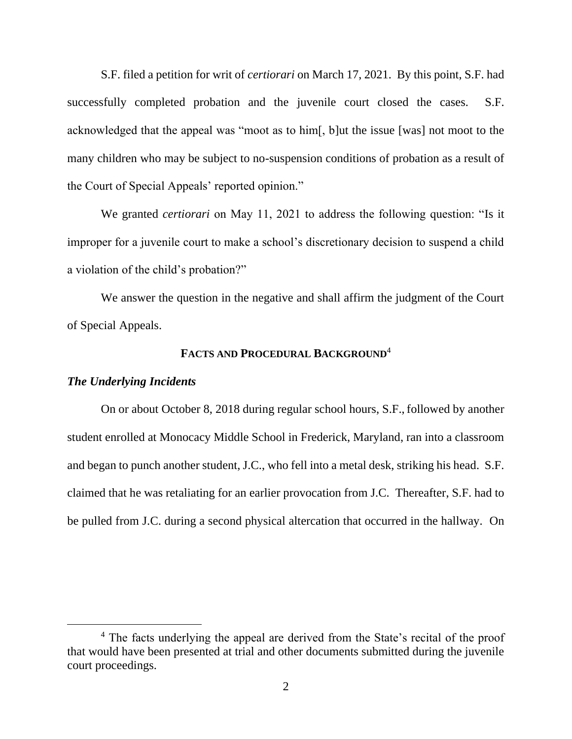S.F. filed a petition for writ of *certiorari* on March 17, 2021. By this point, S.F. had successfully completed probation and the juvenile court closed the cases. S.F. acknowledged that the appeal was "moot as to him[, b]ut the issue [was] not moot to the many children who may be subject to no-suspension conditions of probation as a result of the Court of Special Appeals' reported opinion."

We granted *certiorari* on May 11, 2021 to address the following question: "Is it improper for a juvenile court to make a school's discretionary decision to suspend a child a violation of the child's probation?"

We answer the question in the negative and shall affirm the judgment of the Court of Special Appeals.

## FACTS AND PROCEDURAL BACKGROUND[4]

### *The Underlying Incidents*

On or about October 8, 2018 during regular school hours, S.F., followed by another student enrolled at Monocacy Middle School in Frederick, Maryland, ran into a classroom and began to punch another student, J.C., who fell into a metal desk, striking his head. S.F. claimed that he was retaliating for an earlier provocation from J.C. Thereafter, S.F. had to be pulled from J.C. during a second physical altercation that occurred in the hallway. On

---

[4] The facts underlying the appeal are derived from the State's recital of the proof that would have been presented at trial and other documents submitted during the juvenile court proceedings.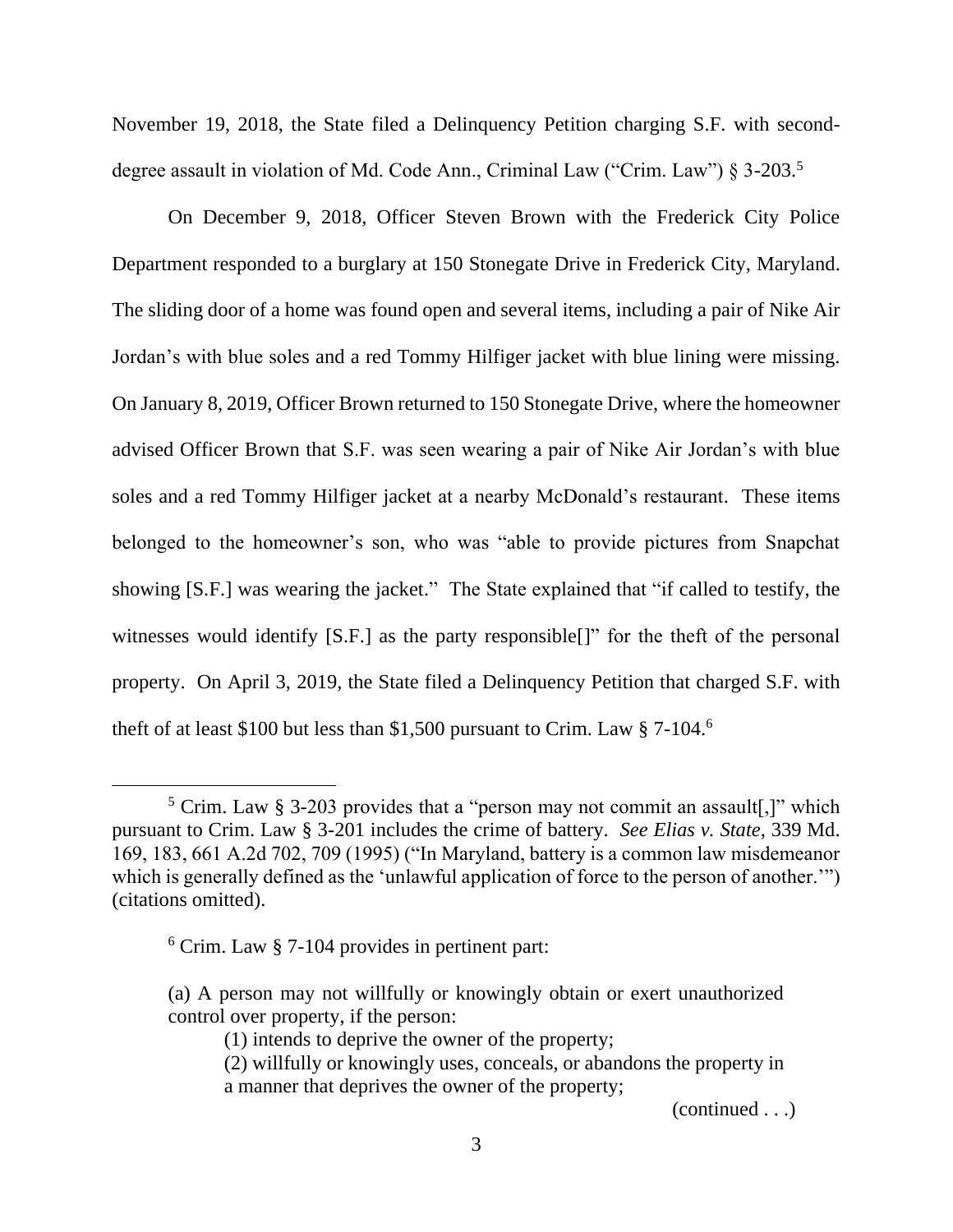November 19, 2018, the State filed a Delinquency Petition charging S.F. with second-degree assault in violation of Md. Code Ann., Criminal Law ("Crim. Law") § 3-203.[5]

On December 9, 2018, Officer Steven Brown with the Frederick City Police Department responded to a burglary at 150 Stonegate Drive in Frederick City, Maryland. The sliding door of a home was found open and several items, including a pair of Nike Air Jordan's with blue soles and a red Tommy Hilfiger jacket with blue lining were missing. On January 8, 2019, Officer Brown returned to 150 Stonegate Drive, where the homeowner advised Officer Brown that S.F. was seen wearing a pair of Nike Air Jordan's with blue soles and a red Tommy Hilfiger jacket at a nearby McDonald's restaurant. These items belonged to the homeowner's son, who was "able to provide pictures from Snapchat showing [S.F.] was wearing the jacket." The State explained that "if called to testify, the witnesses would identify [S.F.] as the party responsible[]" for the theft of the personal property. On April 3, 2019, the State filed a Delinquency Petition that charged S.F. with theft of at least $100 but less than $1,500 pursuant to Crim. Law § 7-104.[6]

---

[5] Crim. Law § 3-203 provides that a "person may not commit an assault[,]" which pursuant to Crim. Law § 3-201 includes the crime of battery. *See Elias v. State*, 339 Md. 169, 183, 661 A.2d 702, 709 (1995) ("In Maryland, battery is a common law misdemeanor which is generally defined as the 'unlawful application of force to the person of another.'") (citations omitted).

[6] Crim. Law § 7-104 provides in pertinent part:

> (a) A person may not willfully or knowingly obtain or exert unauthorized control over property, if the person:
>
> (1) intends to deprive the owner of the property;
>
> (2) willfully or knowingly uses, conceals, or abandons the property in a manner that deprives the owner of the property;

(continued . . .)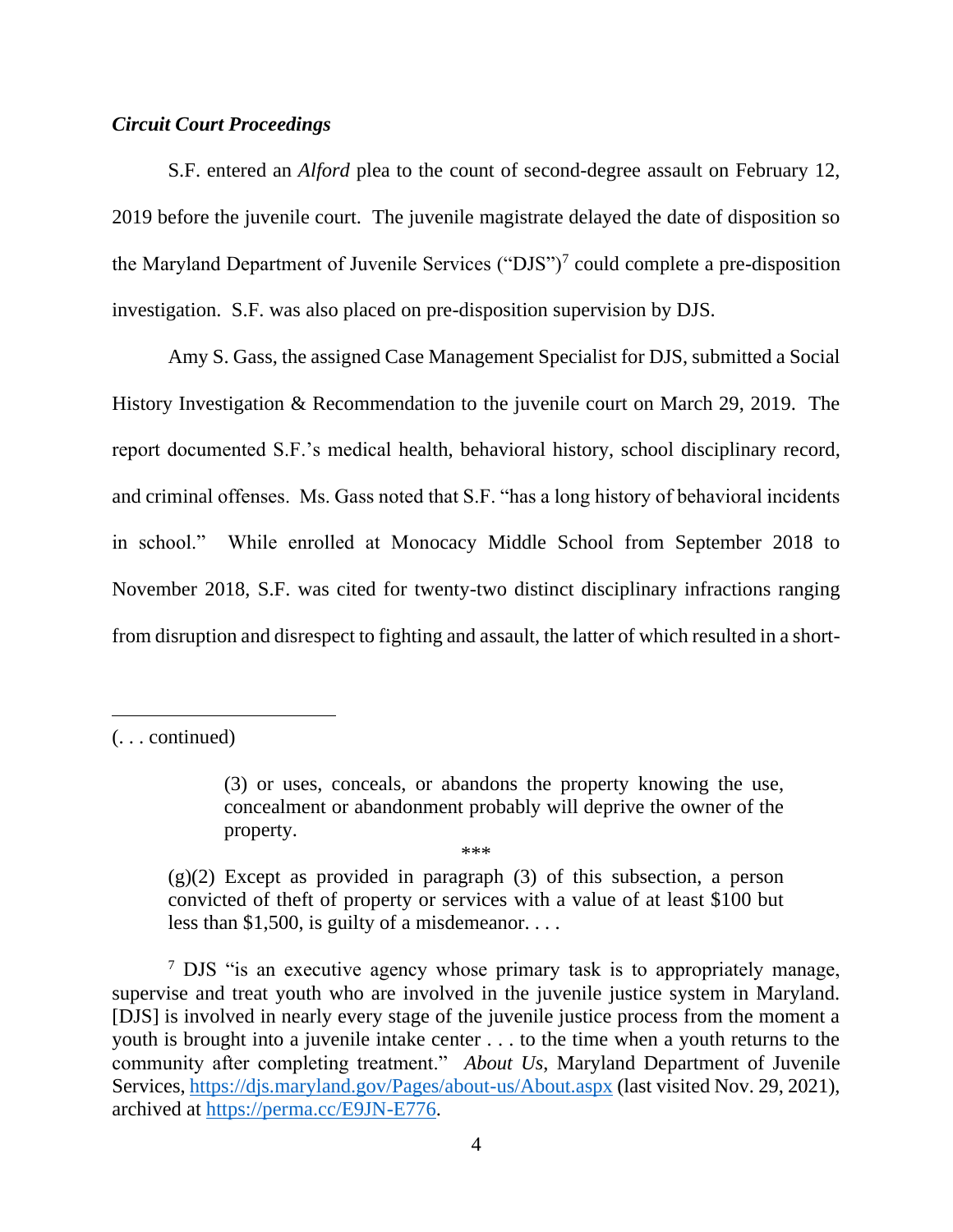***Circuit Court Proceedings***

S.F. entered an *Alford* plea to the count of second-degree assault on February 12, 2019 before the juvenile court. The juvenile magistrate delayed the date of disposition so the Maryland Department of Juvenile Services ("DJS")[7] could complete a pre-disposition investigation. S.F. was also placed on pre-disposition supervision by DJS.

Amy S. Gass, the assigned Case Management Specialist for DJS, submitted a Social History Investigation & Recommendation to the juvenile court on March 29, 2019. The report documented S.F.'s medical health, behavioral history, school disciplinary record, and criminal offenses. Ms. Gass noted that S.F. "has a long history of behavioral incidents in school." While enrolled at Monocacy Middle School from September 2018 to November 2018, S.F. was cited for twenty-two distinct disciplinary infractions ranging from disruption and disrespect to fighting and assault, the latter of which resulted in a short-

---

(. . . continued)

> (3) or uses, conceals, or abandons the property knowing the use, concealment or abandonment probably will deprive the owner of the property.
>
> \*\*\*
>
> (g)(2) Except as provided in paragraph (3) of this subsection, a person convicted of theft of property or services with a value of at least $100 but less than $1,500, is guilty of a misdemeanor. . . .

[7] DJS "is an executive agency whose primary task is to appropriately manage, supervise and treat youth who are involved in the juvenile justice system in Maryland. [DJS] is involved in nearly every stage of the juvenile justice process from the moment a youth is brought into a juvenile intake center . . . to the time when a youth returns to the community after completing treatment." *About Us*, Maryland Department of Juvenile Services, https://djs.maryland.gov/Pages/about-us/About.aspx (last visited Nov. 29, 2021), archived at https://perma.cc/E9JN-E776.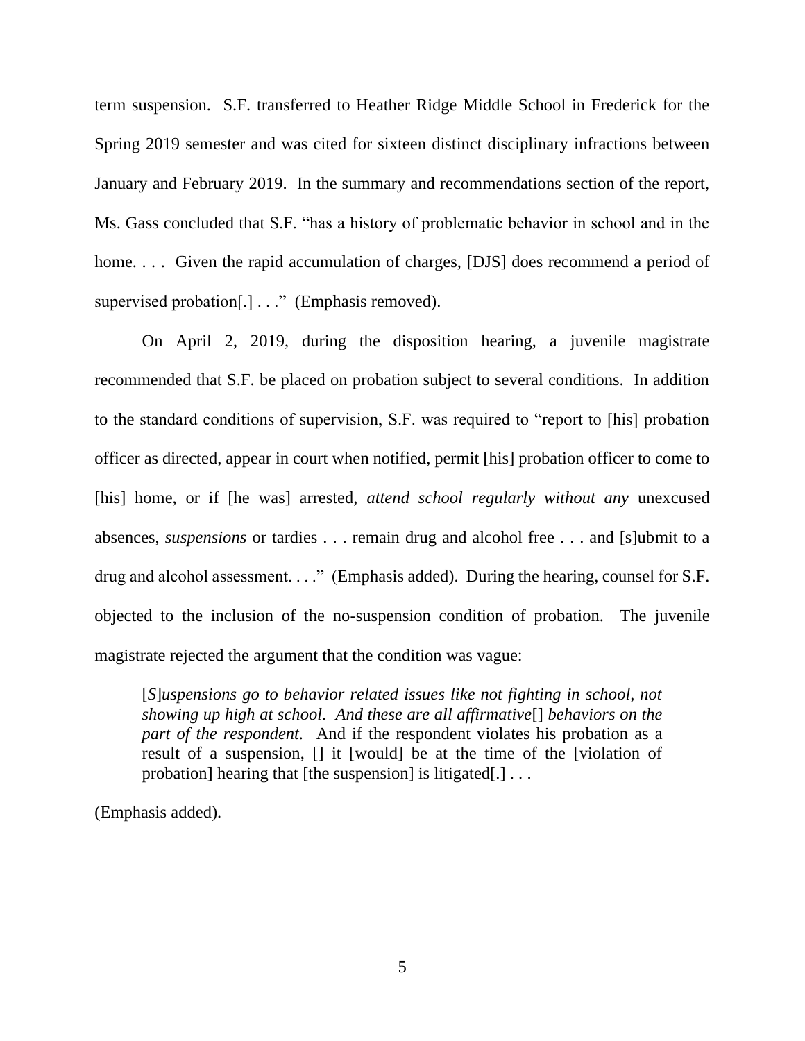term suspension. S.F. transferred to Heather Ridge Middle School in Frederick for the Spring 2019 semester and was cited for sixteen distinct disciplinary infractions between January and February 2019. In the summary and recommendations section of the report, Ms. Gass concluded that S.F. "has a history of problematic behavior in school and in the home. . . . Given the rapid accumulation of charges, [DJS] does recommend a period of supervised probation[.] . . ." (Emphasis removed).

On April 2, 2019, during the disposition hearing, a juvenile magistrate recommended that S.F. be placed on probation subject to several conditions. In addition to the standard conditions of supervision, S.F. was required to "report to [his] probation officer as directed, appear in court when notified, permit [his] probation officer to come to [his] home, or if [he was] arrested, *attend school regularly without any* unexcused absences, *suspensions* or tardies . . . remain drug and alcohol free . . . and [s]ubmit to a drug and alcohol assessment. . . ." (Emphasis added). During the hearing, counsel for S.F. objected to the inclusion of the no-suspension condition of probation. The juvenile magistrate rejected the argument that the condition was vague:

> [*S*]*uspensions go to behavior related issues like not fighting in school, not showing up high at school. And these are all affirmative*[] *behaviors on the part of the respondent*. And if the respondent violates his probation as a result of a suspension, [] it [would] be at the time of the [violation of probation] hearing that [the suspension] is litigated[.] . . .

(Emphasis added).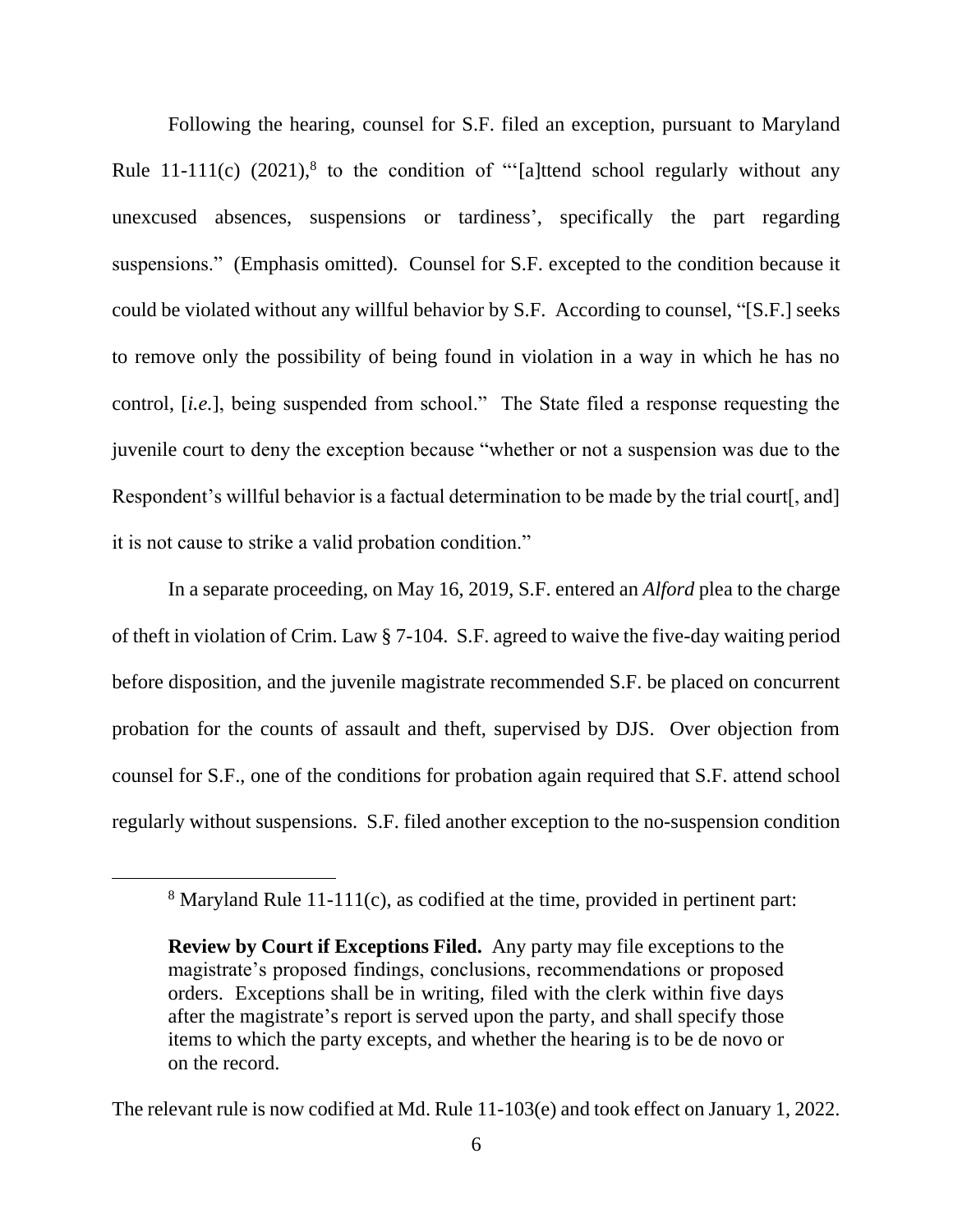Following the hearing, counsel for S.F. filed an exception, pursuant to Maryland Rule 11-111(c) (2021),[8] to the condition of "'[a]ttend school regularly without any unexcused absences, suspensions or tardiness', specifically the part regarding suspensions." (Emphasis omitted). Counsel for S.F. excepted to the condition because it could be violated without any willful behavior by S.F. According to counsel, "[S.F.] seeks to remove only the possibility of being found in violation in a way in which he has no control, [*i.e.*], being suspended from school." The State filed a response requesting the juvenile court to deny the exception because "whether or not a suspension was due to the Respondent's willful behavior is a factual determination to be made by the trial court[, and] it is not cause to strike a valid probation condition."

In a separate proceeding, on May 16, 2019, S.F. entered an *Alford* plea to the charge of theft in violation of Crim. Law § 7-104. S.F. agreed to waive the five-day waiting period before disposition, and the juvenile magistrate recommended S.F. be placed on concurrent probation for the counts of assault and theft, supervised by DJS. Over objection from counsel for S.F., one of the conditions for probation again required that S.F. attend school regularly without suspensions. S.F. filed another exception to the no-suspension condition

---

[8] Maryland Rule 11-111(c), as codified at the time, provided in pertinent part:

> **Review by Court if Exceptions Filed.** Any party may file exceptions to the magistrate's proposed findings, conclusions, recommendations or proposed orders. Exceptions shall be in writing, filed with the clerk within five days after the magistrate's report is served upon the party, and shall specify those items to which the party excepts, and whether the hearing is to be de novo or on the record.

The relevant rule is now codified at Md. Rule 11-103(e) and took effect on January 1, 2022.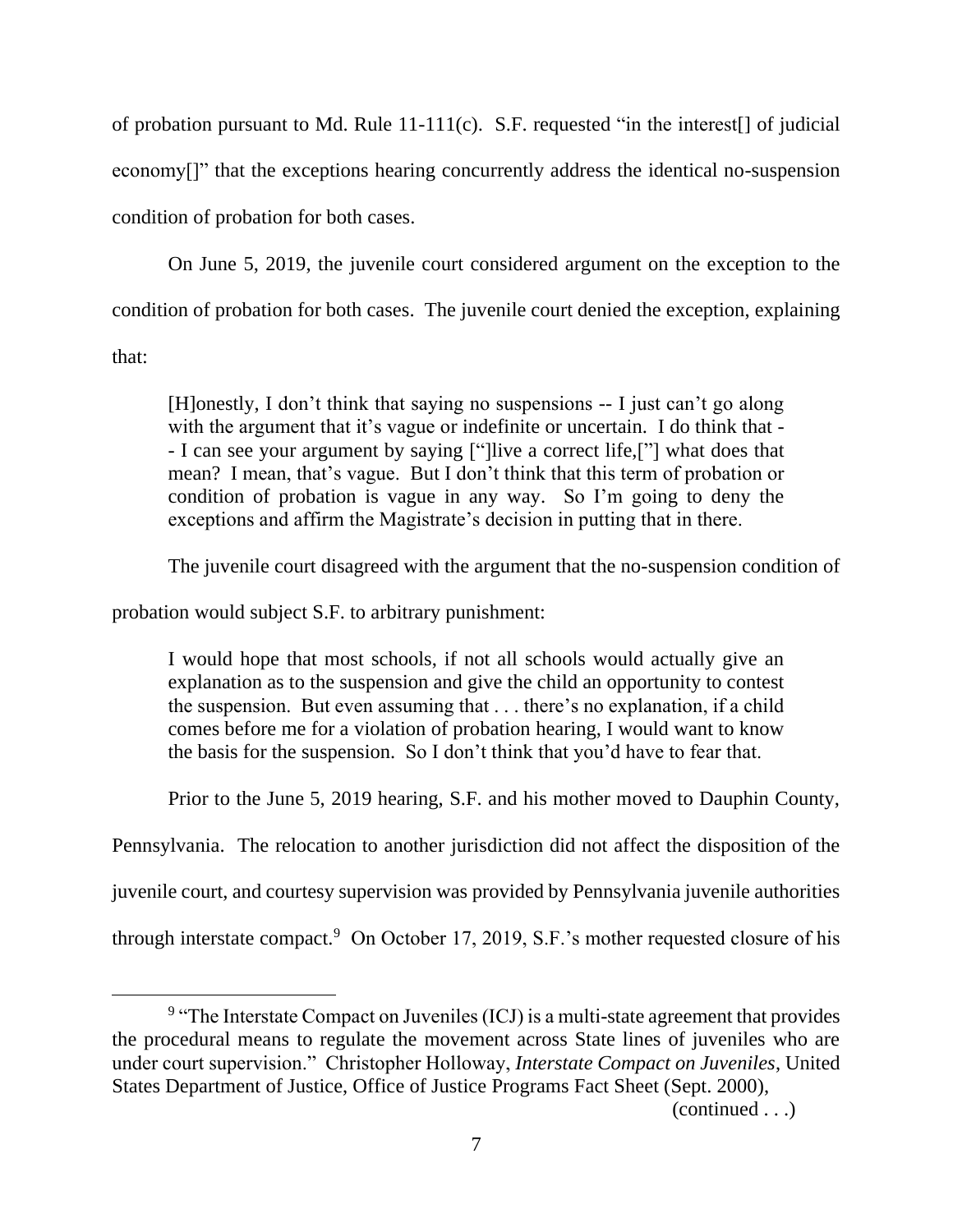of probation pursuant to Md. Rule 11-111(c). S.F. requested "in the interest[] of judicial economy[]" that the exceptions hearing concurrently address the identical no-suspension condition of probation for both cases.

On June 5, 2019, the juvenile court considered argument on the exception to the condition of probation for both cases. The juvenile court denied the exception, explaining that:

> [H]onestly, I don't think that saying no suspensions -- I just can't go along with the argument that it's vague or indefinite or uncertain. I do think that -- I can see your argument by saying ["]live a correct life,["] what does that mean? I mean, that's vague. But I don't think that this term of probation or condition of probation is vague in any way. So I'm going to deny the exceptions and affirm the Magistrate's decision in putting that in there.

The juvenile court disagreed with the argument that the no-suspension condition of probation would subject S.F. to arbitrary punishment:

> I would hope that most schools, if not all schools would actually give an explanation as to the suspension and give the child an opportunity to contest the suspension. But even assuming that . . . there's no explanation, if a child comes before me for a violation of probation hearing, I would want to know the basis for the suspension. So I don't think that you'd have to fear that.

Prior to the June 5, 2019 hearing, S.F. and his mother moved to Dauphin County, Pennsylvania. The relocation to another jurisdiction did not affect the disposition of the juvenile court, and courtesy supervision was provided by Pennsylvania juvenile authorities through interstate compact.[9] On October 17, 2019, S.F.'s mother requested closure of his

[9] "The Interstate Compact on Juveniles (ICJ) is a multi-state agreement that provides the procedural means to regulate the movement across State lines of juveniles who are under court supervision." Christopher Holloway, *Interstate Compact on Juveniles*, United States Department of Justice, Office of Justice Programs Fact Sheet (Sept. 2000),

(continued . . .)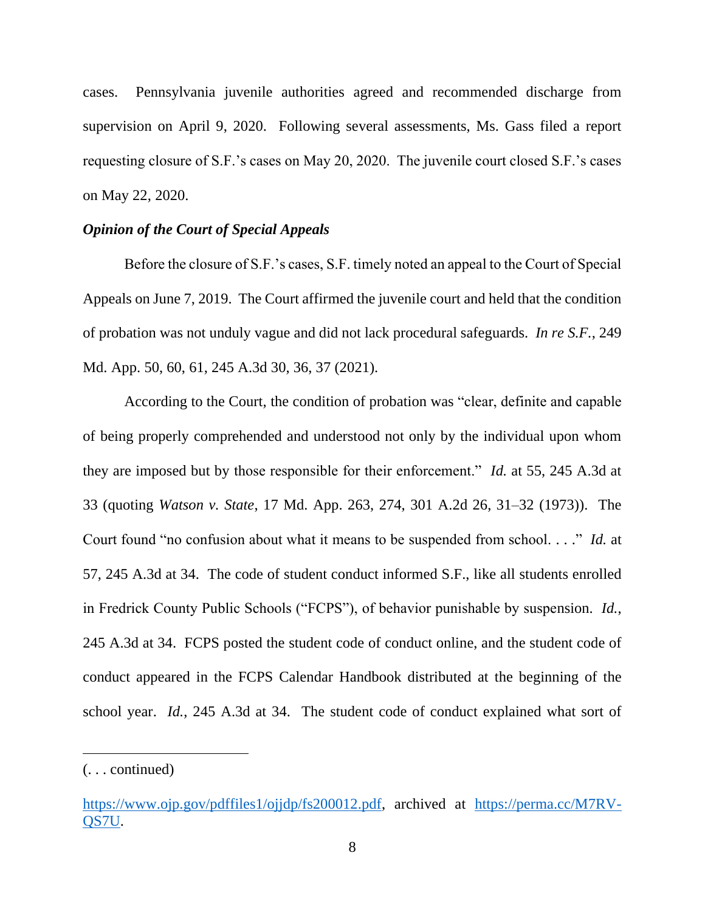cases. Pennsylvania juvenile authorities agreed and recommended discharge from supervision on April 9, 2020. Following several assessments, Ms. Gass filed a report requesting closure of S.F.'s cases on May 20, 2020. The juvenile court closed S.F.'s cases on May 22, 2020.

### *Opinion of the Court of Special Appeals*

Before the closure of S.F.'s cases, S.F. timely noted an appeal to the Court of Special Appeals on June 7, 2019. The Court affirmed the juvenile court and held that the condition of probation was not unduly vague and did not lack procedural safeguards. *In re S.F.*, 249 Md. App. 50, 60, 61, 245 A.3d 30, 36, 37 (2021).

According to the Court, the condition of probation was "clear, definite and capable of being properly comprehended and understood not only by the individual upon whom they are imposed but by those responsible for their enforcement." *Id.* at 55, 245 A.3d at 33 (quoting *Watson v. State*, 17 Md. App. 263, 274, 301 A.2d 26, 31–32 (1973)). The Court found "no confusion about what it means to be suspended from school. . . ." *Id.* at 57, 245 A.3d at 34. The code of student conduct informed S.F., like all students enrolled in Fredrick County Public Schools ("FCPS"), of behavior punishable by suspension. *Id.*, 245 A.3d at 34. FCPS posted the student code of conduct online, and the student code of conduct appeared in the FCPS Calendar Handbook distributed at the beginning of the school year. *Id.*, 245 A.3d at 34. The student code of conduct explained what sort of

---

(. . . continued)

https://www.ojp.gov/pdffiles1/ojjdp/fs200012.pdf, archived at https://perma.cc/M7RV-QS7U.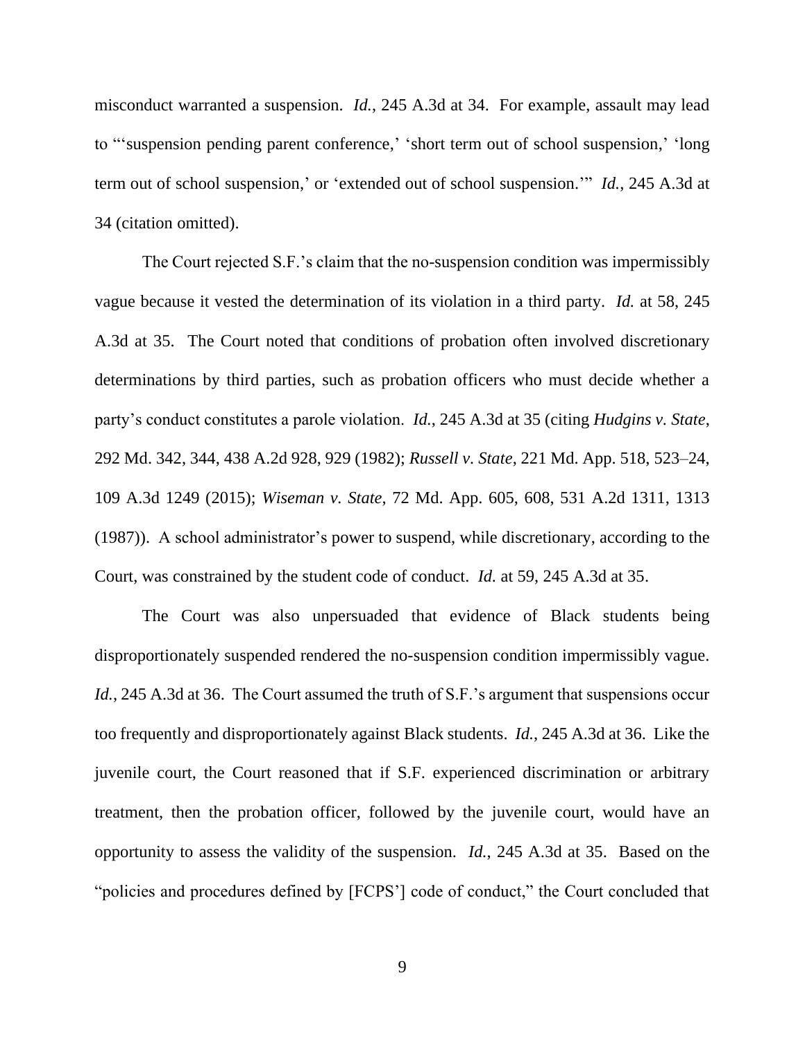misconduct warranted a suspension. *Id.*, 245 A.3d at 34. For example, assault may lead to "'suspension pending parent conference,' 'short term out of school suspension,' 'long term out of school suspension,' or 'extended out of school suspension.'" *Id.*, 245 A.3d at 34 (citation omitted).

The Court rejected S.F.'s claim that the no-suspension condition was impermissibly vague because it vested the determination of its violation in a third party. *Id.* at 58, 245 A.3d at 35. The Court noted that conditions of probation often involved discretionary determinations by third parties, such as probation officers who must decide whether a party's conduct constitutes a parole violation. *Id.*, 245 A.3d at 35 (citing *Hudgins v. State*, 292 Md. 342, 344, 438 A.2d 928, 929 (1982); *Russell v. State*, 221 Md. App. 518, 523–24, 109 A.3d 1249 (2015); *Wiseman v. State*, 72 Md. App. 605, 608, 531 A.2d 1311, 1313 (1987)). A school administrator's power to suspend, while discretionary, according to the Court, was constrained by the student code of conduct. *Id.* at 59, 245 A.3d at 35.

The Court was also unpersuaded that evidence of Black students being disproportionately suspended rendered the no-suspension condition impermissibly vague. *Id.*, 245 A.3d at 36. The Court assumed the truth of S.F.'s argument that suspensions occur too frequently and disproportionately against Black students. *Id.*, 245 A.3d at 36. Like the juvenile court, the Court reasoned that if S.F. experienced discrimination or arbitrary treatment, then the probation officer, followed by the juvenile court, would have an opportunity to assess the validity of the suspension. *Id.*, 245 A.3d at 35. Based on the "policies and procedures defined by [FCPS'] code of conduct," the Court concluded that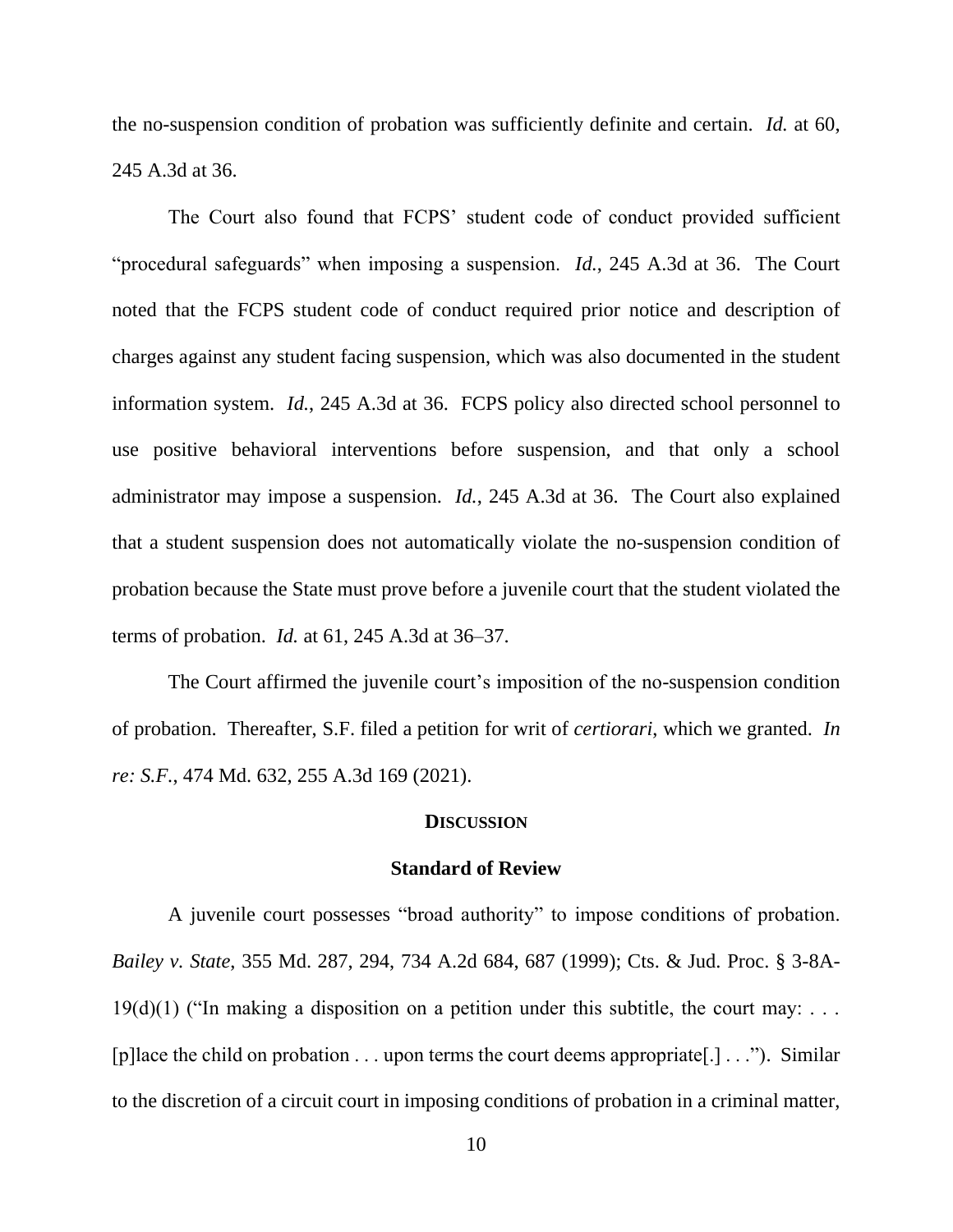the no-suspension condition of probation was sufficiently definite and certain. *Id.* at 60, 245 A.3d at 36.

The Court also found that FCPS' student code of conduct provided sufficient "procedural safeguards" when imposing a suspension. *Id.*, 245 A.3d at 36. The Court noted that the FCPS student code of conduct required prior notice and description of charges against any student facing suspension, which was also documented in the student information system. *Id.*, 245 A.3d at 36. FCPS policy also directed school personnel to use positive behavioral interventions before suspension, and that only a school administrator may impose a suspension. *Id.*, 245 A.3d at 36. The Court also explained that a student suspension does not automatically violate the no-suspension condition of probation because the State must prove before a juvenile court that the student violated the terms of probation. *Id.* at 61, 245 A.3d at 36–37.

The Court affirmed the juvenile court's imposition of the no-suspension condition of probation. Thereafter, S.F. filed a petition for writ of *certiorari*, which we granted. *In re: S.F.*, 474 Md. 632, 255 A.3d 169 (2021).

## DISCUSSION

### Standard of Review

A juvenile court possesses "broad authority" to impose conditions of probation. *Bailey v. State*, 355 Md. 287, 294, 734 A.2d 684, 687 (1999); Cts. & Jud. Proc. § 3-8A-19(d)(1) ("In making a disposition on a petition under this subtitle, the court may: . . . [p]lace the child on probation . . . upon terms the court deems appropriate[.] . . ."). Similar to the discretion of a circuit court in imposing conditions of probation in a criminal matter,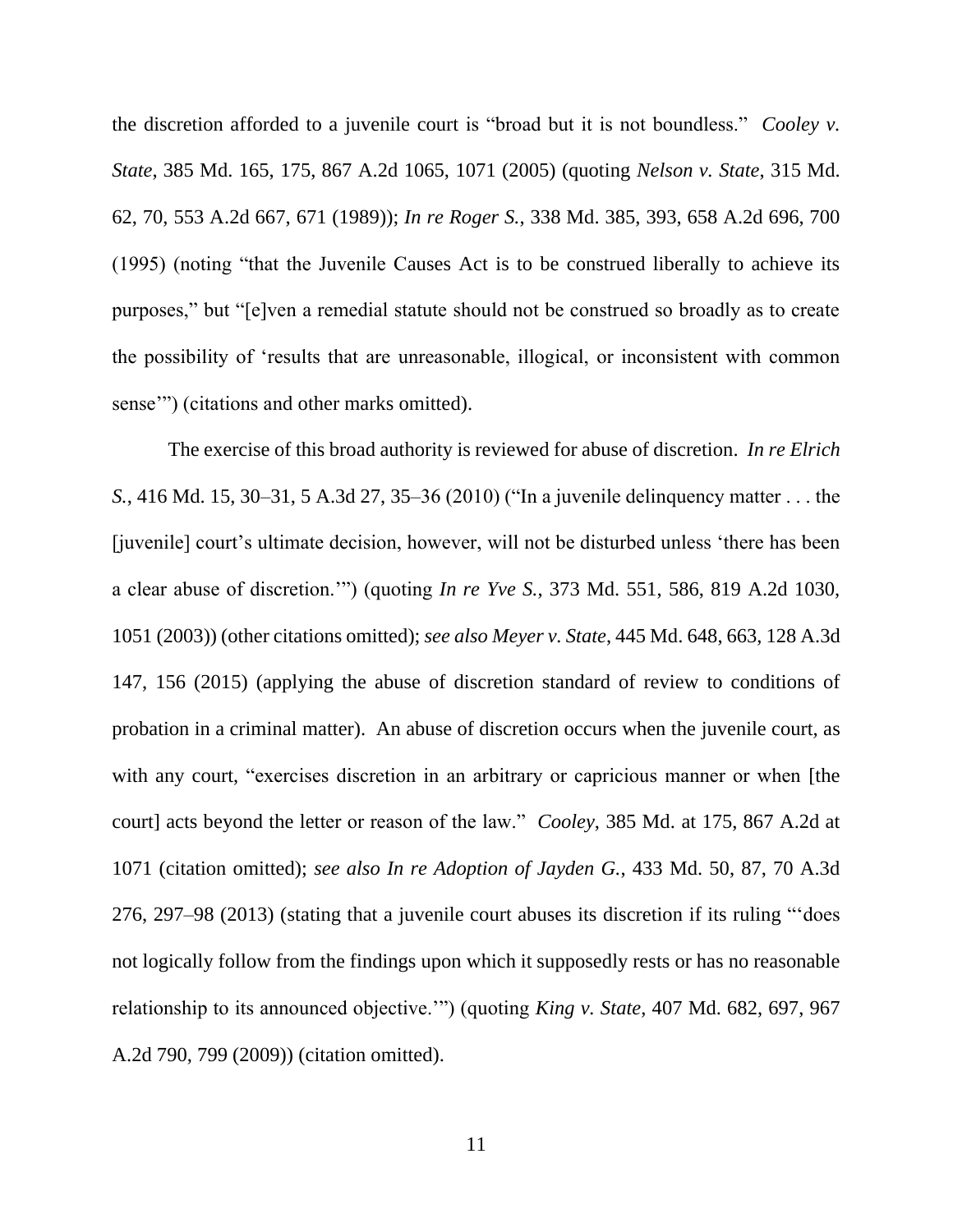the discretion afforded to a juvenile court is "broad but it is not boundless." *Cooley v. State*, 385 Md. 165, 175, 867 A.2d 1065, 1071 (2005) (quoting *Nelson v. State*, 315 Md. 62, 70, 553 A.2d 667, 671 (1989)); *In re Roger S.*, 338 Md. 385, 393, 658 A.2d 696, 700 (1995) (noting "that the Juvenile Causes Act is to be construed liberally to achieve its purposes," but "[e]ven a remedial statute should not be construed so broadly as to create the possibility of 'results that are unreasonable, illogical, or inconsistent with common sense'") (citations and other marks omitted).

The exercise of this broad authority is reviewed for abuse of discretion. *In re Elrich S.*, 416 Md. 15, 30–31, 5 A.3d 27, 35–36 (2010) ("In a juvenile delinquency matter . . . the [juvenile] court's ultimate decision, however, will not be disturbed unless 'there has been a clear abuse of discretion.'") (quoting *In re Yve S.*, 373 Md. 551, 586, 819 A.2d 1030, 1051 (2003)) (other citations omitted); *see also Meyer v. State*, 445 Md. 648, 663, 128 A.3d 147, 156 (2015) (applying the abuse of discretion standard of review to conditions of probation in a criminal matter). An abuse of discretion occurs when the juvenile court, as with any court, "exercises discretion in an arbitrary or capricious manner or when [the court] acts beyond the letter or reason of the law." *Cooley*, 385 Md. at 175, 867 A.2d at 1071 (citation omitted); *see also In re Adoption of Jayden G.*, 433 Md. 50, 87, 70 A.3d 276, 297–98 (2013) (stating that a juvenile court abuses its discretion if its ruling "'does not logically follow from the findings upon which it supposedly rests or has no reasonable relationship to its announced objective.'") (quoting *King v. State*, 407 Md. 682, 697, 967 A.2d 790, 799 (2009)) (citation omitted).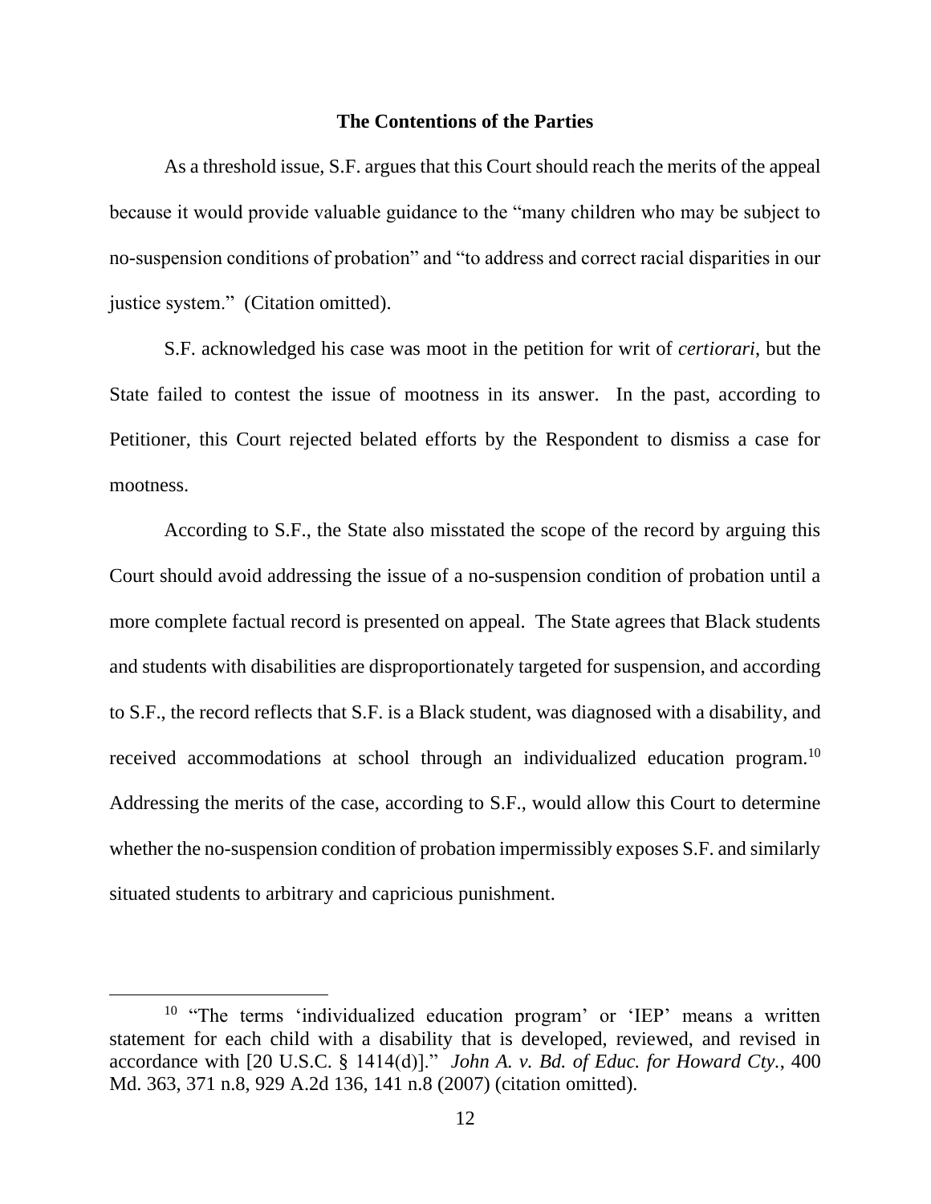## The Contentions of the Parties

As a threshold issue, S.F. argues that this Court should reach the merits of the appeal because it would provide valuable guidance to the "many children who may be subject to no-suspension conditions of probation" and "to address and correct racial disparities in our justice system." (Citation omitted).

S.F. acknowledged his case was moot in the petition for writ of *certiorari*, but the State failed to contest the issue of mootness in its answer. In the past, according to Petitioner, this Court rejected belated efforts by the Respondent to dismiss a case for mootness.

According to S.F., the State also misstated the scope of the record by arguing this Court should avoid addressing the issue of a no-suspension condition of probation until a more complete factual record is presented on appeal. The State agrees that Black students and students with disabilities are disproportionately targeted for suspension, and according to S.F., the record reflects that S.F. is a Black student, was diagnosed with a disability, and received accommodations at school through an individualized education program.[10] Addressing the merits of the case, according to S.F., would allow this Court to determine whether the no-suspension condition of probation impermissibly exposes S.F. and similarly situated students to arbitrary and capricious punishment.

---

[10] "The terms 'individualized education program' or 'IEP' means a written statement for each child with a disability that is developed, reviewed, and revised in accordance with [20 U.S.C. § 1414(d)]." *John A. v. Bd. of Educ. for Howard Cty.*, 400 Md. 363, 371 n.8, 929 A.2d 136, 141 n.8 (2007) (citation omitted).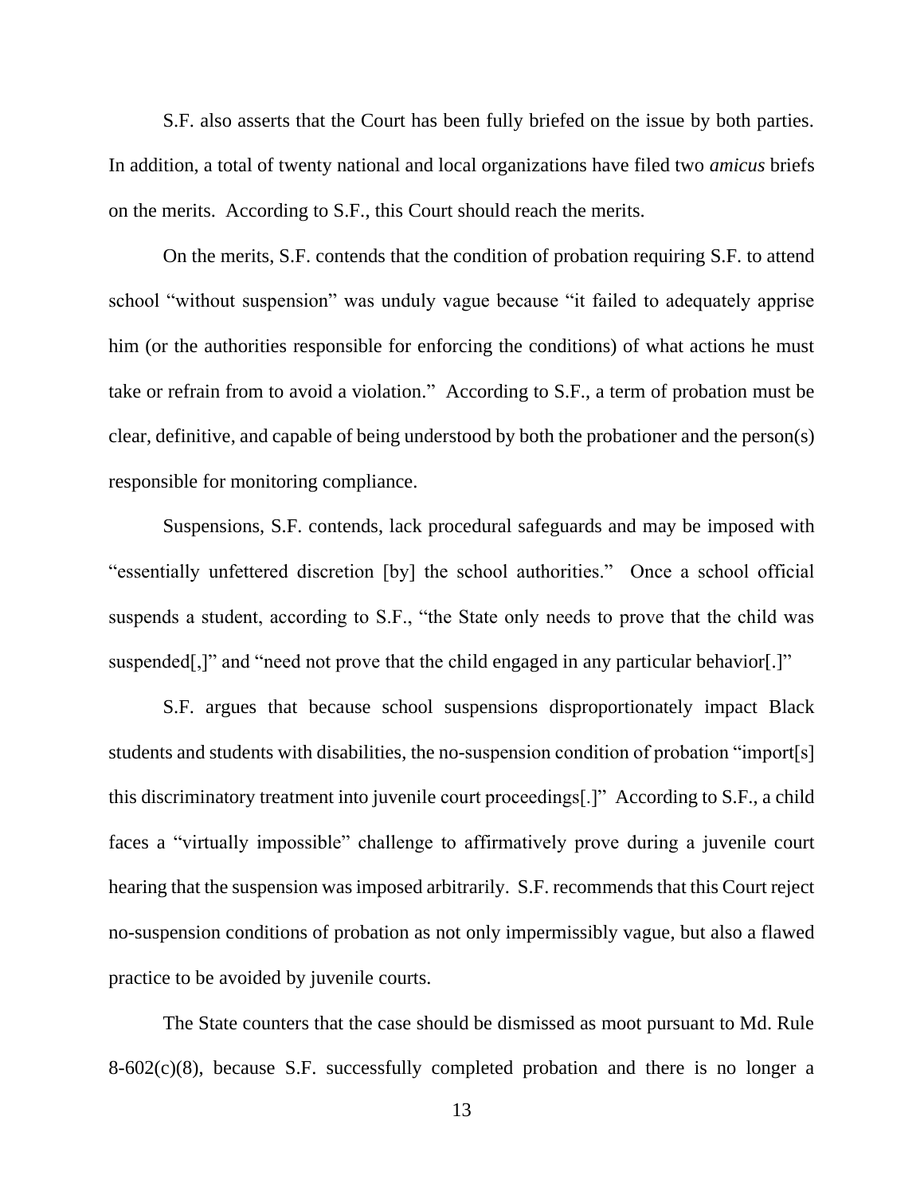S.F. also asserts that the Court has been fully briefed on the issue by both parties. In addition, a total of twenty national and local organizations have filed two *amicus* briefs on the merits. According to S.F., this Court should reach the merits.

On the merits, S.F. contends that the condition of probation requiring S.F. to attend school "without suspension" was unduly vague because "it failed to adequately apprise him (or the authorities responsible for enforcing the conditions) of what actions he must take or refrain from to avoid a violation." According to S.F., a term of probation must be clear, definitive, and capable of being understood by both the probationer and the person(s) responsible for monitoring compliance.

Suspensions, S.F. contends, lack procedural safeguards and may be imposed with "essentially unfettered discretion [by] the school authorities." Once a school official suspends a student, according to S.F., "the State only needs to prove that the child was suspended[,]" and "need not prove that the child engaged in any particular behavior[.]"

S.F. argues that because school suspensions disproportionately impact Black students and students with disabilities, the no-suspension condition of probation "import[s] this discriminatory treatment into juvenile court proceedings[.]" According to S.F., a child faces a "virtually impossible" challenge to affirmatively prove during a juvenile court hearing that the suspension was imposed arbitrarily. S.F. recommends that this Court reject no-suspension conditions of probation as not only impermissibly vague, but also a flawed practice to be avoided by juvenile courts.

The State counters that the case should be dismissed as moot pursuant to Md. Rule 8-602(c)(8), because S.F. successfully completed probation and there is no longer a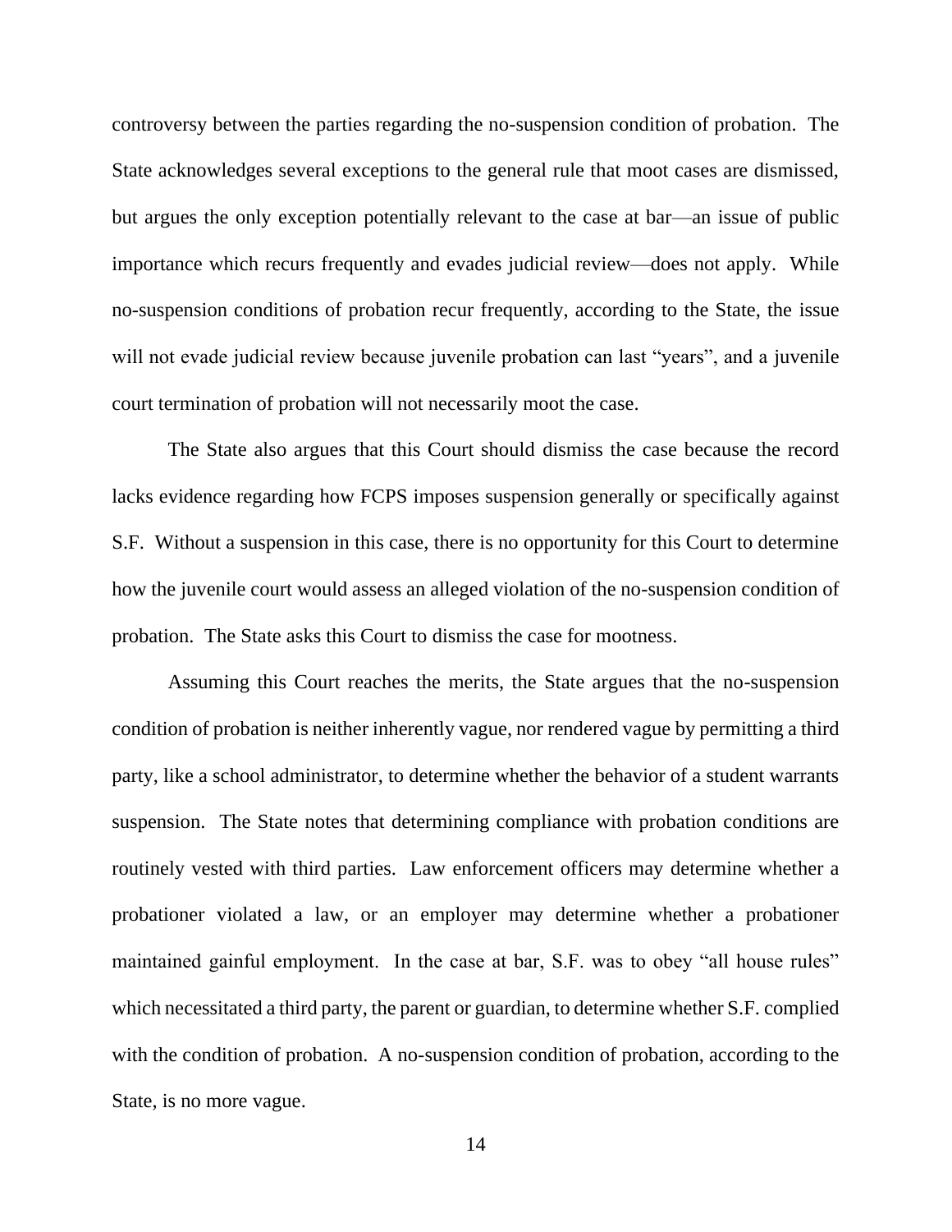controversy between the parties regarding the no-suspension condition of probation. The State acknowledges several exceptions to the general rule that moot cases are dismissed, but argues the only exception potentially relevant to the case at bar—an issue of public importance which recurs frequently and evades judicial review—does not apply. While no-suspension conditions of probation recur frequently, according to the State, the issue will not evade judicial review because juvenile probation can last "years", and a juvenile court termination of probation will not necessarily moot the case.

The State also argues that this Court should dismiss the case because the record lacks evidence regarding how FCPS imposes suspension generally or specifically against S.F. Without a suspension in this case, there is no opportunity for this Court to determine how the juvenile court would assess an alleged violation of the no-suspension condition of probation. The State asks this Court to dismiss the case for mootness.

Assuming this Court reaches the merits, the State argues that the no-suspension condition of probation is neither inherently vague, nor rendered vague by permitting a third party, like a school administrator, to determine whether the behavior of a student warrants suspension. The State notes that determining compliance with probation conditions are routinely vested with third parties. Law enforcement officers may determine whether a probationer violated a law, or an employer may determine whether a probationer maintained gainful employment. In the case at bar, S.F. was to obey "all house rules" which necessitated a third party, the parent or guardian, to determine whether S.F. complied with the condition of probation. A no-suspension condition of probation, according to the State, is no more vague.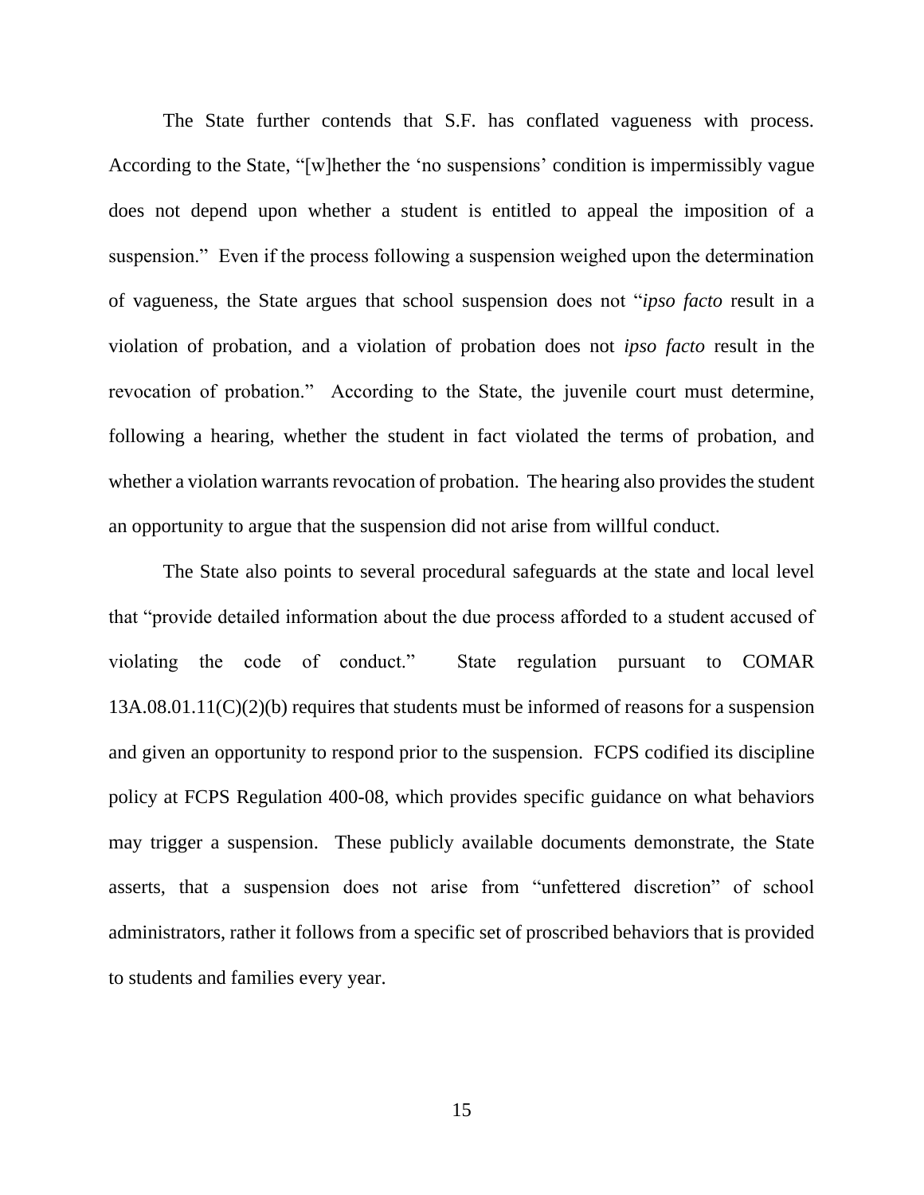The State further contends that S.F. has conflated vagueness with process. According to the State, "[w]hether the 'no suspensions' condition is impermissibly vague does not depend upon whether a student is entitled to appeal the imposition of a suspension." Even if the process following a suspension weighed upon the determination of vagueness, the State argues that school suspension does not "*ipso facto* result in a violation of probation, and a violation of probation does not *ipso facto* result in the revocation of probation." According to the State, the juvenile court must determine, following a hearing, whether the student in fact violated the terms of probation, and whether a violation warrants revocation of probation. The hearing also provides the student an opportunity to argue that the suspension did not arise from willful conduct.

The State also points to several procedural safeguards at the state and local level that "provide detailed information about the due process afforded to a student accused of violating the code of conduct." State regulation pursuant to COMAR 13A.08.01.11(C)(2)(b) requires that students must be informed of reasons for a suspension and given an opportunity to respond prior to the suspension. FCPS codified its discipline policy at FCPS Regulation 400-08, which provides specific guidance on what behaviors may trigger a suspension. These publicly available documents demonstrate, the State asserts, that a suspension does not arise from "unfettered discretion" of school administrators, rather it follows from a specific set of proscribed behaviors that is provided to students and families every year.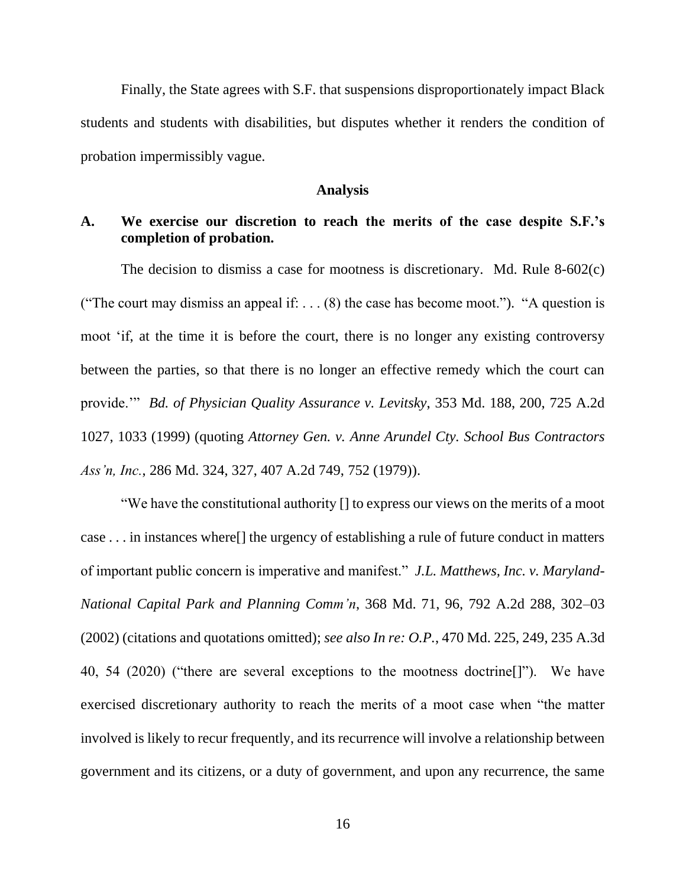Finally, the State agrees with S.F. that suspensions disproportionately impact Black students and students with disabilities, but disputes whether it renders the condition of probation impermissibly vague.

## Analysis

### A. We exercise our discretion to reach the merits of the case despite S.F.'s completion of probation.

The decision to dismiss a case for mootness is discretionary. Md. Rule 8-602(c) ("The court may dismiss an appeal if: . . . (8) the case has become moot."). "A question is moot 'if, at the time it is before the court, there is no longer any existing controversy between the parties, so that there is no longer an effective remedy which the court can provide.'" *Bd. of Physician Quality Assurance v. Levitsky*, 353 Md. 188, 200, 725 A.2d 1027, 1033 (1999) (quoting *Attorney Gen. v. Anne Arundel Cty. School Bus Contractors Ass'n, Inc.*, 286 Md. 324, 327, 407 A.2d 749, 752 (1979)).

"We have the constitutional authority [] to express our views on the merits of a moot case . . . in instances where[] the urgency of establishing a rule of future conduct in matters of important public concern is imperative and manifest." *J.L. Matthews, Inc. v. Maryland-National Capital Park and Planning Comm'n*, 368 Md. 71, 96, 792 A.2d 288, 302–03 (2002) (citations and quotations omitted); *see also In re: O.P.*, 470 Md. 225, 249, 235 A.3d 40, 54 (2020) ("there are several exceptions to the mootness doctrine[]"). We have exercised discretionary authority to reach the merits of a moot case when "the matter involved is likely to recur frequently, and its recurrence will involve a relationship between government and its citizens, or a duty of government, and upon any recurrence, the same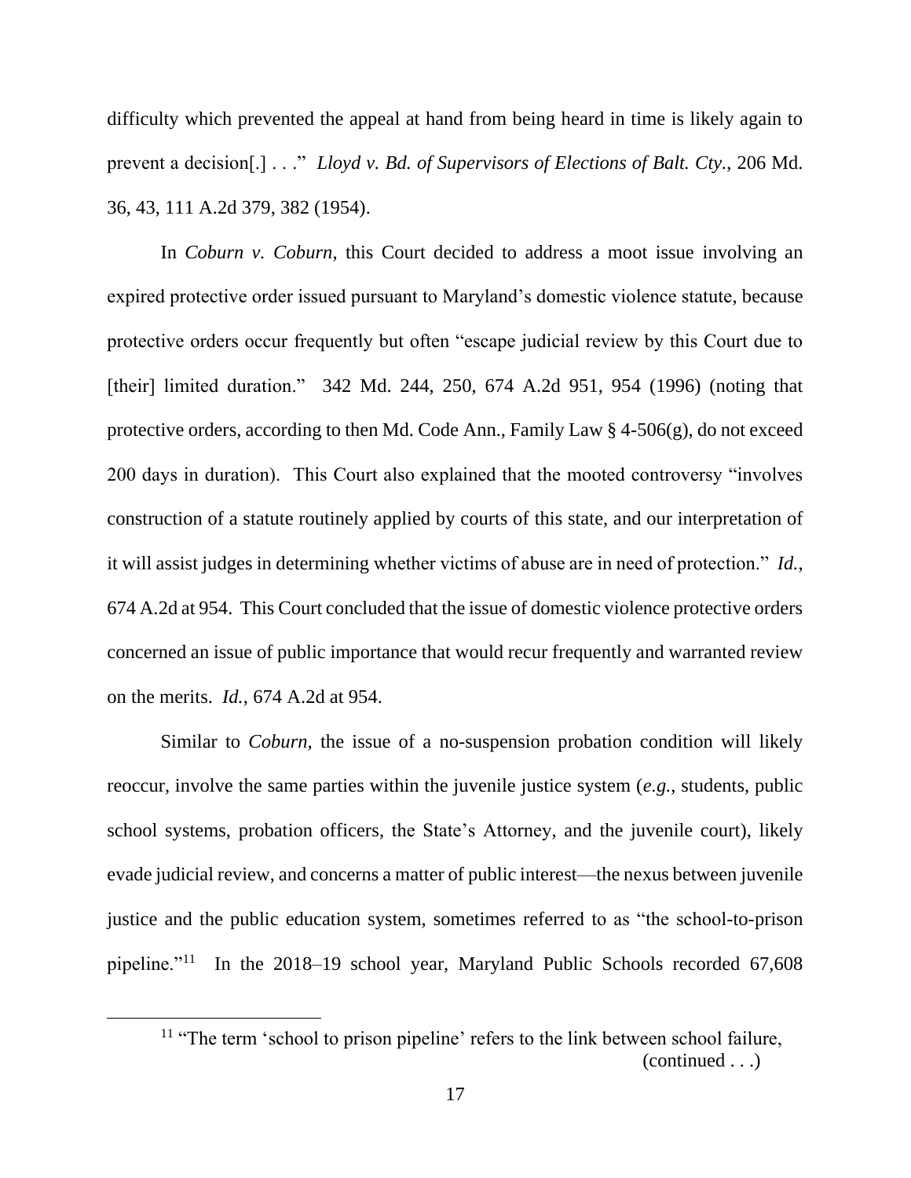difficulty which prevented the appeal at hand from being heard in time is likely again to prevent a decision[.] . . ." *Lloyd v. Bd. of Supervisors of Elections of Balt. Cty.*, 206 Md. 36, 43, 111 A.2d 379, 382 (1954).

In *Coburn v. Coburn*, this Court decided to address a moot issue involving an expired protective order issued pursuant to Maryland's domestic violence statute, because protective orders occur frequently but often "escape judicial review by this Court due to [their] limited duration." 342 Md. 244, 250, 674 A.2d 951, 954 (1996) (noting that protective orders, according to then Md. Code Ann., Family Law § 4-506(g), do not exceed 200 days in duration). This Court also explained that the mooted controversy "involves construction of a statute routinely applied by courts of this state, and our interpretation of it will assist judges in determining whether victims of abuse are in need of protection." *Id.*, 674 A.2d at 954. This Court concluded that the issue of domestic violence protective orders concerned an issue of public importance that would recur frequently and warranted review on the merits. *Id.*, 674 A.2d at 954.

Similar to *Coburn*, the issue of a no-suspension probation condition will likely reoccur, involve the same parties within the juvenile justice system (*e.g.*, students, public school systems, probation officers, the State's Attorney, and the juvenile court), likely evade judicial review, and concerns a matter of public interest—the nexus between juvenile justice and the public education system, sometimes referred to as "the school-to-prison pipeline."[11] In the 2018–19 school year, Maryland Public Schools recorded 67,608

[11] "The term 'school to prison pipeline' refers to the link between school failure, (continued . . .)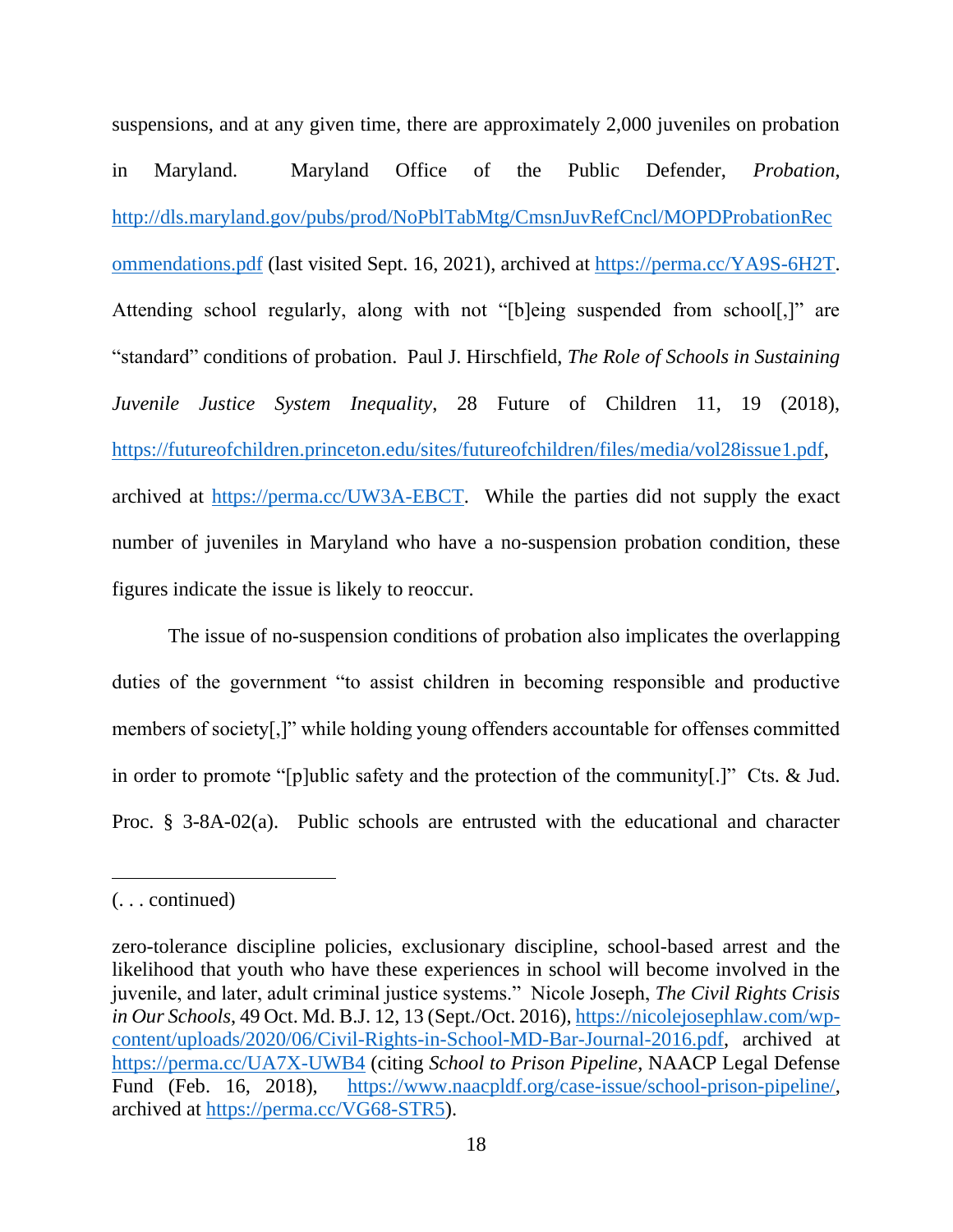suspensions, and at any given time, there are approximately 2,000 juveniles on probation in Maryland. Maryland Office of the Public Defender, *Probation*, http://dls.maryland.gov/pubs/prod/NoPblTabMtg/CmsnJuvRefCncl/MOPDProbationRecommendations.pdf (last visited Sept. 16, 2021), archived at https://perma.cc/YA9S-6H2T. Attending school regularly, along with not "[b]eing suspended from school[,]" are "standard" conditions of probation. Paul J. Hirschfield, *The Role of Schools in Sustaining Juvenile Justice System Inequality*, 28 Future of Children 11, 19 (2018), https://futureofchildren.princeton.edu/sites/futureofchildren/files/media/vol28issue1.pdf, archived at https://perma.cc/UW3A-EBCT. While the parties did not supply the exact number of juveniles in Maryland who have a no-suspension probation condition, these figures indicate the issue is likely to reoccur.

The issue of no-suspension conditions of probation also implicates the overlapping duties of the government "to assist children in becoming responsible and productive members of society[,]" while holding young offenders accountable for offenses committed in order to promote "[p]ublic safety and the protection of the community[.]" Cts. & Jud. Proc. § 3-8A-02(a). Public schools are entrusted with the educational and character

---

(. . . continued)

zero-tolerance discipline policies, exclusionary discipline, school-based arrest and the likelihood that youth who have these experiences in school will become involved in the juvenile, and later, adult criminal justice systems." Nicole Joseph, *The Civil Rights Crisis in Our Schools*, 49 Oct. Md. B.J. 12, 13 (Sept./Oct. 2016), https://nicolejosephlaw.com/wp-content/uploads/2020/06/Civil-Rights-in-School-MD-Bar-Journal-2016.pdf, archived at https://perma.cc/UA7X-UWB4 (citing *School to Prison Pipeline*, NAACP Legal Defense Fund (Feb. 16, 2018), https://www.naacpldf.org/case-issue/school-prison-pipeline/, archived at https://perma.cc/VG68-STR5).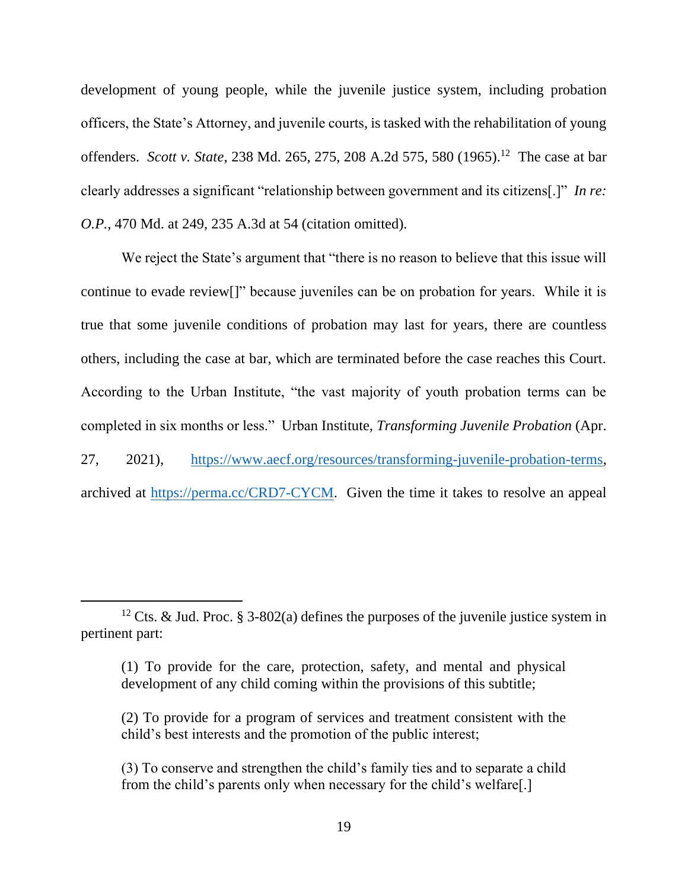development of young people, while the juvenile justice system, including probation officers, the State's Attorney, and juvenile courts, is tasked with the rehabilitation of young offenders. *Scott v. State*, 238 Md. 265, 275, 208 A.2d 575, 580 (1965).[12] The case at bar clearly addresses a significant "relationship between government and its citizens[.]" *In re: O.P.*, 470 Md. at 249, 235 A.3d at 54 (citation omitted).

We reject the State's argument that "there is no reason to believe that this issue will continue to evade review[]" because juveniles can be on probation for years. While it is true that some juvenile conditions of probation may last for years, there are countless others, including the case at bar, which are terminated before the case reaches this Court. According to the Urban Institute, "the vast majority of youth probation terms can be completed in six months or less." Urban Institute, *Transforming Juvenile Probation* (Apr. 27, 2021), https://www.aecf.org/resources/transforming-juvenile-probation-terms, archived at https://perma.cc/CRD7-CYCM. Given the time it takes to resolve an appeal

---

[12] Cts. & Jud. Proc. § 3-802(a) defines the purposes of the juvenile justice system in pertinent part:

> (1) To provide for the care, protection, safety, and mental and physical development of any child coming within the provisions of this subtitle;
>
> (2) To provide for a program of services and treatment consistent with the child's best interests and the promotion of the public interest;
>
> (3) To conserve and strengthen the child's family ties and to separate a child from the child's parents only when necessary for the child's welfare[.]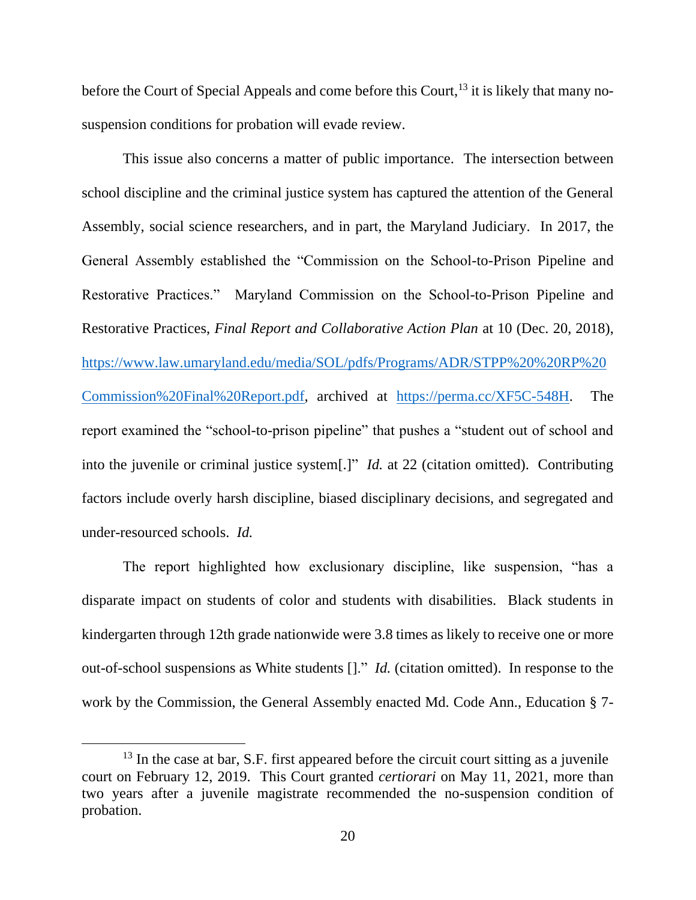before the Court of Special Appeals and come before this Court,[13] it is likely that many no-suspension conditions for probation will evade review.

This issue also concerns a matter of public importance. The intersection between school discipline and the criminal justice system has captured the attention of the General Assembly, social science researchers, and in part, the Maryland Judiciary. In 2017, the General Assembly established the "Commission on the School-to-Prison Pipeline and Restorative Practices." Maryland Commission on the School-to-Prison Pipeline and Restorative Practices, *Final Report and Collaborative Action Plan* at 10 (Dec. 20, 2018), https://www.law.umaryland.edu/media/SOL/pdfs/Programs/ADR/STPP%20%20RP%20Commission%20Final%20Report.pdf, archived at https://perma.cc/XF5C-548H. The report examined the "school-to-prison pipeline" that pushes a "student out of school and into the juvenile or criminal justice system[.]" *Id.* at 22 (citation omitted). Contributing factors include overly harsh discipline, biased disciplinary decisions, and segregated and under-resourced schools. *Id.*

The report highlighted how exclusionary discipline, like suspension, "has a disparate impact on students of color and students with disabilities. Black students in kindergarten through 12th grade nationwide were 3.8 times as likely to receive one or more out-of-school suspensions as White students []." *Id.* (citation omitted). In response to the work by the Commission, the General Assembly enacted Md. Code Ann., Education § 7-

---

[13] In the case at bar, S.F. first appeared before the circuit court sitting as a juvenile court on February 12, 2019. This Court granted *certiorari* on May 11, 2021, more than two years after a juvenile magistrate recommended the no-suspension condition of probation.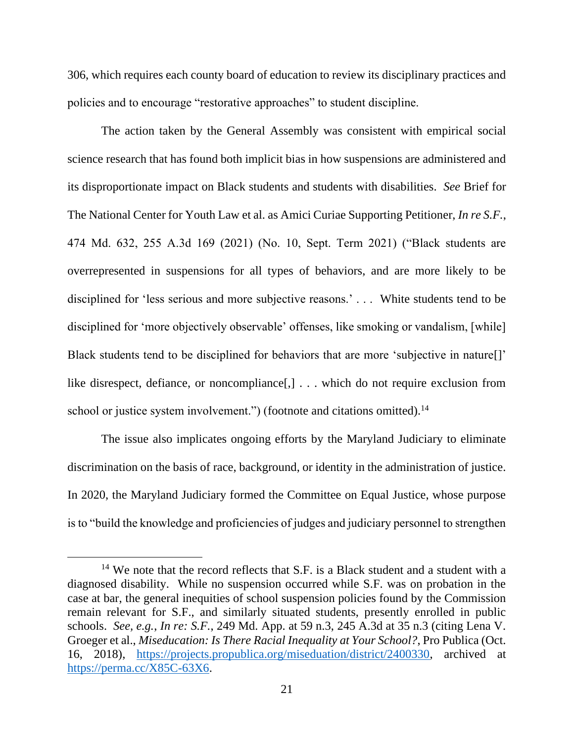306, which requires each county board of education to review its disciplinary practices and policies and to encourage "restorative approaches" to student discipline.

The action taken by the General Assembly was consistent with empirical social science research that has found both implicit bias in how suspensions are administered and its disproportionate impact on Black students and students with disabilities. *See* Brief for The National Center for Youth Law et al. as Amici Curiae Supporting Petitioner, *In re S.F.*, 474 Md. 632, 255 A.3d 169 (2021) (No. 10, Sept. Term 2021) ("Black students are overrepresented in suspensions for all types of behaviors, and are more likely to be disciplined for 'less serious and more subjective reasons.' . . . White students tend to be disciplined for 'more objectively observable' offenses, like smoking or vandalism, [while] Black students tend to be disciplined for behaviors that are more 'subjective in nature[]' like disrespect, defiance, or noncompliance[,] . . . which do not require exclusion from school or justice system involvement.") (footnote and citations omitted).[14]

The issue also implicates ongoing efforts by the Maryland Judiciary to eliminate discrimination on the basis of race, background, or identity in the administration of justice. In 2020, the Maryland Judiciary formed the Committee on Equal Justice, whose purpose is to "build the knowledge and proficiencies of judges and judiciary personnel to strengthen

---

[14] We note that the record reflects that S.F. is a Black student and a student with a diagnosed disability. While no suspension occurred while S.F. was on probation in the case at bar, the general inequities of school suspension policies found by the Commission remain relevant for S.F., and similarly situated students, presently enrolled in public schools. *See, e.g.*, *In re: S.F.*, 249 Md. App. at 59 n.3, 245 A.3d at 35 n.3 (citing Lena V. Groeger et al., *Miseducation: Is There Racial Inequality at Your School?*, Pro Publica (Oct. 16, 2018), https://projects.propublica.org/miseduation/district/2400330, archived at https://perma.cc/X85C-63X6.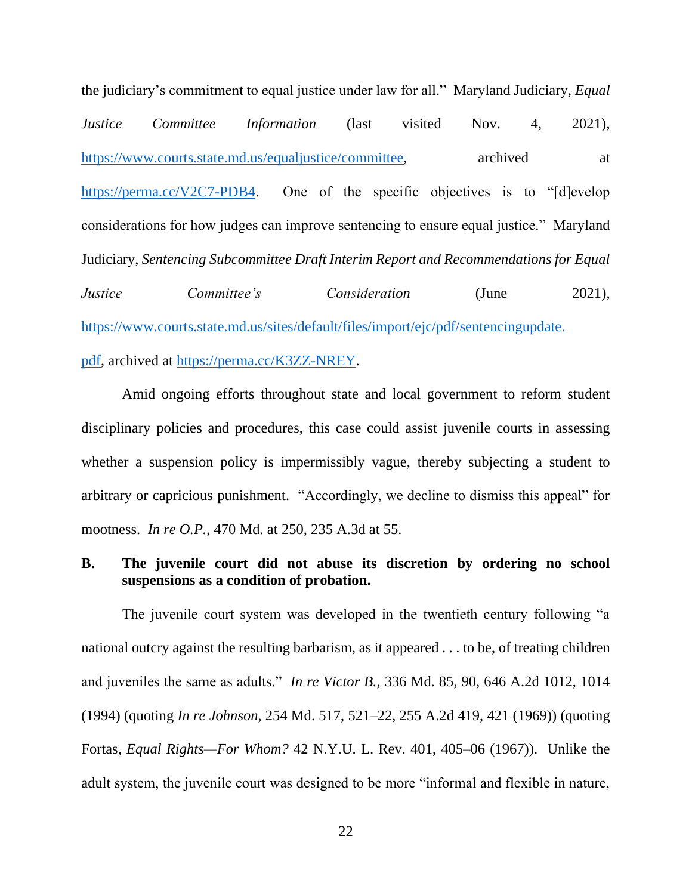the judiciary's commitment to equal justice under law for all." Maryland Judiciary, *Equal Justice Committee Information* (last visited Nov. 4, 2021), https://www.courts.state.md.us/equaljustice/committee, archived at https://perma.cc/V2C7-PDB4. One of the specific objectives is to "[d]evelop considerations for how judges can improve sentencing to ensure equal justice." Maryland Judiciary, *Sentencing Subcommittee Draft Interim Report and Recommendations for Equal Justice Committee's Consideration* (June 2021), https://www.courts.state.md.us/sites/default/files/import/ejc/pdf/sentencingupdate.pdf, archived at https://perma.cc/K3ZZ-NREY.

Amid ongoing efforts throughout state and local government to reform student disciplinary policies and procedures, this case could assist juvenile courts in assessing whether a suspension policy is impermissibly vague, thereby subjecting a student to arbitrary or capricious punishment. "Accordingly, we decline to dismiss this appeal" for mootness. *In re O.P.*, 470 Md. at 250, 235 A.3d at 55.

### B. The juvenile court did not abuse its discretion by ordering no school suspensions as a condition of probation.

The juvenile court system was developed in the twentieth century following "a national outcry against the resulting barbarism, as it appeared . . . to be, of treating children and juveniles the same as adults." *In re Victor B.*, 336 Md. 85, 90, 646 A.2d 1012, 1014 (1994) (quoting *In re Johnson*, 254 Md. 517, 521–22, 255 A.2d 419, 421 (1969)) (quoting Fortas, *Equal Rights—For Whom?* 42 N.Y.U. L. Rev. 401, 405–06 (1967)). Unlike the adult system, the juvenile court was designed to be more "informal and flexible in nature,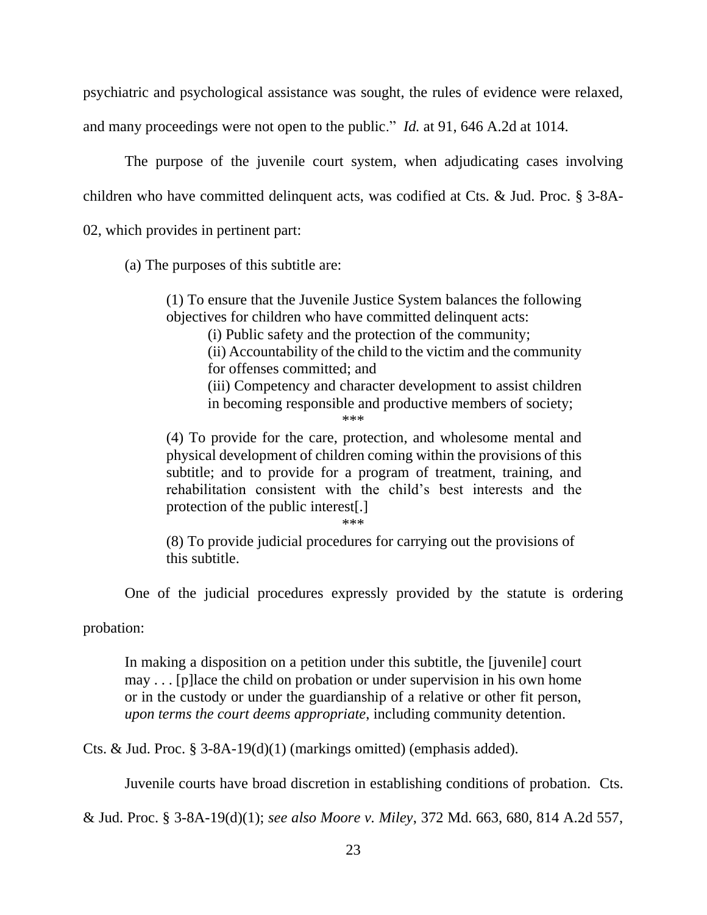psychiatric and psychological assistance was sought, the rules of evidence were relaxed, and many proceedings were not open to the public." *Id.* at 91, 646 A.2d at 1014.

The purpose of the juvenile court system, when adjudicating cases involving children who have committed delinquent acts, was codified at Cts. & Jud. Proc. § 3-8A-02, which provides in pertinent part:

> (a) The purposes of this subtitle are:
>
> > (1) To ensure that the Juvenile Justice System balances the following objectives for children who have committed delinquent acts:
> >
> > > (i) Public safety and the protection of the community;
> > >
> > > (ii) Accountability of the child to the victim and the community for offenses committed; and
> > >
> > > (iii) Competency and character development to assist children in becoming responsible and productive members of society;
> >
> > \*\*\*
> >
> > (4) To provide for the care, protection, and wholesome mental and physical development of children coming within the provisions of this subtitle; and to provide for a program of treatment, training, and rehabilitation consistent with the child's best interests and the protection of the public interest[.]
> >
> > \*\*\*
> >
> > (8) To provide judicial procedures for carrying out the provisions of this subtitle.

One of the judicial procedures expressly provided by the statute is ordering probation:

> In making a disposition on a petition under this subtitle, the [juvenile] court may . . . [p]lace the child on probation or under supervision in his own home or in the custody or under the guardianship of a relative or other fit person, *upon terms the court deems appropriate*, including community detention.

Cts. & Jud. Proc. § 3-8A-19(d)(1) (markings omitted) (emphasis added).

Juvenile courts have broad discretion in establishing conditions of probation. Cts. & Jud. Proc. § 3-8A-19(d)(1); *see also Moore v. Miley*, 372 Md. 663, 680, 814 A.2d 557,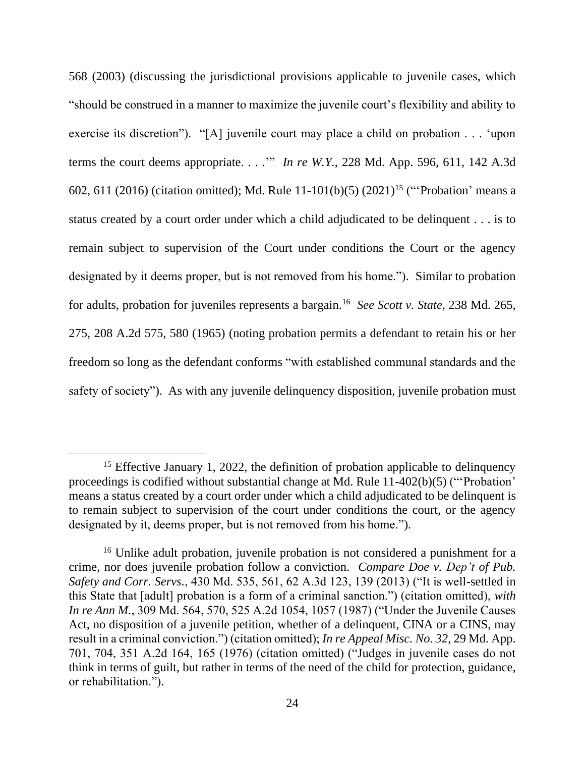568 (2003) (discussing the jurisdictional provisions applicable to juvenile cases, which "should be construed in a manner to maximize the juvenile court's flexibility and ability to exercise its discretion"). "[A] juvenile court may place a child on probation . . . 'upon terms the court deems appropriate. . . .'" *In re W.Y.*, 228 Md. App. 596, 611, 142 A.3d 602, 611 (2016) (citation omitted); Md. Rule 11-101(b)(5) (2021)[15] ("'Probation' means a status created by a court order under which a child adjudicated to be delinquent . . . is to remain subject to supervision of the Court under conditions the Court or the agency designated by it deems proper, but is not removed from his home."). Similar to probation for adults, probation for juveniles represents a bargain.[16] *See Scott v. State*, 238 Md. 265, 275, 208 A.2d 575, 580 (1965) (noting probation permits a defendant to retain his or her freedom so long as the defendant conforms "with established communal standards and the safety of society"). As with any juvenile delinquency disposition, juvenile probation must

---

[15] Effective January 1, 2022, the definition of probation applicable to delinquency proceedings is codified without substantial change at Md. Rule 11-402(b)(5) ("'Probation' means a status created by a court order under which a child adjudicated to be delinquent is to remain subject to supervision of the court under conditions the court, or the agency designated by it, deems proper, but is not removed from his home.").

[16] Unlike adult probation, juvenile probation is not considered a punishment for a crime, nor does juvenile probation follow a conviction. *Compare Doe v. Dep't of Pub. Safety and Corr. Servs.*, 430 Md. 535, 561, 62 A.3d 123, 139 (2013) ("It is well-settled in this State that [adult] probation is a form of a criminal sanction.") (citation omitted), *with In re Ann M.*, 309 Md. 564, 570, 525 A.2d 1054, 1057 (1987) ("Under the Juvenile Causes Act, no disposition of a juvenile petition, whether of a delinquent, CINA or a CINS, may result in a criminal conviction.") (citation omitted); *In re Appeal Misc. No. 32*, 29 Md. App. 701, 704, 351 A.2d 164, 165 (1976) (citation omitted) ("Judges in juvenile cases do not think in terms of guilt, but rather in terms of the need of the child for protection, guidance, or rehabilitation.").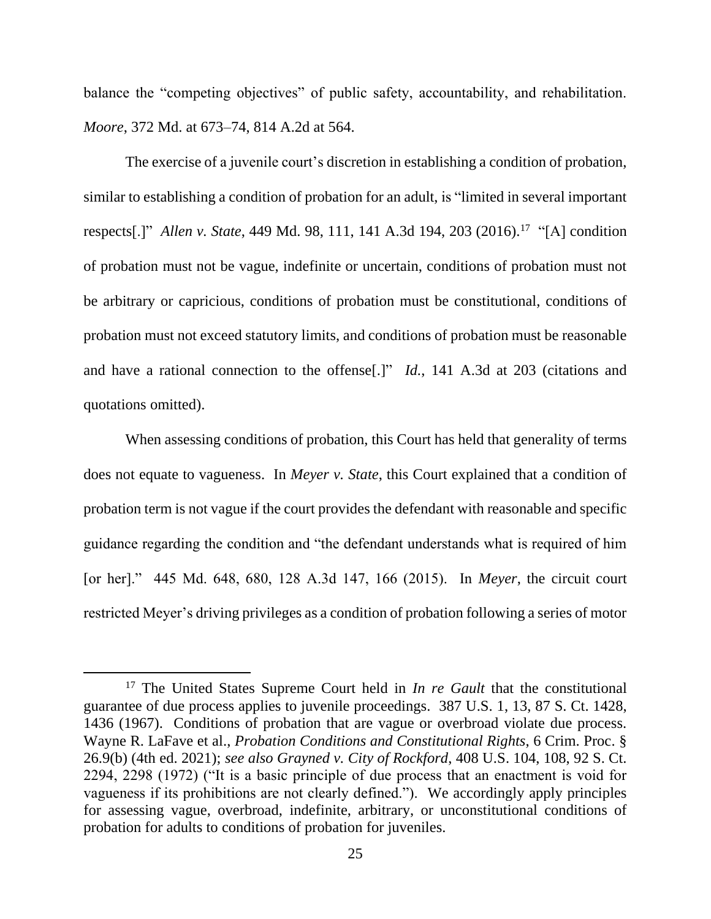balance the "competing objectives" of public safety, accountability, and rehabilitation. *Moore*, 372 Md. at 673–74, 814 A.2d at 564.

The exercise of a juvenile court's discretion in establishing a condition of probation, similar to establishing a condition of probation for an adult, is "limited in several important respects[.]" *Allen v. State*, 449 Md. 98, 111, 141 A.3d 194, 203 (2016).[17] "[A] condition of probation must not be vague, indefinite or uncertain, conditions of probation must not be arbitrary or capricious, conditions of probation must be constitutional, conditions of probation must not exceed statutory limits, and conditions of probation must be reasonable and have a rational connection to the offense[.]" *Id.*, 141 A.3d at 203 (citations and quotations omitted).

When assessing conditions of probation, this Court has held that generality of terms does not equate to vagueness. In *Meyer v. State*, this Court explained that a condition of probation term is not vague if the court provides the defendant with reasonable and specific guidance regarding the condition and "the defendant understands what is required of him [or her]." 445 Md. 648, 680, 128 A.3d 147, 166 (2015). In *Meyer*, the circuit court restricted Meyer's driving privileges as a condition of probation following a series of motor

---

[17] The United States Supreme Court held in *In re Gault* that the constitutional guarantee of due process applies to juvenile proceedings. 387 U.S. 1, 13, 87 S. Ct. 1428, 1436 (1967). Conditions of probation that are vague or overbroad violate due process. Wayne R. LaFave et al., *Probation Conditions and Constitutional Rights*, 6 Crim. Proc. § 26.9(b) (4th ed. 2021); *see also Grayned v. City of Rockford*, 408 U.S. 104, 108, 92 S. Ct. 2294, 2298 (1972) ("It is a basic principle of due process that an enactment is void for vagueness if its prohibitions are not clearly defined."). We accordingly apply principles for assessing vague, overbroad, indefinite, arbitrary, or unconstitutional conditions of probation for adults to conditions of probation for juveniles.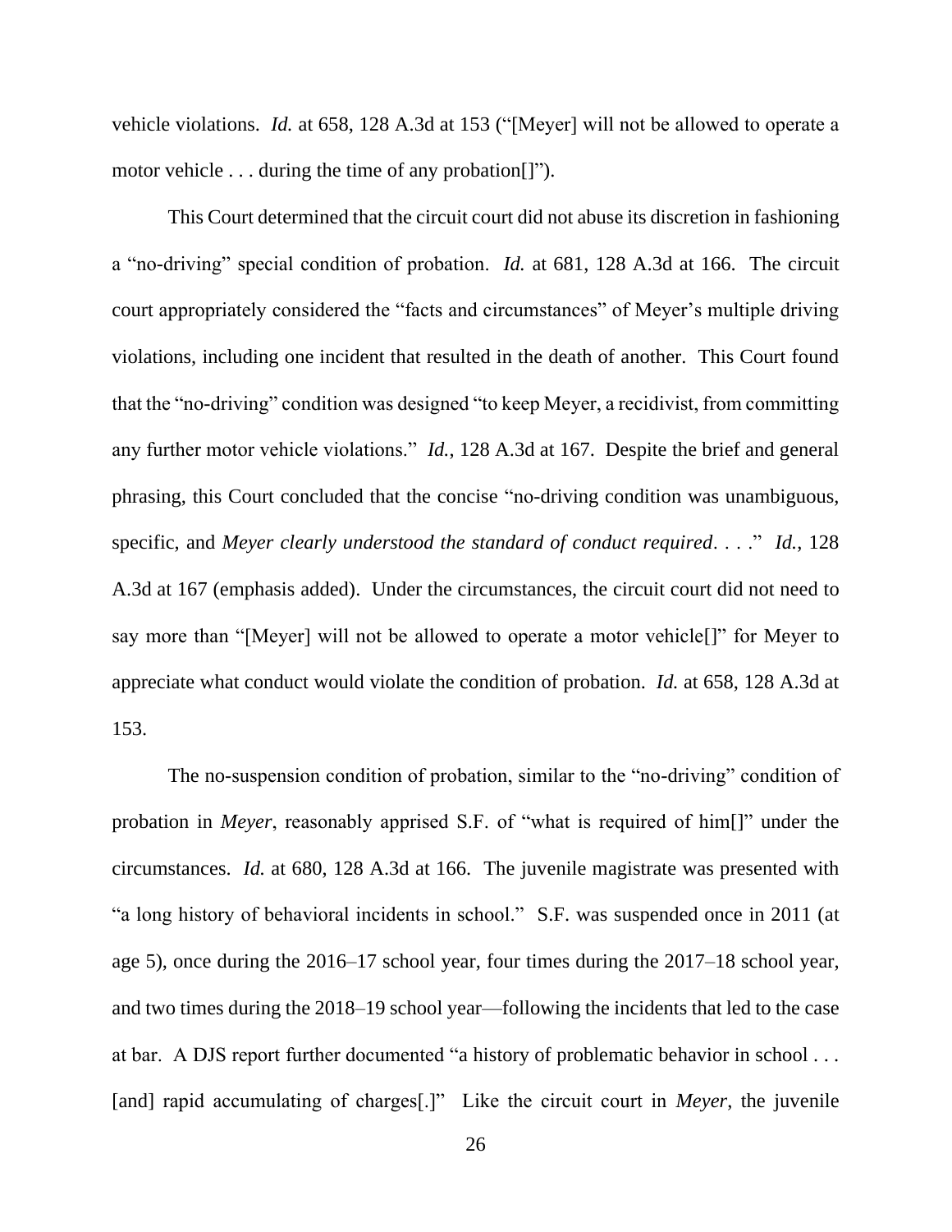vehicle violations. *Id.* at 658, 128 A.3d at 153 ("[Meyer] will not be allowed to operate a motor vehicle . . . during the time of any probation[]").

This Court determined that the circuit court did not abuse its discretion in fashioning a "no-driving" special condition of probation. *Id.* at 681, 128 A.3d at 166. The circuit court appropriately considered the "facts and circumstances" of Meyer's multiple driving violations, including one incident that resulted in the death of another. This Court found that the "no-driving" condition was designed "to keep Meyer, a recidivist, from committing any further motor vehicle violations." *Id.*, 128 A.3d at 167. Despite the brief and general phrasing, this Court concluded that the concise "no-driving condition was unambiguous, specific, and *Meyer clearly understood the standard of conduct required*. . . ." *Id.*, 128 A.3d at 167 (emphasis added). Under the circumstances, the circuit court did not need to say more than "[Meyer] will not be allowed to operate a motor vehicle[]" for Meyer to appreciate what conduct would violate the condition of probation. *Id.* at 658, 128 A.3d at 153.

The no-suspension condition of probation, similar to the "no-driving" condition of probation in *Meyer*, reasonably apprised S.F. of "what is required of him[]" under the circumstances. *Id.* at 680, 128 A.3d at 166. The juvenile magistrate was presented with "a long history of behavioral incidents in school." S.F. was suspended once in 2011 (at age 5), once during the 2016–17 school year, four times during the 2017–18 school year, and two times during the 2018–19 school year—following the incidents that led to the case at bar. A DJS report further documented "a history of problematic behavior in school . . . [and] rapid accumulating of charges[.]" Like the circuit court in *Meyer*, the juvenile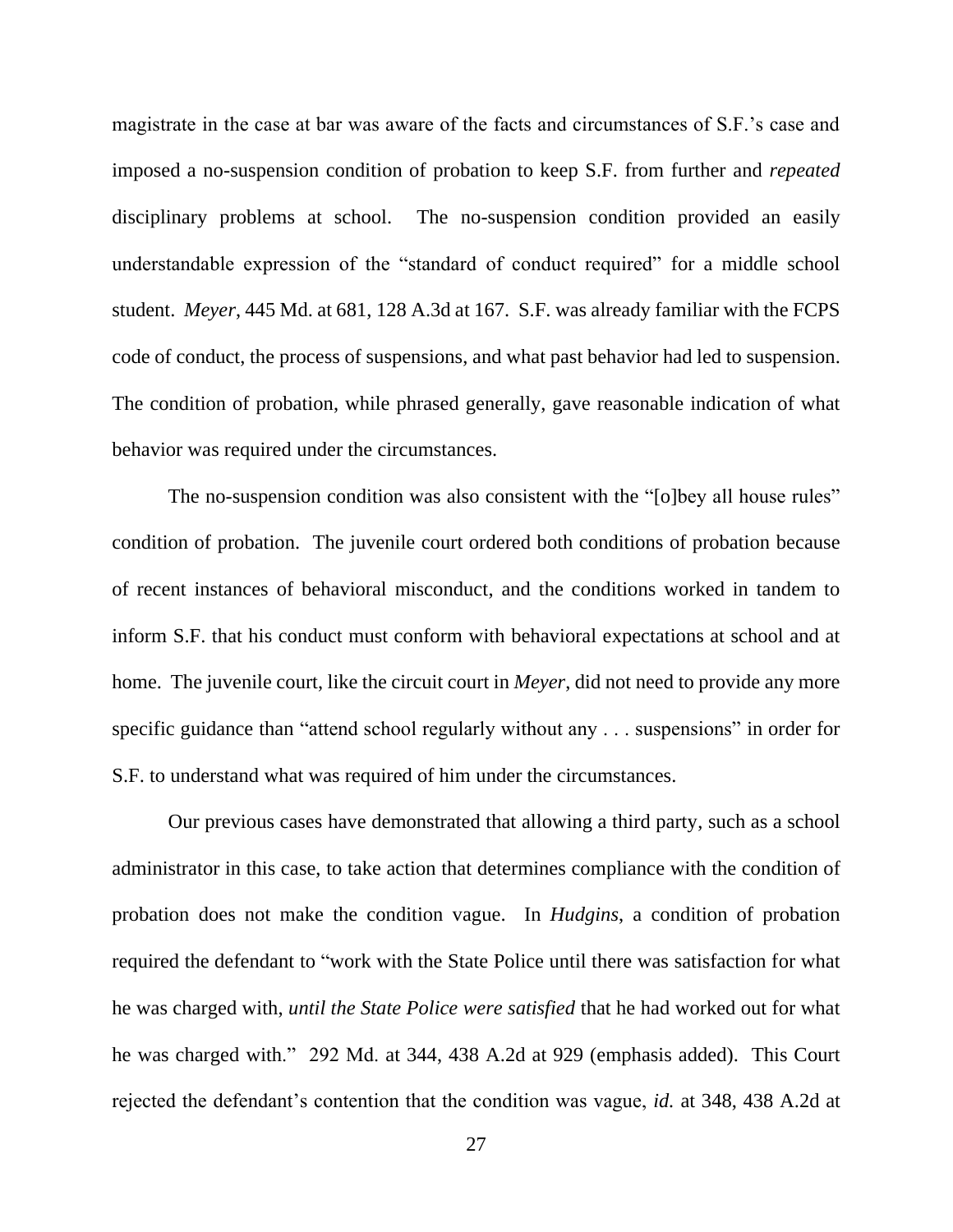magistrate in the case at bar was aware of the facts and circumstances of S.F.'s case and imposed a no-suspension condition of probation to keep S.F. from further and *repeated* disciplinary problems at school. The no-suspension condition provided an easily understandable expression of the "standard of conduct required" for a middle school student. *Meyer*, 445 Md. at 681, 128 A.3d at 167. S.F. was already familiar with the FCPS code of conduct, the process of suspensions, and what past behavior had led to suspension. The condition of probation, while phrased generally, gave reasonable indication of what behavior was required under the circumstances.

The no-suspension condition was also consistent with the "[o]bey all house rules" condition of probation. The juvenile court ordered both conditions of probation because of recent instances of behavioral misconduct, and the conditions worked in tandem to inform S.F. that his conduct must conform with behavioral expectations at school and at home. The juvenile court, like the circuit court in *Meyer*, did not need to provide any more specific guidance than "attend school regularly without any . . . suspensions" in order for S.F. to understand what was required of him under the circumstances.

Our previous cases have demonstrated that allowing a third party, such as a school administrator in this case, to take action that determines compliance with the condition of probation does not make the condition vague. In *Hudgins*, a condition of probation required the defendant to "work with the State Police until there was satisfaction for what he was charged with, *until the State Police were satisfied* that he had worked out for what he was charged with." 292 Md. at 344, 438 A.2d at 929 (emphasis added). This Court rejected the defendant's contention that the condition was vague, *id.* at 348, 438 A.2d at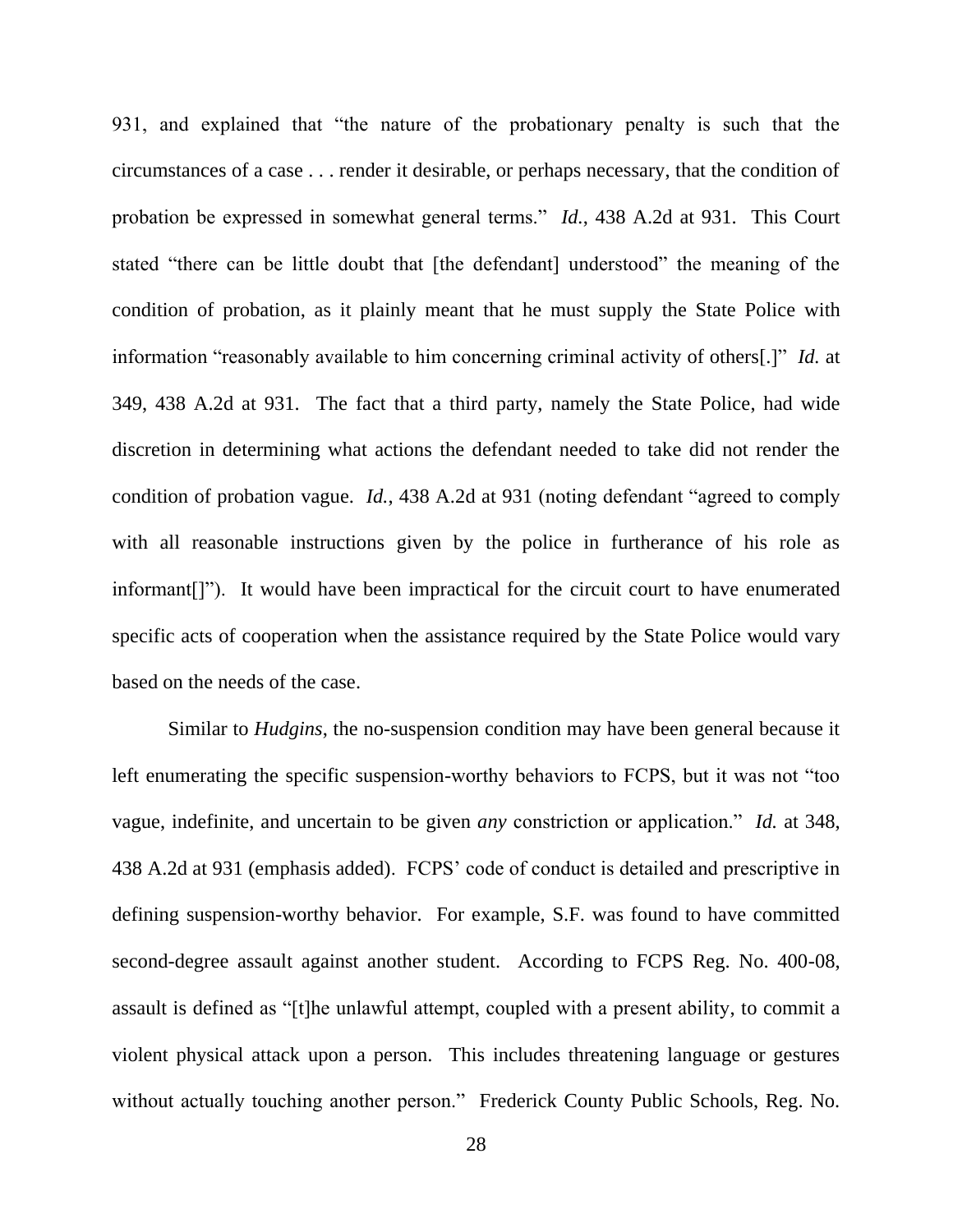931, and explained that "the nature of the probationary penalty is such that the circumstances of a case . . . render it desirable, or perhaps necessary, that the condition of probation be expressed in somewhat general terms." *Id.*, 438 A.2d at 931. This Court stated "there can be little doubt that [the defendant] understood" the meaning of the condition of probation, as it plainly meant that he must supply the State Police with information "reasonably available to him concerning criminal activity of others[.]" *Id.* at 349, 438 A.2d at 931. The fact that a third party, namely the State Police, had wide discretion in determining what actions the defendant needed to take did not render the condition of probation vague. *Id.*, 438 A.2d at 931 (noting defendant "agreed to comply with all reasonable instructions given by the police in furtherance of his role as informant[]"). It would have been impractical for the circuit court to have enumerated specific acts of cooperation when the assistance required by the State Police would vary based on the needs of the case.

Similar to *Hudgins*, the no-suspension condition may have been general because it left enumerating the specific suspension-worthy behaviors to FCPS, but it was not "too vague, indefinite, and uncertain to be given *any* constriction or application." *Id.* at 348, 438 A.2d at 931 (emphasis added). FCPS' code of conduct is detailed and prescriptive in defining suspension-worthy behavior. For example, S.F. was found to have committed second-degree assault against another student. According to FCPS Reg. No. 400-08, assault is defined as "[t]he unlawful attempt, coupled with a present ability, to commit a violent physical attack upon a person. This includes threatening language or gestures without actually touching another person." Frederick County Public Schools, Reg. No.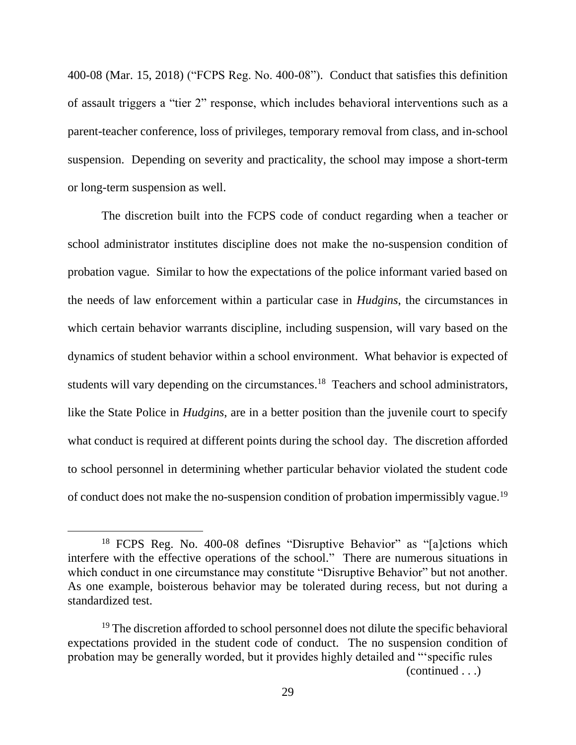400-08 (Mar. 15, 2018) ("FCPS Reg. No. 400-08"). Conduct that satisfies this definition of assault triggers a "tier 2" response, which includes behavioral interventions such as a parent-teacher conference, loss of privileges, temporary removal from class, and in-school suspension. Depending on severity and practicality, the school may impose a short-term or long-term suspension as well.

The discretion built into the FCPS code of conduct regarding when a teacher or school administrator institutes discipline does not make the no-suspension condition of probation vague. Similar to how the expectations of the police informant varied based on the needs of law enforcement within a particular case in *Hudgins*, the circumstances in which certain behavior warrants discipline, including suspension, will vary based on the dynamics of student behavior within a school environment. What behavior is expected of students will vary depending on the circumstances.[18] Teachers and school administrators, like the State Police in *Hudgins*, are in a better position than the juvenile court to specify what conduct is required at different points during the school day. The discretion afforded to school personnel in determining whether particular behavior violated the student code of conduct does not make the no-suspension condition of probation impermissibly vague.[19]

---

[18] FCPS Reg. No. 400-08 defines "Disruptive Behavior" as "[a]ctions which interfere with the effective operations of the school." There are numerous situations in which conduct in one circumstance may constitute "Disruptive Behavior" but not another. As one example, boisterous behavior may be tolerated during recess, but not during a standardized test.

[19] The discretion afforded to school personnel does not dilute the specific behavioral expectations provided in the student code of conduct. The no suspension condition of probation may be generally worded, but it provides highly detailed and "'specific rules

(continued . . .)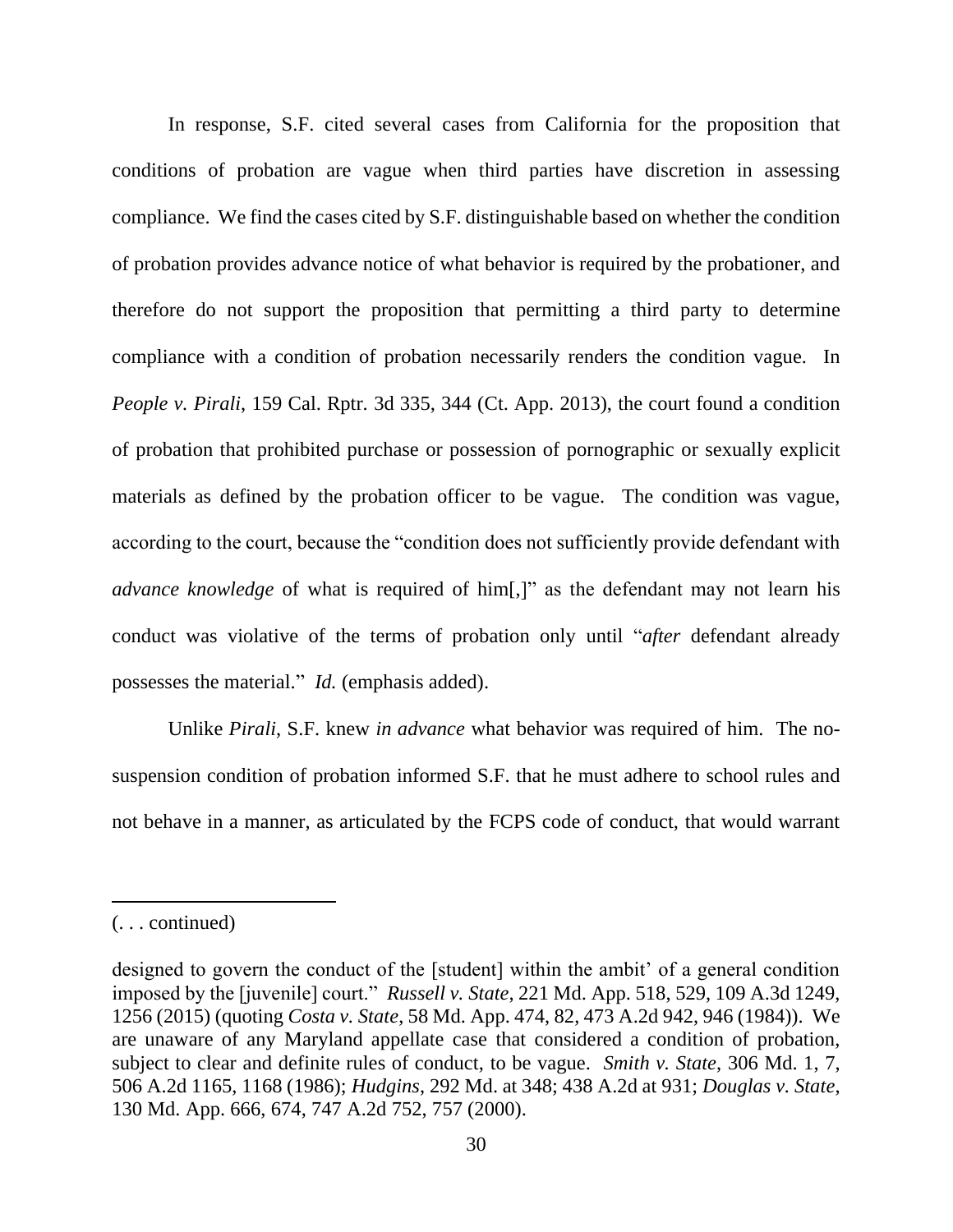In response, S.F. cited several cases from California for the proposition that conditions of probation are vague when third parties have discretion in assessing compliance. We find the cases cited by S.F. distinguishable based on whether the condition of probation provides advance notice of what behavior is required by the probationer, and therefore do not support the proposition that permitting a third party to determine compliance with a condition of probation necessarily renders the condition vague. In *People v. Pirali*, 159 Cal. Rptr. 3d 335, 344 (Ct. App. 2013), the court found a condition of probation that prohibited purchase or possession of pornographic or sexually explicit materials as defined by the probation officer to be vague. The condition was vague, according to the court, because the "condition does not sufficiently provide defendant with *advance knowledge* of what is required of him[,]" as the defendant may not learn his conduct was violative of the terms of probation only until "*after* defendant already possesses the material." *Id.* (emphasis added).

Unlike *Pirali*, S.F. knew *in advance* what behavior was required of him. The no-suspension condition of probation informed S.F. that he must adhere to school rules and not behave in a manner, as articulated by the FCPS code of conduct, that would warrant

---

(. . . continued)

designed to govern the conduct of the [student] within the ambit' of a general condition imposed by the [juvenile] court." *Russell v. State*, 221 Md. App. 518, 529, 109 A.3d 1249, 1256 (2015) (quoting *Costa v. State*, 58 Md. App. 474, 82, 473 A.2d 942, 946 (1984)). We are unaware of any Maryland appellate case that considered a condition of probation, subject to clear and definite rules of conduct, to be vague. *Smith v. State*, 306 Md. 1, 7, 506 A.2d 1165, 1168 (1986); *Hudgins*, 292 Md. at 348; 438 A.2d at 931; *Douglas v. State*, 130 Md. App. 666, 674, 747 A.2d 752, 757 (2000).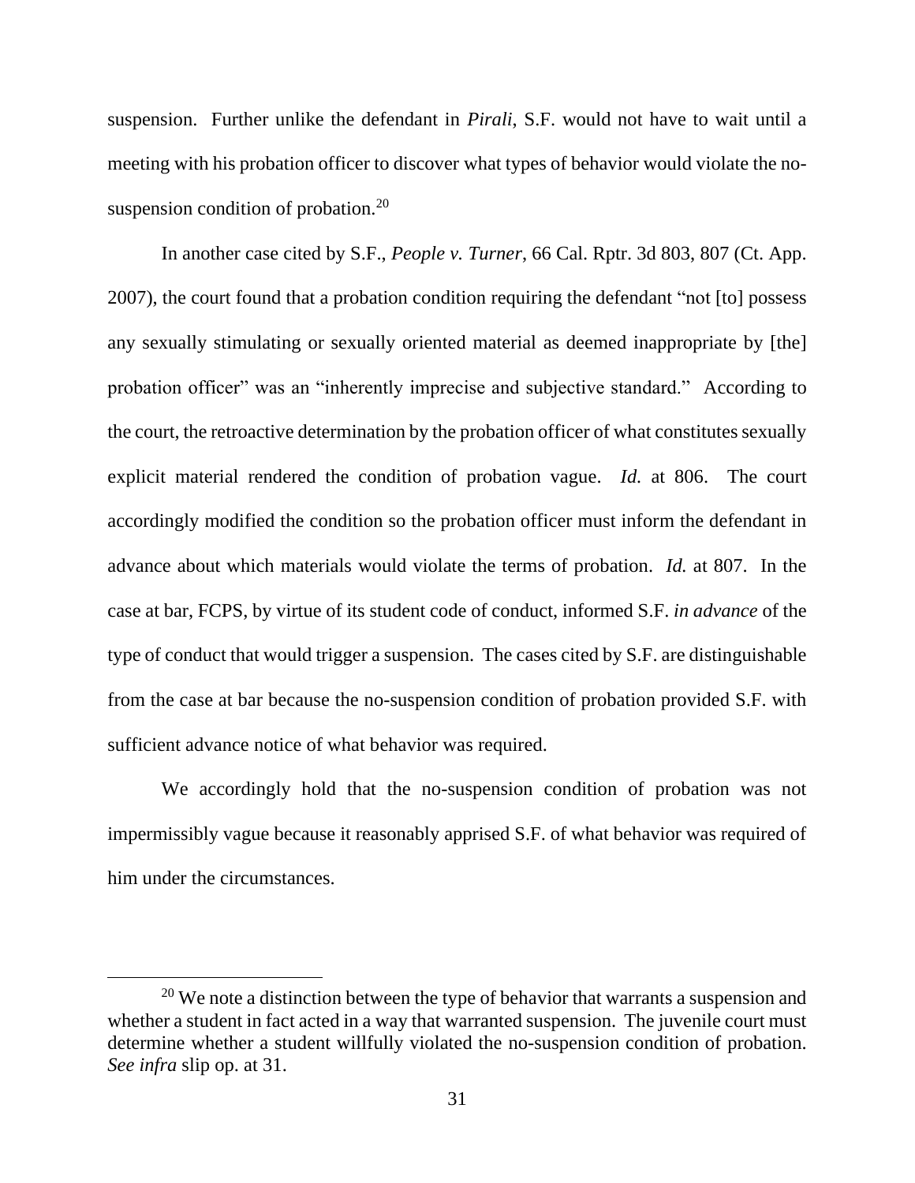suspension. Further unlike the defendant in *Pirali*, S.F. would not have to wait until a meeting with his probation officer to discover what types of behavior would violate the no-suspension condition of probation.[20]

In another case cited by S.F., *People v. Turner*, 66 Cal. Rptr. 3d 803, 807 (Ct. App. 2007), the court found that a probation condition requiring the defendant "not [to] possess any sexually stimulating or sexually oriented material as deemed inappropriate by [the] probation officer" was an "inherently imprecise and subjective standard." According to the court, the retroactive determination by the probation officer of what constitutes sexually explicit material rendered the condition of probation vague. *Id.* at 806. The court accordingly modified the condition so the probation officer must inform the defendant in advance about which materials would violate the terms of probation. *Id.* at 807. In the case at bar, FCPS, by virtue of its student code of conduct, informed S.F. *in advance* of the type of conduct that would trigger a suspension. The cases cited by S.F. are distinguishable from the case at bar because the no-suspension condition of probation provided S.F. with sufficient advance notice of what behavior was required.

We accordingly hold that the no-suspension condition of probation was not impermissibly vague because it reasonably apprised S.F. of what behavior was required of him under the circumstances.

---

[20] We note a distinction between the type of behavior that warrants a suspension and whether a student in fact acted in a way that warranted suspension. The juvenile court must determine whether a student willfully violated the no-suspension condition of probation. *See infra* slip op. at 31.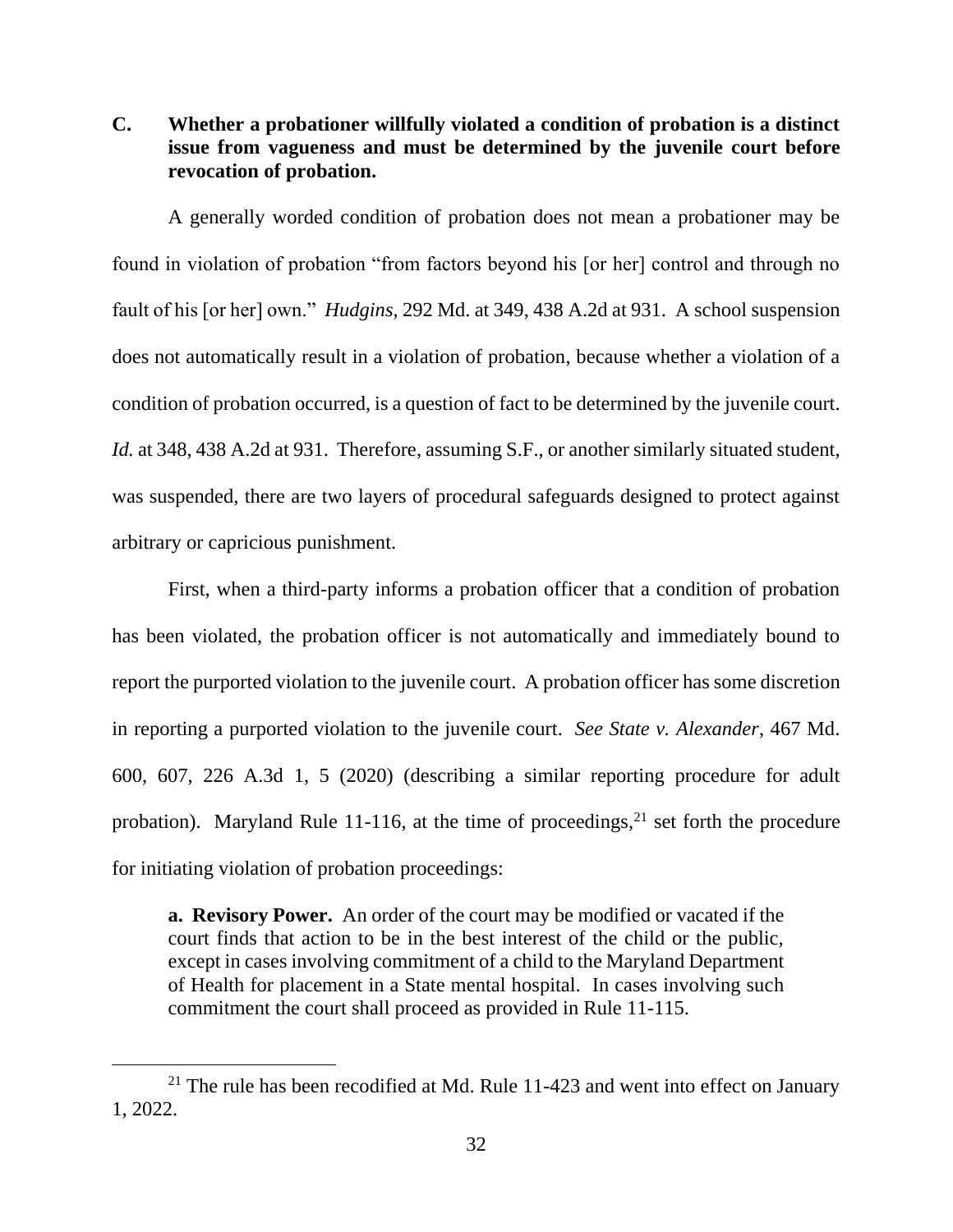### C. Whether a probationer willfully violated a condition of probation is a distinct issue from vagueness and must be determined by the juvenile court before revocation of probation.

A generally worded condition of probation does not mean a probationer may be found in violation of probation "from factors beyond his [or her] control and through no fault of his [or her] own." *Hudgins*, 292 Md. at 349, 438 A.2d at 931. A school suspension does not automatically result in a violation of probation, because whether a violation of a condition of probation occurred, is a question of fact to be determined by the juvenile court. *Id.* at 348, 438 A.2d at 931. Therefore, assuming S.F., or another similarly situated student, was suspended, there are two layers of procedural safeguards designed to protect against arbitrary or capricious punishment.

First, when a third-party informs a probation officer that a condition of probation has been violated, the probation officer is not automatically and immediately bound to report the purported violation to the juvenile court. A probation officer has some discretion in reporting a purported violation to the juvenile court. *See State v. Alexander*, 467 Md. 600, 607, 226 A.3d 1, 5 (2020) (describing a similar reporting procedure for adult probation). Maryland Rule 11-116, at the time of proceedings,[21] set forth the procedure for initiating violation of probation proceedings:

> **a. Revisory Power.** An order of the court may be modified or vacated if the court finds that action to be in the best interest of the child or the public, except in cases involving commitment of a child to the Maryland Department of Health for placement in a State mental hospital. In cases involving such commitment the court shall proceed as provided in Rule 11-115.

---

[21] The rule has been recodified at Md. Rule 11-423 and went into effect on January 1, 2022.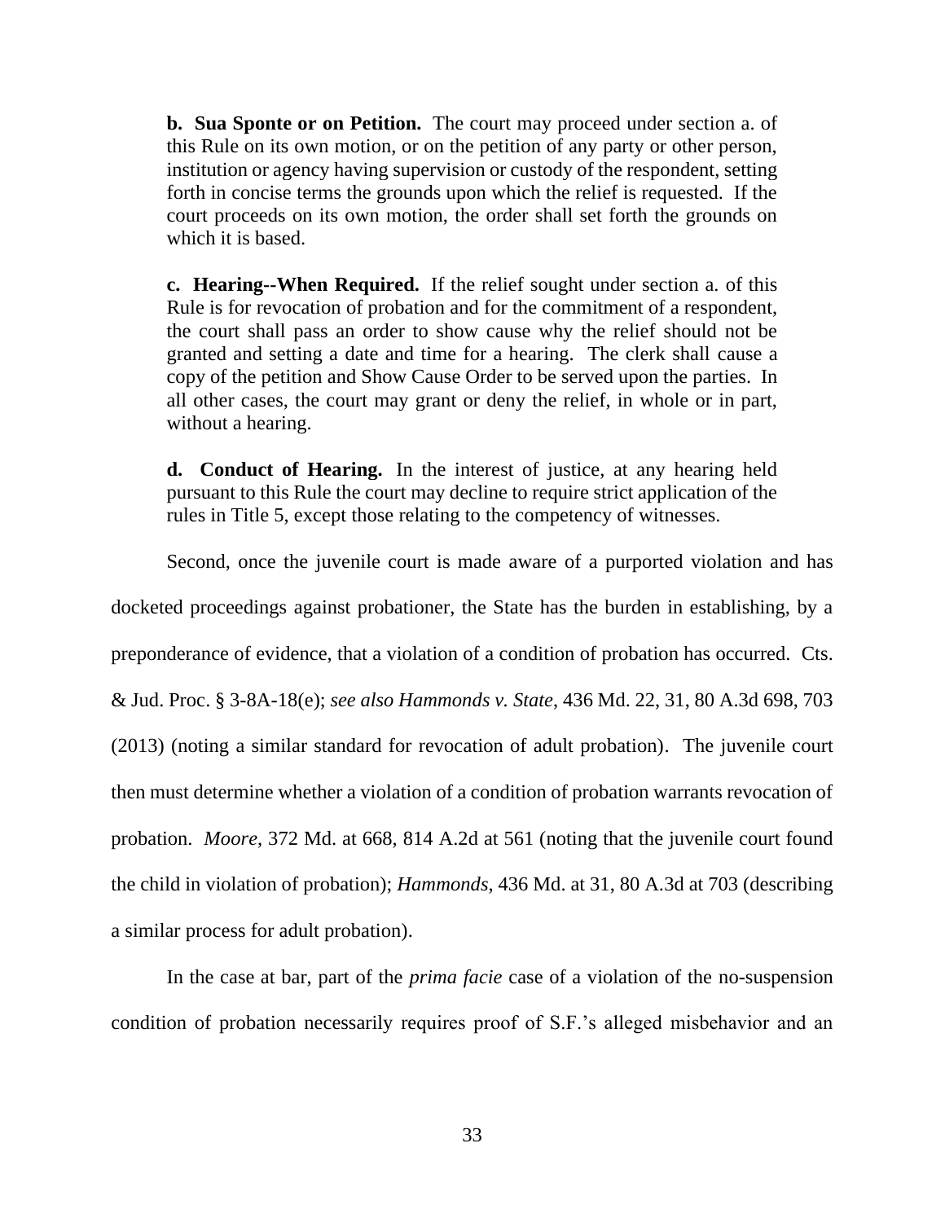> **b. Sua Sponte or on Petition.** The court may proceed under section a. of this Rule on its own motion, or on the petition of any party or other person, institution or agency having supervision or custody of the respondent, setting forth in concise terms the grounds upon which the relief is requested. If the court proceeds on its own motion, the order shall set forth the grounds on which it is based.
>
> **c. Hearing--When Required.** If the relief sought under section a. of this Rule is for revocation of probation and for the commitment of a respondent, the court shall pass an order to show cause why the relief should not be granted and setting a date and time for a hearing. The clerk shall cause a copy of the petition and Show Cause Order to be served upon the parties. In all other cases, the court may grant or deny the relief, in whole or in part, without a hearing.
>
> **d. Conduct of Hearing.** In the interest of justice, at any hearing held pursuant to this Rule the court may decline to require strict application of the rules in Title 5, except those relating to the competency of witnesses.

Second, once the juvenile court is made aware of a purported violation and has docketed proceedings against probationer, the State has the burden in establishing, by a preponderance of evidence, that a violation of a condition of probation has occurred. Cts. & Jud. Proc. § 3-8A-18(e); *see also Hammonds v. State*, 436 Md. 22, 31, 80 A.3d 698, 703 (2013) (noting a similar standard for revocation of adult probation). The juvenile court then must determine whether a violation of a condition of probation warrants revocation of probation. *Moore*, 372 Md. at 668, 814 A.2d at 561 (noting that the juvenile court found the child in violation of probation); *Hammonds*, 436 Md. at 31, 80 A.3d at 703 (describing a similar process for adult probation).

In the case at bar, part of the *prima facie* case of a violation of the no-suspension condition of probation necessarily requires proof of S.F.'s alleged misbehavior and an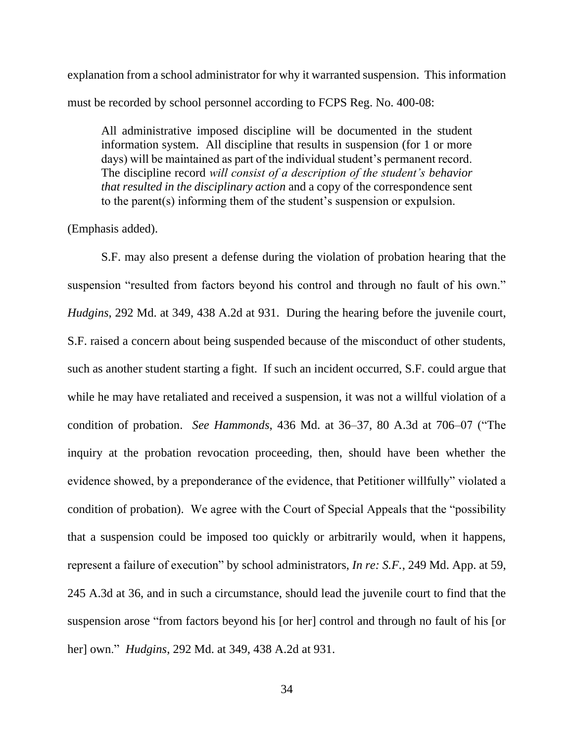explanation from a school administrator for why it warranted suspension. This information must be recorded by school personnel according to FCPS Reg. No. 400-08:

> All administrative imposed discipline will be documented in the student information system. All discipline that results in suspension (for 1 or more days) will be maintained as part of the individual student's permanent record. The discipline record *will consist of a description of the student's behavior that resulted in the disciplinary action* and a copy of the correspondence sent to the parent(s) informing them of the student's suspension or expulsion.

(Emphasis added).

S.F. may also present a defense during the violation of probation hearing that the suspension "resulted from factors beyond his control and through no fault of his own." *Hudgins*, 292 Md. at 349, 438 A.2d at 931. During the hearing before the juvenile court, S.F. raised a concern about being suspended because of the misconduct of other students, such as another student starting a fight. If such an incident occurred, S.F. could argue that while he may have retaliated and received a suspension, it was not a willful violation of a condition of probation. *See Hammonds*, 436 Md. at 36–37, 80 A.3d at 706–07 ("The inquiry at the probation revocation proceeding, then, should have been whether the evidence showed, by a preponderance of the evidence, that Petitioner willfully" violated a condition of probation). We agree with the Court of Special Appeals that the "possibility that a suspension could be imposed too quickly or arbitrarily would, when it happens, represent a failure of execution" by school administrators, *In re: S.F.*, 249 Md. App. at 59, 245 A.3d at 36, and in such a circumstance, should lead the juvenile court to find that the suspension arose "from factors beyond his [or her] control and through no fault of his [or her] own." *Hudgins*, 292 Md. at 349, 438 A.2d at 931.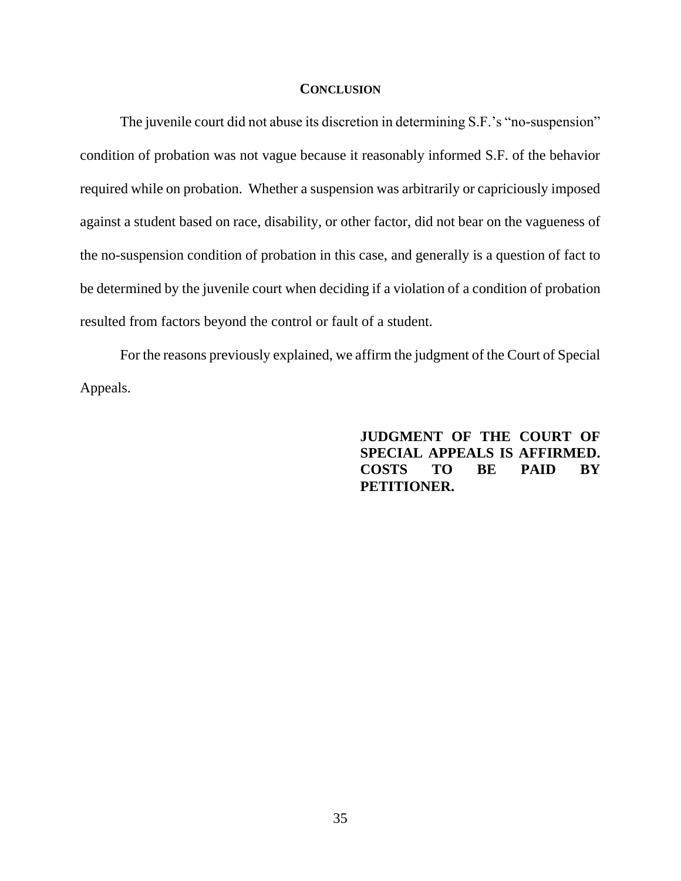## CONCLUSION

The juvenile court did not abuse its discretion in determining S.F.'s "no-suspension" condition of probation was not vague because it reasonably informed S.F. of the behavior required while on probation. Whether a suspension was arbitrarily or capriciously imposed against a student based on race, disability, or other factor, did not bear on the vagueness of the no-suspension condition of probation in this case, and generally is a question of fact to be determined by the juvenile court when deciding if a violation of a condition of probation resulted from factors beyond the control or fault of a student.

For the reasons previously explained, we affirm the judgment of the Court of Special Appeals.

**JUDGMENT OF THE COURT OF SPECIAL APPEALS IS AFFIRMED. COSTS TO BE PAID BY PETITIONER.**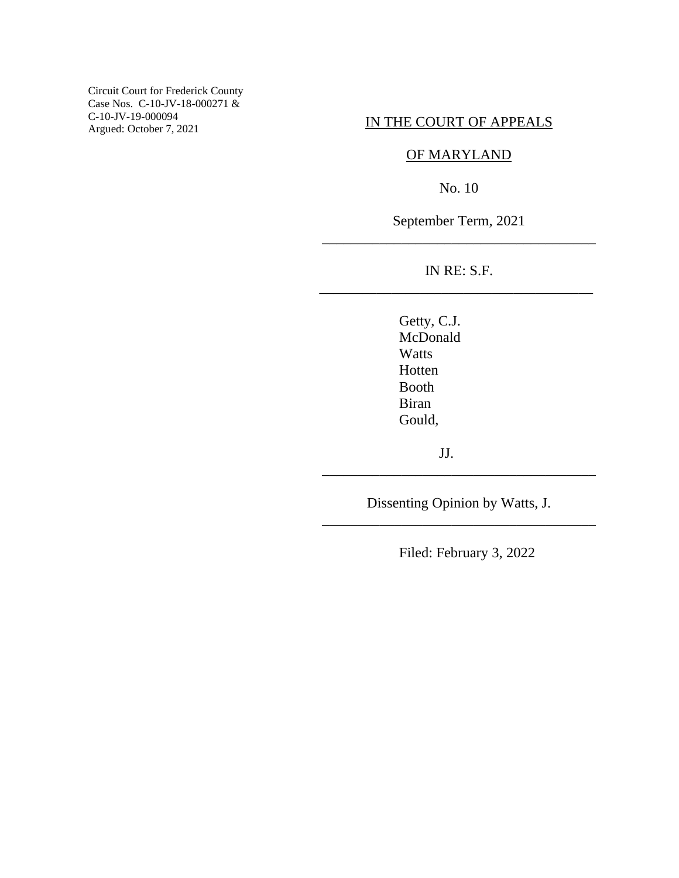Circuit Court for Frederick County
Case Nos. C-10-JV-18-000271 &
C-10-JV-19-000094
Argued: October 7, 2021

IN THE COURT OF APPEALS

OF MARYLAND

No. 10

September Term, 2021

---

IN RE: S.F.

---

Getty, C.J.
McDonald
Watts
Hotten
Booth
Biran
Gould,

JJ.

---

Dissenting Opinion by Watts, J.

---

Filed: February 3, 2022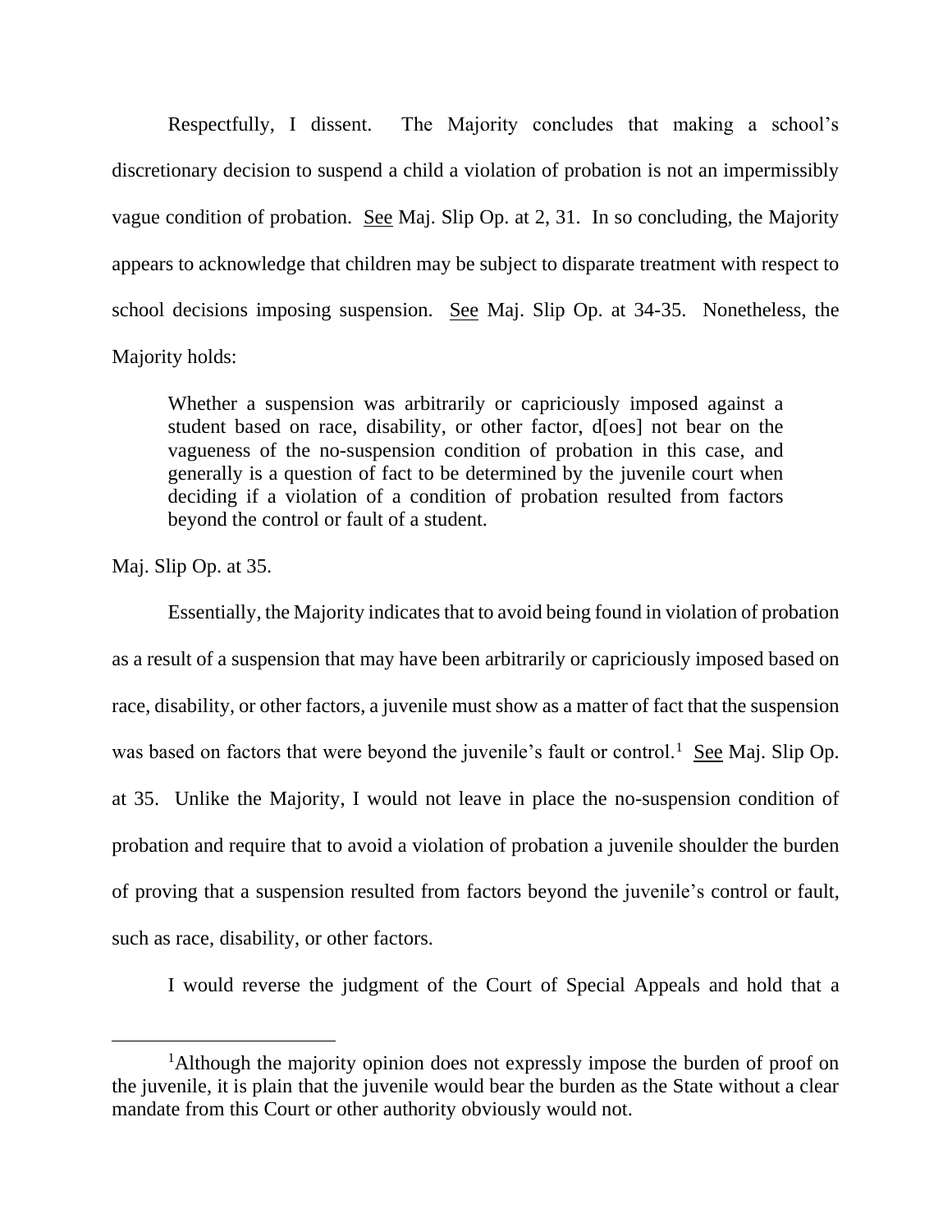Respectfully, I dissent. The Majority concludes that making a school's discretionary decision to suspend a child a violation of probation is not an impermissibly vague condition of probation. See Maj. Slip Op. at 2, 31. In so concluding, the Majority appears to acknowledge that children may be subject to disparate treatment with respect to school decisions imposing suspension. See Maj. Slip Op. at 34-35. Nonetheless, the Majority holds:

> Whether a suspension was arbitrarily or capriciously imposed against a student based on race, disability, or other factor, d[oes] not bear on the vagueness of the no-suspension condition of probation in this case, and generally is a question of fact to be determined by the juvenile court when deciding if a violation of a condition of probation resulted from factors beyond the control or fault of a student.

Maj. Slip Op. at 35.

Essentially, the Majority indicates that to avoid being found in violation of probation as a result of a suspension that may have been arbitrarily or capriciously imposed based on race, disability, or other factors, a juvenile must show as a matter of fact that the suspension was based on factors that were beyond the juvenile's fault or control.[1] See Maj. Slip Op. at 35. Unlike the Majority, I would not leave in place the no-suspension condition of probation and require that to avoid a violation of probation a juvenile shoulder the burden of proving that a suspension resulted from factors beyond the juvenile's control or fault, such as race, disability, or other factors.

I would reverse the judgment of the Court of Special Appeals and hold that a

---

[1] Although the majority opinion does not expressly impose the burden of proof on the juvenile, it is plain that the juvenile would bear the burden as the State without a clear mandate from this Court or other authority obviously would not.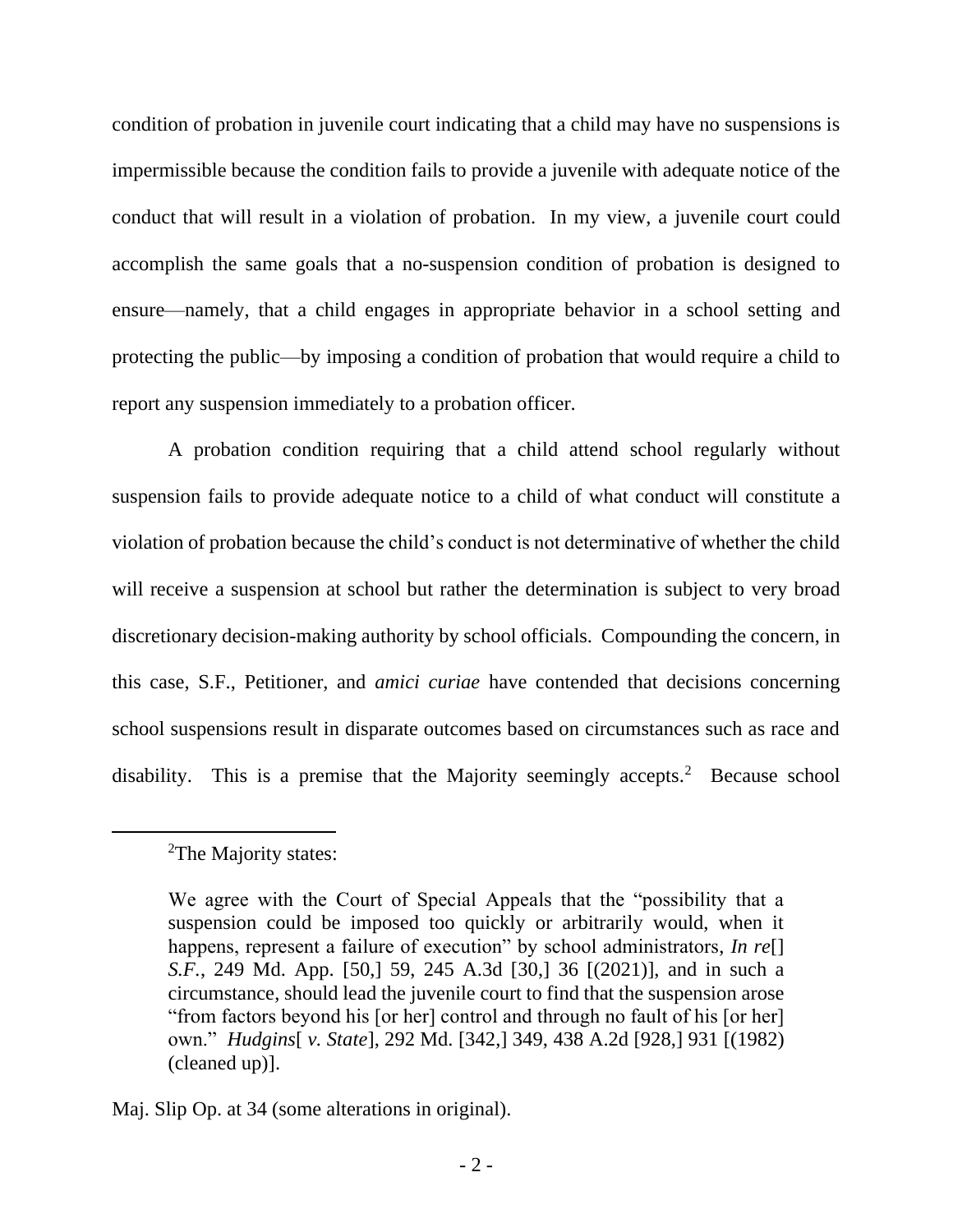condition of probation in juvenile court indicating that a child may have no suspensions is impermissible because the condition fails to provide a juvenile with adequate notice of the conduct that will result in a violation of probation. In my view, a juvenile court could accomplish the same goals that a no-suspension condition of probation is designed to ensure—namely, that a child engages in appropriate behavior in a school setting and protecting the public—by imposing a condition of probation that would require a child to report any suspension immediately to a probation officer.

A probation condition requiring that a child attend school regularly without suspension fails to provide adequate notice to a child of what conduct will constitute a violation of probation because the child's conduct is not determinative of whether the child will receive a suspension at school but rather the determination is subject to very broad discretionary decision-making authority by school officials. Compounding the concern, in this case, S.F., Petitioner, and *amici curiae* have contended that decisions concerning school suspensions result in disparate outcomes based on circumstances such as race and disability. This is a premise that the Majority seemingly accepts.[2] Because school

---

[2]The Majority states:

> We agree with the Court of Special Appeals that the "possibility that a suspension could be imposed too quickly or arbitrarily would, when it happens, represent a failure of execution" by school administrators, *In re*[] *S.F.*, 249 Md. App. [50,] 59, 245 A.3d [30,] 36 [(2021)], and in such a circumstance, should lead the juvenile court to find that the suspension arose "from factors beyond his [or her] control and through no fault of his [or her] own." *Hudgins*[ *v. State*], 292 Md. [342,] 349, 438 A.2d [928,] 931 [(1982) (cleaned up)].

Maj. Slip Op. at 34 (some alterations in original).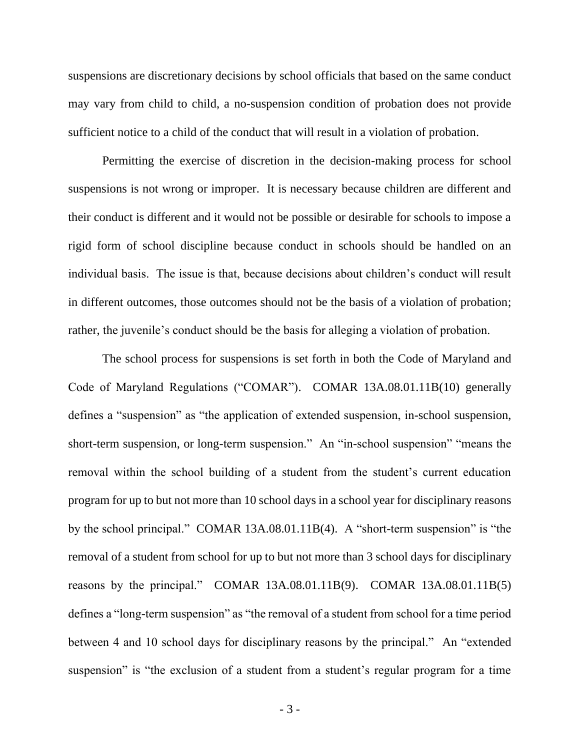suspensions are discretionary decisions by school officials that based on the same conduct may vary from child to child, a no-suspension condition of probation does not provide sufficient notice to a child of the conduct that will result in a violation of probation.

Permitting the exercise of discretion in the decision-making process for school suspensions is not wrong or improper. It is necessary because children are different and their conduct is different and it would not be possible or desirable for schools to impose a rigid form of school discipline because conduct in schools should be handled on an individual basis. The issue is that, because decisions about children's conduct will result in different outcomes, those outcomes should not be the basis of a violation of probation; rather, the juvenile's conduct should be the basis for alleging a violation of probation.

The school process for suspensions is set forth in both the Code of Maryland and Code of Maryland Regulations ("COMAR"). COMAR 13A.08.01.11B(10) generally defines a "suspension" as "the application of extended suspension, in-school suspension, short-term suspension, or long-term suspension." An "in-school suspension" "means the removal within the school building of a student from the student's current education program for up to but not more than 10 school days in a school year for disciplinary reasons by the school principal." COMAR 13A.08.01.11B(4). A "short-term suspension" is "the removal of a student from school for up to but not more than 3 school days for disciplinary reasons by the principal." COMAR 13A.08.01.11B(9). COMAR 13A.08.01.11B(5) defines a "long-term suspension" as "the removal of a student from school for a time period between 4 and 10 school days for disciplinary reasons by the principal." An "extended suspension" is "the exclusion of a student from a student's regular program for a time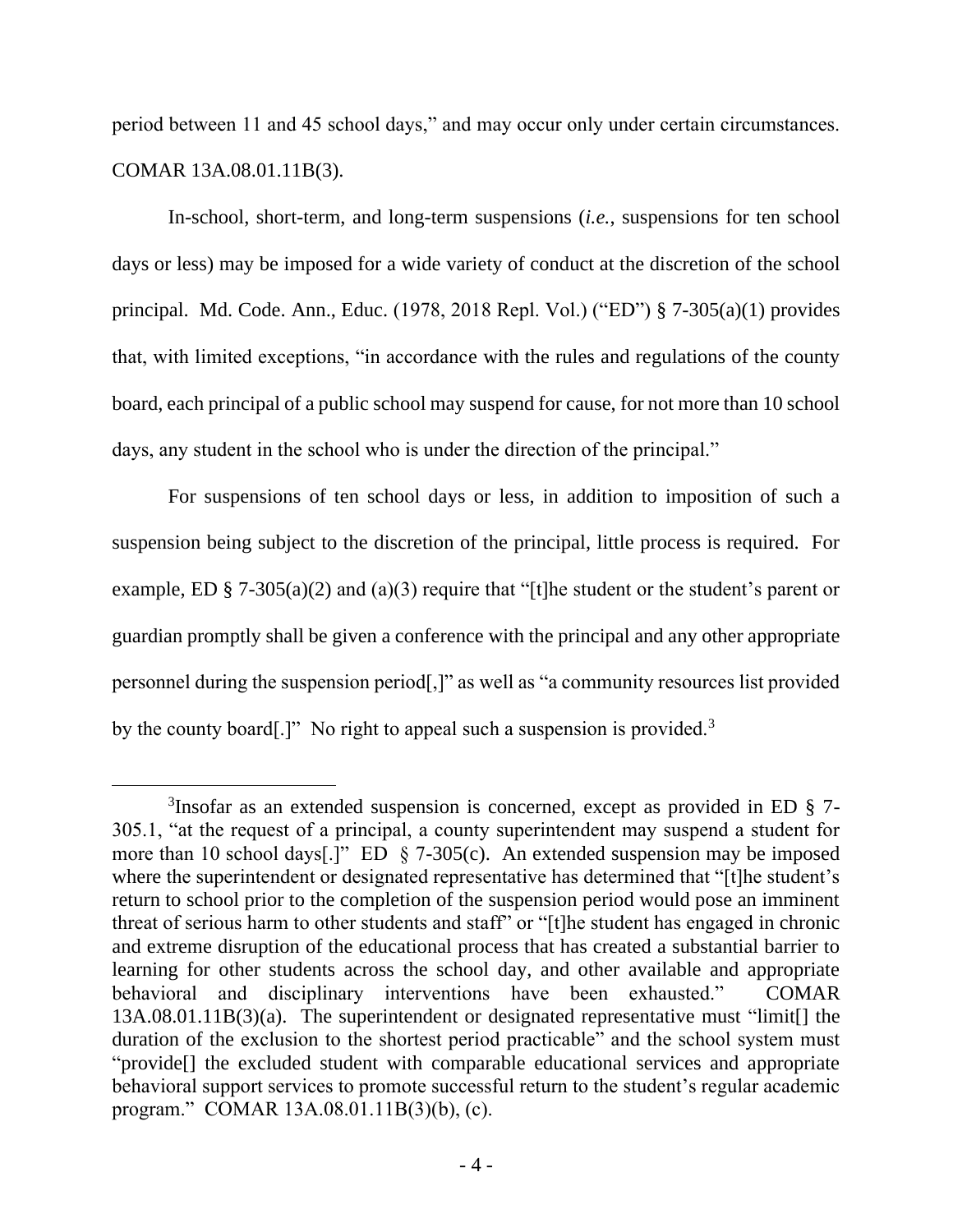period between 11 and 45 school days," and may occur only under certain circumstances. COMAR 13A.08.01.11B(3).

In-school, short-term, and long-term suspensions (*i.e.*, suspensions for ten school days or less) may be imposed for a wide variety of conduct at the discretion of the school principal. Md. Code. Ann., Educ. (1978, 2018 Repl. Vol.) ("ED") § 7-305(a)(1) provides that, with limited exceptions, "in accordance with the rules and regulations of the county board, each principal of a public school may suspend for cause, for not more than 10 school days, any student in the school who is under the direction of the principal."

For suspensions of ten school days or less, in addition to imposition of such a suspension being subject to the discretion of the principal, little process is required. For example, ED § 7-305(a)(2) and (a)(3) require that "[t]he student or the student's parent or guardian promptly shall be given a conference with the principal and any other appropriate personnel during the suspension period[,]" as well as "a community resources list provided by the county board[.]" No right to appeal such a suspension is provided.[3]

[3]Insofar as an extended suspension is concerned, except as provided in ED § 7-305.1, "at the request of a principal, a county superintendent may suspend a student for more than 10 school days[.]" ED § 7-305(c). An extended suspension may be imposed where the superintendent or designated representative has determined that "[t]he student's return to school prior to the completion of the suspension period would pose an imminent threat of serious harm to other students and staff" or "[t]he student has engaged in chronic and extreme disruption of the educational process that has created a substantial barrier to learning for other students across the school day, and other available and appropriate behavioral and disciplinary interventions have been exhausted." COMAR 13A.08.01.11B(3)(a). The superintendent or designated representative must "limit[] the duration of the exclusion to the shortest period practicable" and the school system must "provide[] the excluded student with comparable educational services and appropriate behavioral support services to promote successful return to the student's regular academic program." COMAR 13A.08.01.11B(3)(b), (c).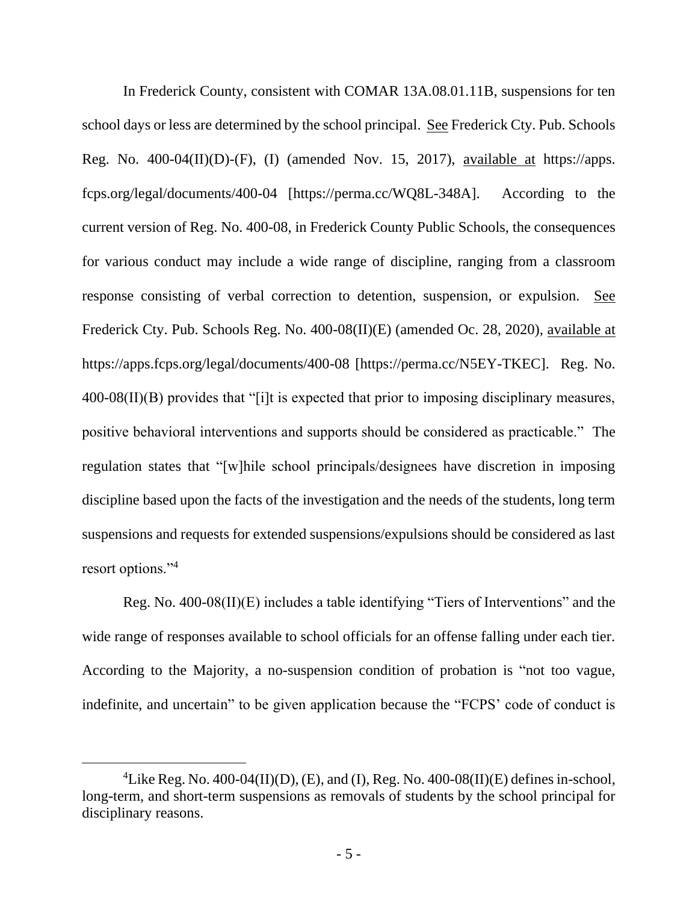In Frederick County, consistent with COMAR 13A.08.01.11B, suspensions for ten school days or less are determined by the school principal. See Frederick Cty. Pub. Schools Reg. No. 400-04(II)(D)-(F), (I) (amended Nov. 15, 2017), available at https://apps.fcps.org/legal/documents/400-04 [https://perma.cc/WQ8L-348A]. According to the current version of Reg. No. 400-08, in Frederick County Public Schools, the consequences for various conduct may include a wide range of discipline, ranging from a classroom response consisting of verbal correction to detention, suspension, or expulsion. See Frederick Cty. Pub. Schools Reg. No. 400-08(II)(E) (amended Oc. 28, 2020), available at https://apps.fcps.org/legal/documents/400-08 [https://perma.cc/N5EY-TKEC]. Reg. No. 400-08(II)(B) provides that "[i]t is expected that prior to imposing disciplinary measures, positive behavioral interventions and supports should be considered as practicable." The regulation states that "[w]hile school principals/designees have discretion in imposing discipline based upon the facts of the investigation and the needs of the students, long term suspensions and requests for extended suspensions/expulsions should be considered as last resort options."[4]

Reg. No. 400-08(II)(E) includes a table identifying "Tiers of Interventions" and the wide range of responses available to school officials for an offense falling under each tier. According to the Majority, a no-suspension condition of probation is "not too vague, indefinite, and uncertain" to be given application because the "FCPS' code of conduct is

---

[4]Like Reg. No. 400-04(II)(D), (E), and (I), Reg. No. 400-08(II)(E) defines in-school, long-term, and short-term suspensions as removals of students by the school principal for disciplinary reasons.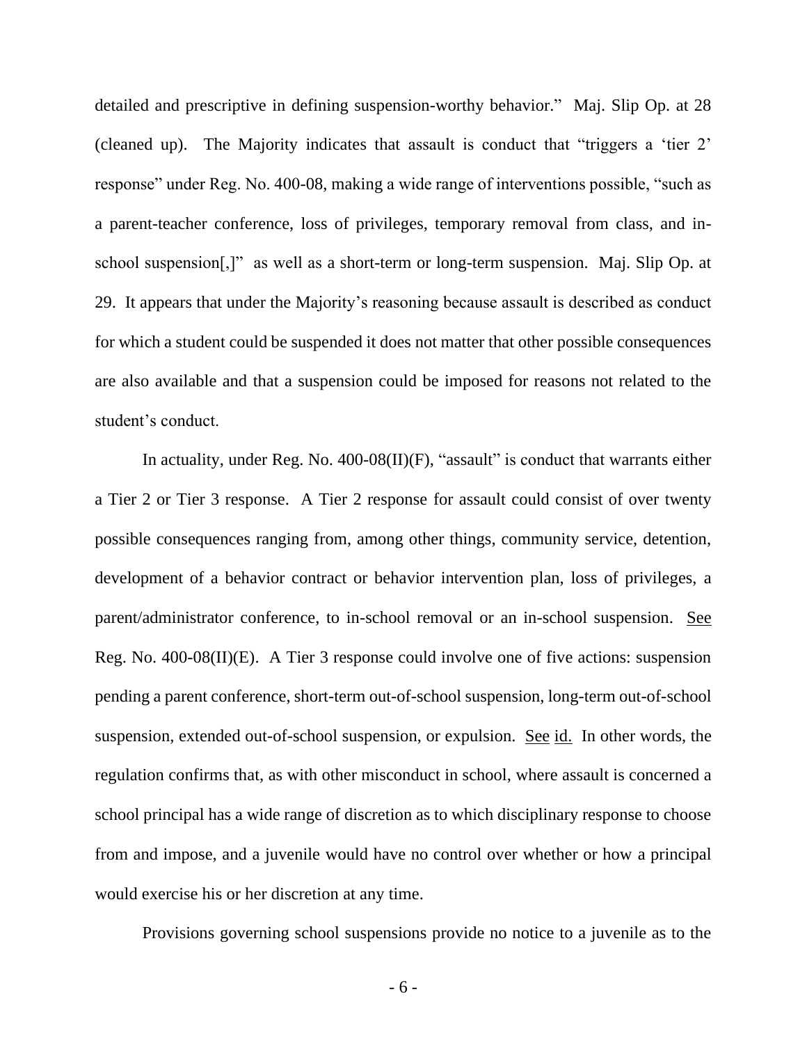detailed and prescriptive in defining suspension-worthy behavior." Maj. Slip Op. at 28 (cleaned up). The Majority indicates that assault is conduct that "triggers a 'tier 2' response" under Reg. No. 400-08, making a wide range of interventions possible, "such as a parent-teacher conference, loss of privileges, temporary removal from class, and in-school suspension[,]" as well as a short-term or long-term suspension. Maj. Slip Op. at 29. It appears that under the Majority's reasoning because assault is described as conduct for which a student could be suspended it does not matter that other possible consequences are also available and that a suspension could be imposed for reasons not related to the student's conduct.

In actuality, under Reg. No. 400-08(II)(F), "assault" is conduct that warrants either a Tier 2 or Tier 3 response. A Tier 2 response for assault could consist of over twenty possible consequences ranging from, among other things, community service, detention, development of a behavior contract or behavior intervention plan, loss of privileges, a parent/administrator conference, to in-school removal or an in-school suspension. See Reg. No. 400-08(II)(E). A Tier 3 response could involve one of five actions: suspension pending a parent conference, short-term out-of-school suspension, long-term out-of-school suspension, extended out-of-school suspension, or expulsion. See id. In other words, the regulation confirms that, as with other misconduct in school, where assault is concerned a school principal has a wide range of discretion as to which disciplinary response to choose from and impose, and a juvenile would have no control over whether or how a principal would exercise his or her discretion at any time.

Provisions governing school suspensions provide no notice to a juvenile as to the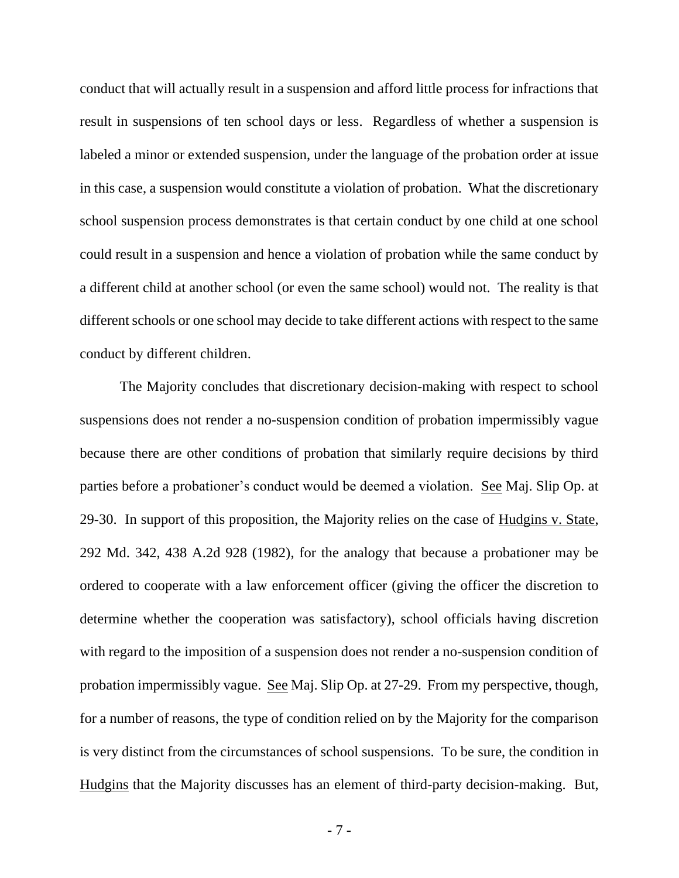conduct that will actually result in a suspension and afford little process for infractions that result in suspensions of ten school days or less. Regardless of whether a suspension is labeled a minor or extended suspension, under the language of the probation order at issue in this case, a suspension would constitute a violation of probation. What the discretionary school suspension process demonstrates is that certain conduct by one child at one school could result in a suspension and hence a violation of probation while the same conduct by a different child at another school (or even the same school) would not. The reality is that different schools or one school may decide to take different actions with respect to the same conduct by different children.

The Majority concludes that discretionary decision-making with respect to school suspensions does not render a no-suspension condition of probation impermissibly vague because there are other conditions of probation that similarly require decisions by third parties before a probationer's conduct would be deemed a violation. See Maj. Slip Op. at 29-30. In support of this proposition, the Majority relies on the case of Hudgins v. State, 292 Md. 342, 438 A.2d 928 (1982), for the analogy that because a probationer may be ordered to cooperate with a law enforcement officer (giving the officer the discretion to determine whether the cooperation was satisfactory), school officials having discretion with regard to the imposition of a suspension does not render a no-suspension condition of probation impermissibly vague. See Maj. Slip Op. at 27-29. From my perspective, though, for a number of reasons, the type of condition relied on by the Majority for the comparison is very distinct from the circumstances of school suspensions. To be sure, the condition in Hudgins that the Majority discusses has an element of third-party decision-making. But,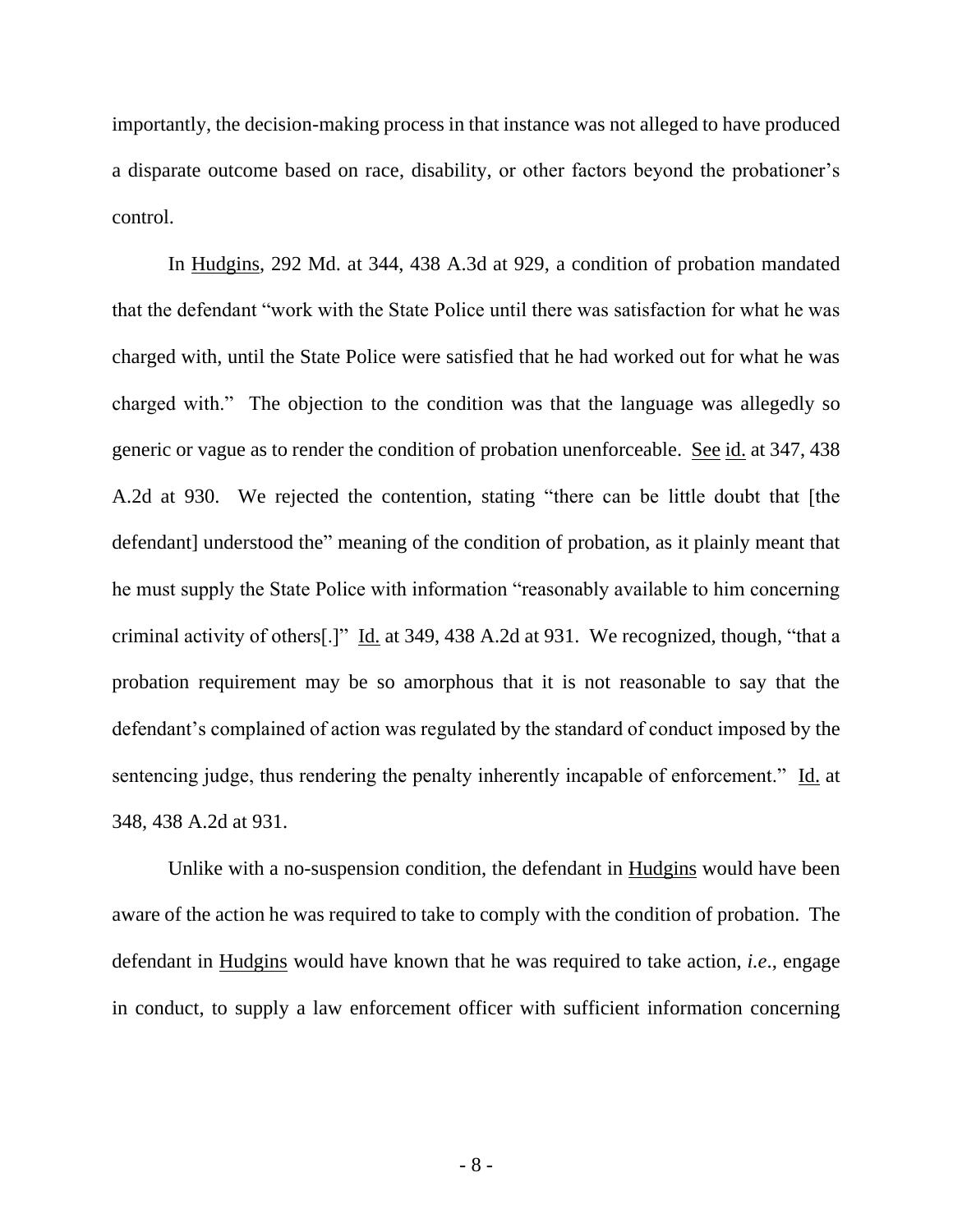importantly, the decision-making process in that instance was not alleged to have produced a disparate outcome based on race, disability, or other factors beyond the probationer's control.

In Hudgins, 292 Md. at 344, 438 A.3d at 929, a condition of probation mandated that the defendant "work with the State Police until there was satisfaction for what he was charged with, until the State Police were satisfied that he had worked out for what he was charged with." The objection to the condition was that the language was allegedly so generic or vague as to render the condition of probation unenforceable. See id. at 347, 438 A.2d at 930. We rejected the contention, stating "there can be little doubt that [the defendant] understood the" meaning of the condition of probation, as it plainly meant that he must supply the State Police with information "reasonably available to him concerning criminal activity of others[.]" Id. at 349, 438 A.2d at 931. We recognized, though, "that a probation requirement may be so amorphous that it is not reasonable to say that the defendant's complained of action was regulated by the standard of conduct imposed by the sentencing judge, thus rendering the penalty inherently incapable of enforcement." Id. at 348, 438 A.2d at 931.

Unlike with a no-suspension condition, the defendant in Hudgins would have been aware of the action he was required to take to comply with the condition of probation. The defendant in Hudgins would have known that he was required to take action, *i.e*., engage in conduct, to supply a law enforcement officer with sufficient information concerning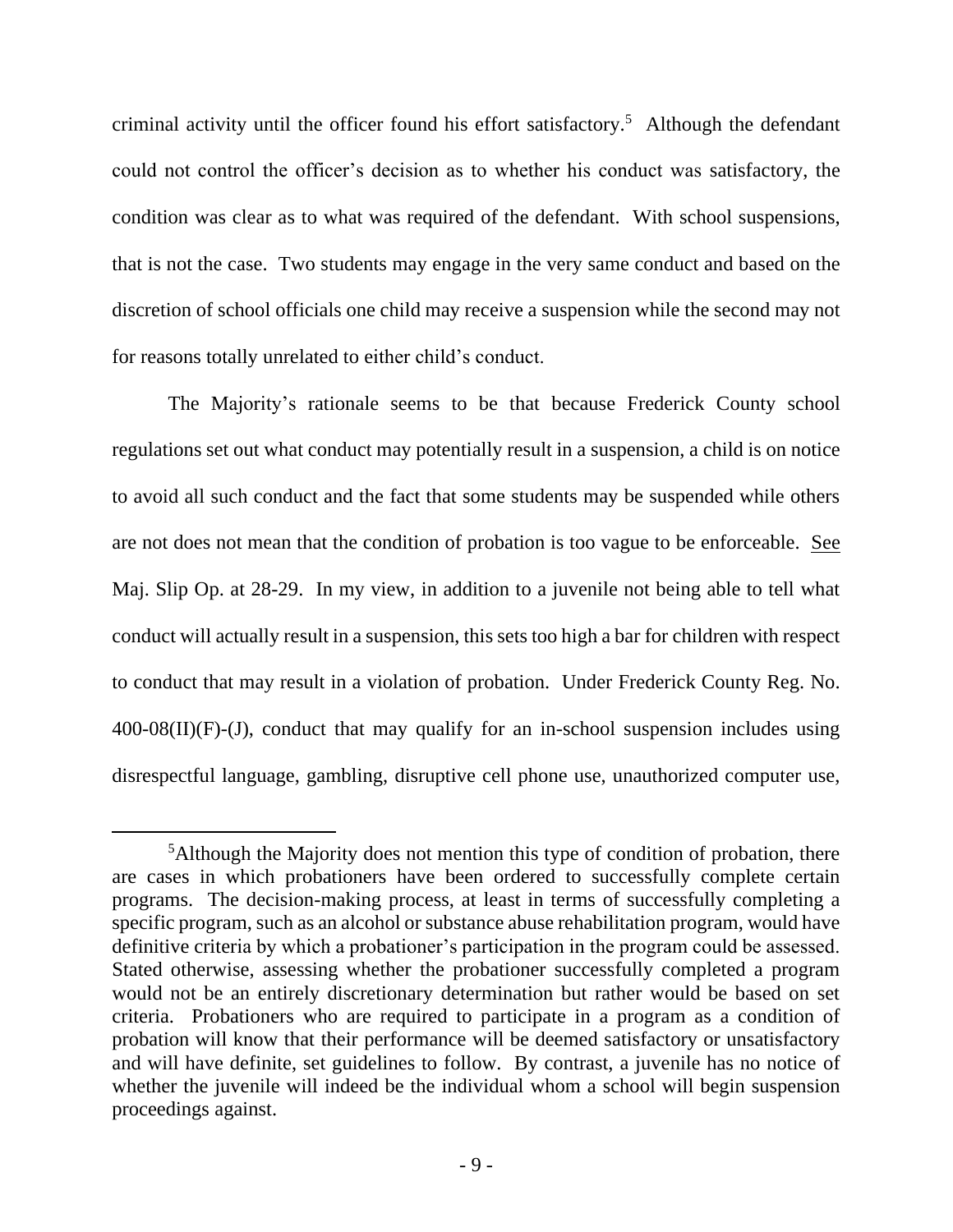criminal activity until the officer found his effort satisfactory.[5] Although the defendant could not control the officer's decision as to whether his conduct was satisfactory, the condition was clear as to what was required of the defendant. With school suspensions, that is not the case. Two students may engage in the very same conduct and based on the discretion of school officials one child may receive a suspension while the second may not for reasons totally unrelated to either child's conduct.

The Majority's rationale seems to be that because Frederick County school regulations set out what conduct may potentially result in a suspension, a child is on notice to avoid all such conduct and the fact that some students may be suspended while others are not does not mean that the condition of probation is too vague to be enforceable. See Maj. Slip Op. at 28-29. In my view, in addition to a juvenile not being able to tell what conduct will actually result in a suspension, this sets too high a bar for children with respect to conduct that may result in a violation of probation. Under Frederick County Reg. No. 400-08(II)(F)-(J), conduct that may qualify for an in-school suspension includes using disrespectful language, gambling, disruptive cell phone use, unauthorized computer use,

---

[5]Although the Majority does not mention this type of condition of probation, there are cases in which probationers have been ordered to successfully complete certain programs. The decision-making process, at least in terms of successfully completing a specific program, such as an alcohol or substance abuse rehabilitation program, would have definitive criteria by which a probationer's participation in the program could be assessed. Stated otherwise, assessing whether the probationer successfully completed a program would not be an entirely discretionary determination but rather would be based on set criteria. Probationers who are required to participate in a program as a condition of probation will know that their performance will be deemed satisfactory or unsatisfactory and will have definite, set guidelines to follow. By contrast, a juvenile has no notice of whether the juvenile will indeed be the individual whom a school will begin suspension proceedings against.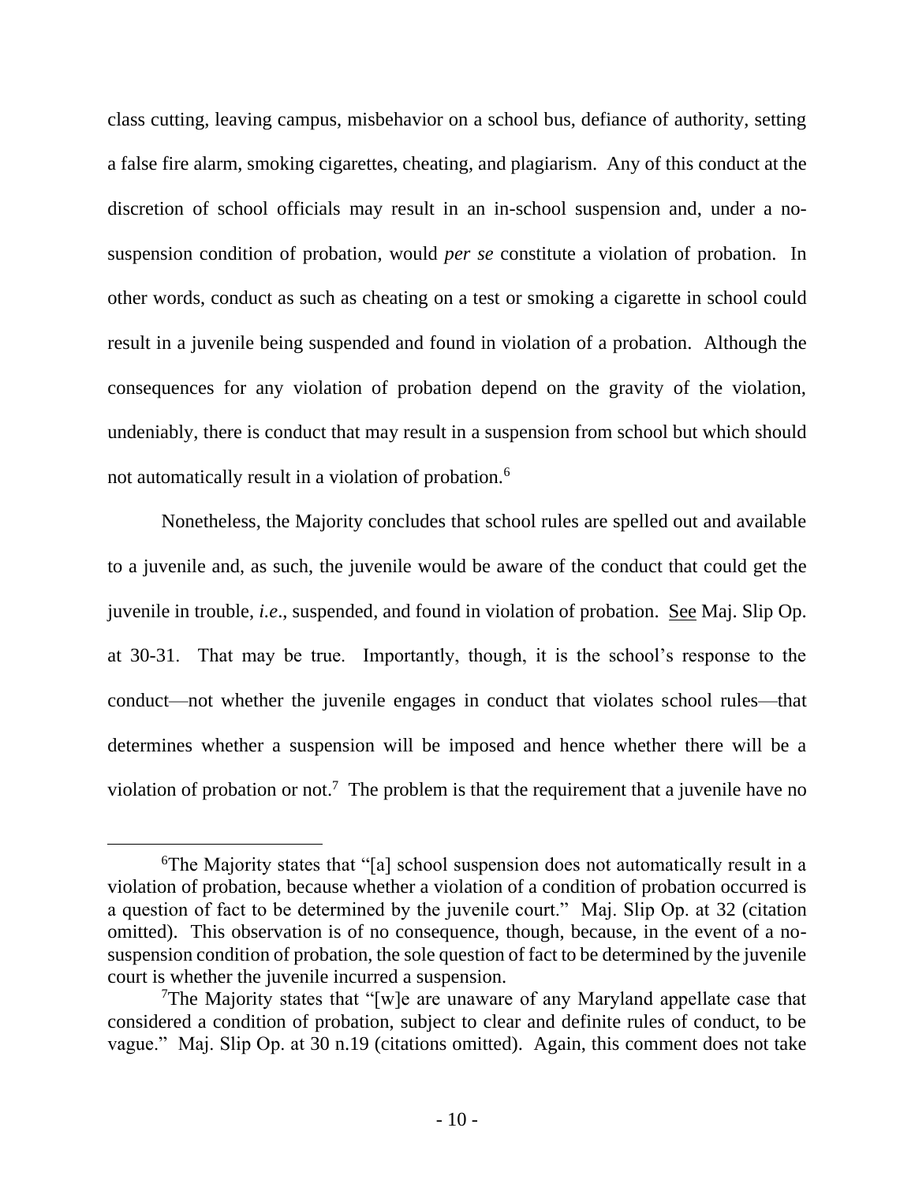class cutting, leaving campus, misbehavior on a school bus, defiance of authority, setting a false fire alarm, smoking cigarettes, cheating, and plagiarism. Any of this conduct at the discretion of school officials may result in an in-school suspension and, under a no-suspension condition of probation, would *per se* constitute a violation of probation. In other words, conduct as such as cheating on a test or smoking a cigarette in school could result in a juvenile being suspended and found in violation of a probation. Although the consequences for any violation of probation depend on the gravity of the violation, undeniably, there is conduct that may result in a suspension from school but which should not automatically result in a violation of probation.[6]

Nonetheless, the Majority concludes that school rules are spelled out and available to a juvenile and, as such, the juvenile would be aware of the conduct that could get the juvenile in trouble, *i.e*., suspended, and found in violation of probation. See Maj. Slip Op. at 30-31. That may be true. Importantly, though, it is the school's response to the conduct—not whether the juvenile engages in conduct that violates school rules—that determines whether a suspension will be imposed and hence whether there will be a violation of probation or not.[7] The problem is that the requirement that a juvenile have no

---

[6]The Majority states that "[a] school suspension does not automatically result in a violation of probation, because whether a violation of a condition of probation occurred is a question of fact to be determined by the juvenile court." Maj. Slip Op. at 32 (citation omitted). This observation is of no consequence, though, because, in the event of a no-suspension condition of probation, the sole question of fact to be determined by the juvenile court is whether the juvenile incurred a suspension.

[7]The Majority states that "[w]e are unaware of any Maryland appellate case that considered a condition of probation, subject to clear and definite rules of conduct, to be vague." Maj. Slip Op. at 30 n.19 (citations omitted). Again, this comment does not take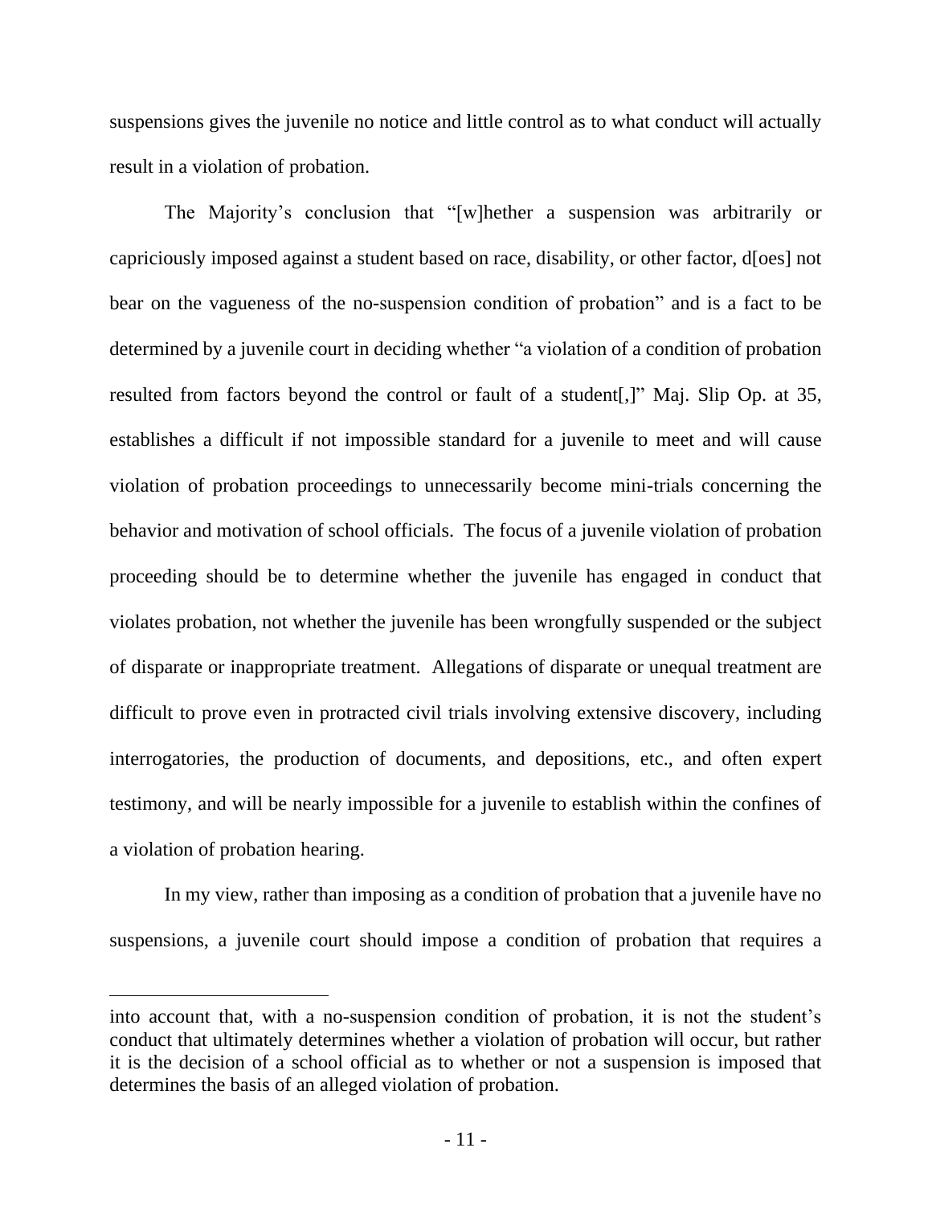suspensions gives the juvenile no notice and little control as to what conduct will actually result in a violation of probation.

The Majority's conclusion that "[w]hether a suspension was arbitrarily or capriciously imposed against a student based on race, disability, or other factor, d[oes] not bear on the vagueness of the no-suspension condition of probation" and is a fact to be determined by a juvenile court in deciding whether "a violation of a condition of probation resulted from factors beyond the control or fault of a student[,]" Maj. Slip Op. at 35, establishes a difficult if not impossible standard for a juvenile to meet and will cause violation of probation proceedings to unnecessarily become mini-trials concerning the behavior and motivation of school officials. The focus of a juvenile violation of probation proceeding should be to determine whether the juvenile has engaged in conduct that violates probation, not whether the juvenile has been wrongfully suspended or the subject of disparate or inappropriate treatment. Allegations of disparate or unequal treatment are difficult to prove even in protracted civil trials involving extensive discovery, including interrogatories, the production of documents, and depositions, etc., and often expert testimony, and will be nearly impossible for a juvenile to establish within the confines of a violation of probation hearing.

In my view, rather than imposing as a condition of probation that a juvenile have no suspensions, a juvenile court should impose a condition of probation that requires a

---

into account that, with a no-suspension condition of probation, it is not the student's conduct that ultimately determines whether a violation of probation will occur, but rather it is the decision of a school official as to whether or not a suspension is imposed that determines the basis of an alleged violation of probation.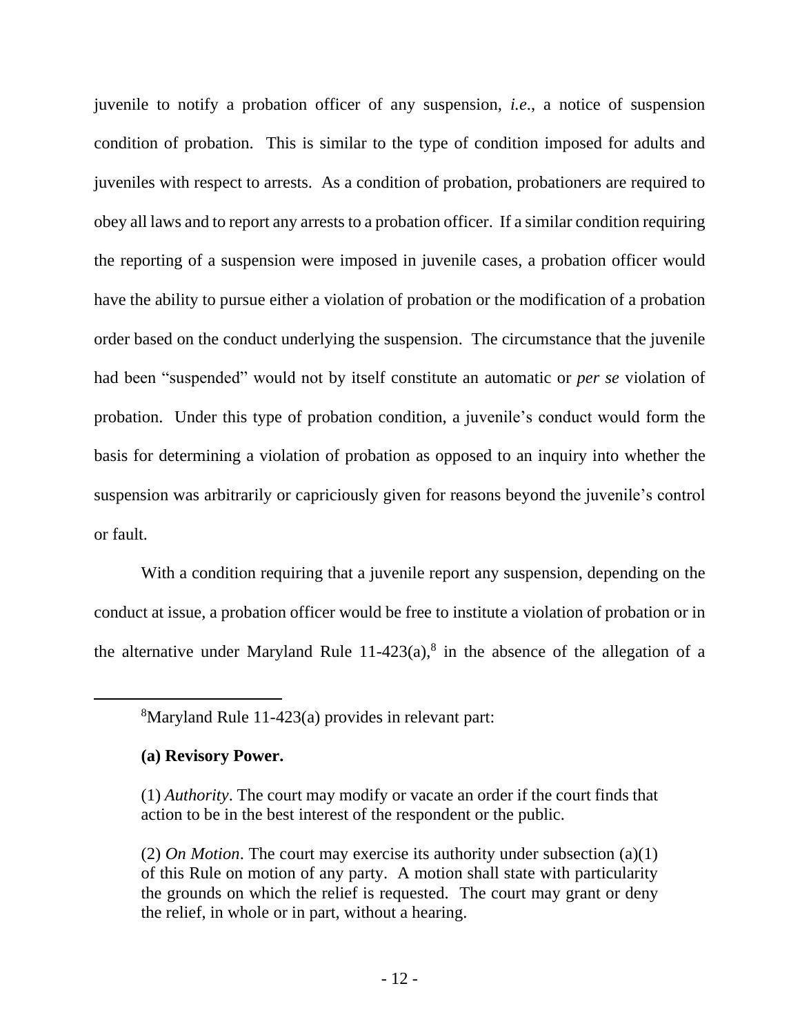juvenile to notify a probation officer of any suspension, *i.e.*, a notice of suspension condition of probation. This is similar to the type of condition imposed for adults and juveniles with respect to arrests. As a condition of probation, probationers are required to obey all laws and to report any arrests to a probation officer. If a similar condition requiring the reporting of a suspension were imposed in juvenile cases, a probation officer would have the ability to pursue either a violation of probation or the modification of a probation order based on the conduct underlying the suspension. The circumstance that the juvenile had been "suspended" would not by itself constitute an automatic or *per se* violation of probation. Under this type of probation condition, a juvenile's conduct would form the basis for determining a violation of probation as opposed to an inquiry into whether the suspension was arbitrarily or capriciously given for reasons beyond the juvenile's control or fault.

With a condition requiring that a juvenile report any suspension, depending on the conduct at issue, a probation officer would be free to institute a violation of probation or in the alternative under Maryland Rule 11-423(a),[8] in the absence of the allegation of a

---

[8]Maryland Rule 11-423(a) provides in relevant part:

> **(a) Revisory Power.**
>
> (1) *Authority*. The court may modify or vacate an order if the court finds that action to be in the best interest of the respondent or the public.
>
> (2) *On Motion*. The court may exercise its authority under subsection (a)(1) of this Rule on motion of any party. A motion shall state with particularity the grounds on which the relief is requested. The court may grant or deny the relief, in whole or in part, without a hearing.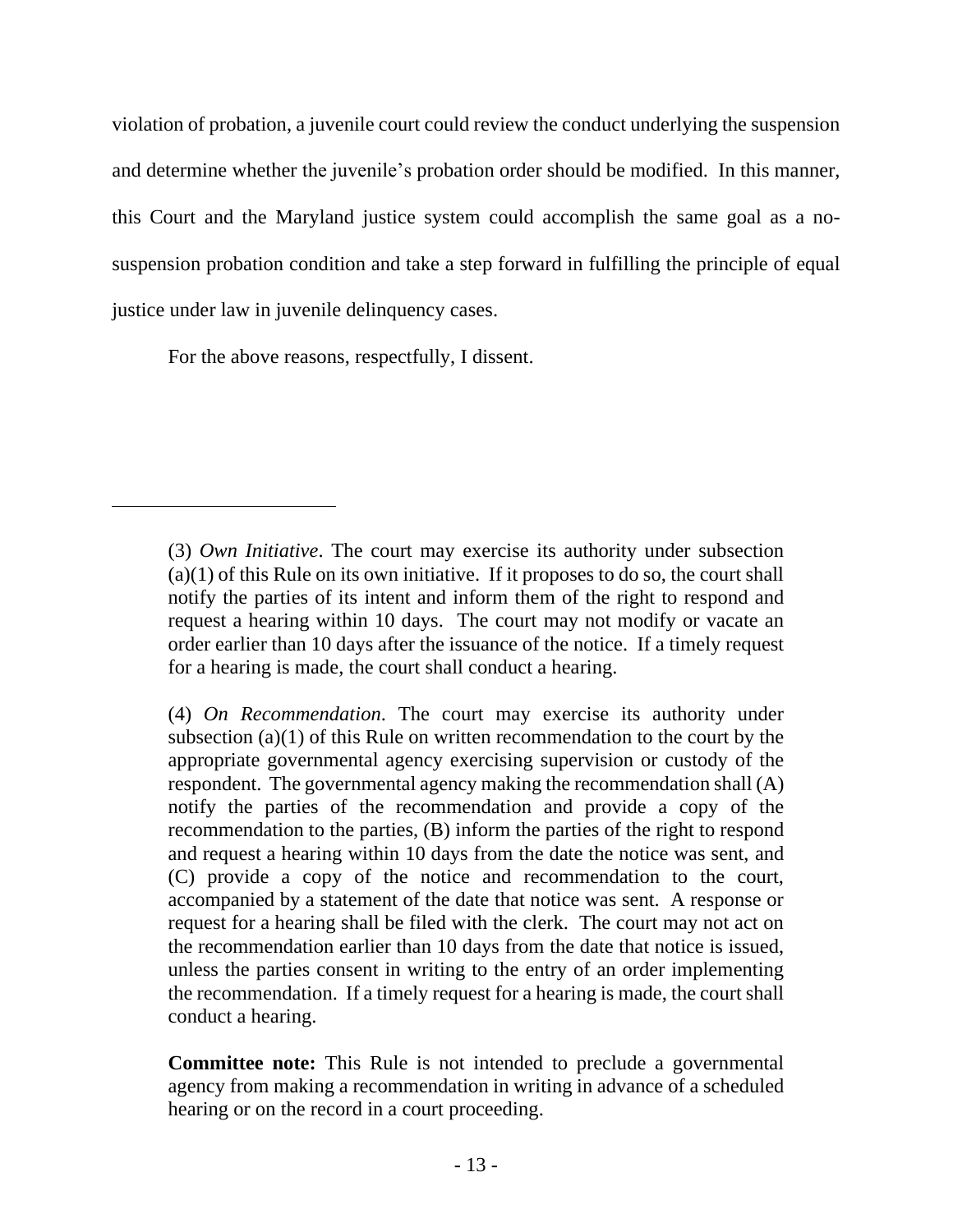violation of probation, a juvenile court could review the conduct underlying the suspension and determine whether the juvenile's probation order should be modified. In this manner, this Court and the Maryland justice system could accomplish the same goal as a no-suspension probation condition and take a step forward in fulfilling the principle of equal justice under law in juvenile delinquency cases.

For the above reasons, respectfully, I dissent.

---

> (3) *Own Initiative*. The court may exercise its authority under subsection (a)(1) of this Rule on its own initiative. If it proposes to do so, the court shall notify the parties of its intent and inform them of the right to respond and request a hearing within 10 days. The court may not modify or vacate an order earlier than 10 days after the issuance of the notice. If a timely request for a hearing is made, the court shall conduct a hearing.
>
> (4) *On Recommendation*. The court may exercise its authority under subsection (a)(1) of this Rule on written recommendation to the court by the appropriate governmental agency exercising supervision or custody of the respondent. The governmental agency making the recommendation shall (A) notify the parties of the recommendation and provide a copy of the recommendation to the parties, (B) inform the parties of the right to respond and request a hearing within 10 days from the date the notice was sent, and (C) provide a copy of the notice and recommendation to the court, accompanied by a statement of the date that notice was sent. A response or request for a hearing shall be filed with the clerk. The court may not act on the recommendation earlier than 10 days from the date that notice is issued, unless the parties consent in writing to the entry of an order implementing the recommendation. If a timely request for a hearing is made, the court shall conduct a hearing.
>
> **Committee note:** This Rule is not intended to preclude a governmental agency from making a recommendation in writing in advance of a scheduled hearing or on the record in a court proceeding.